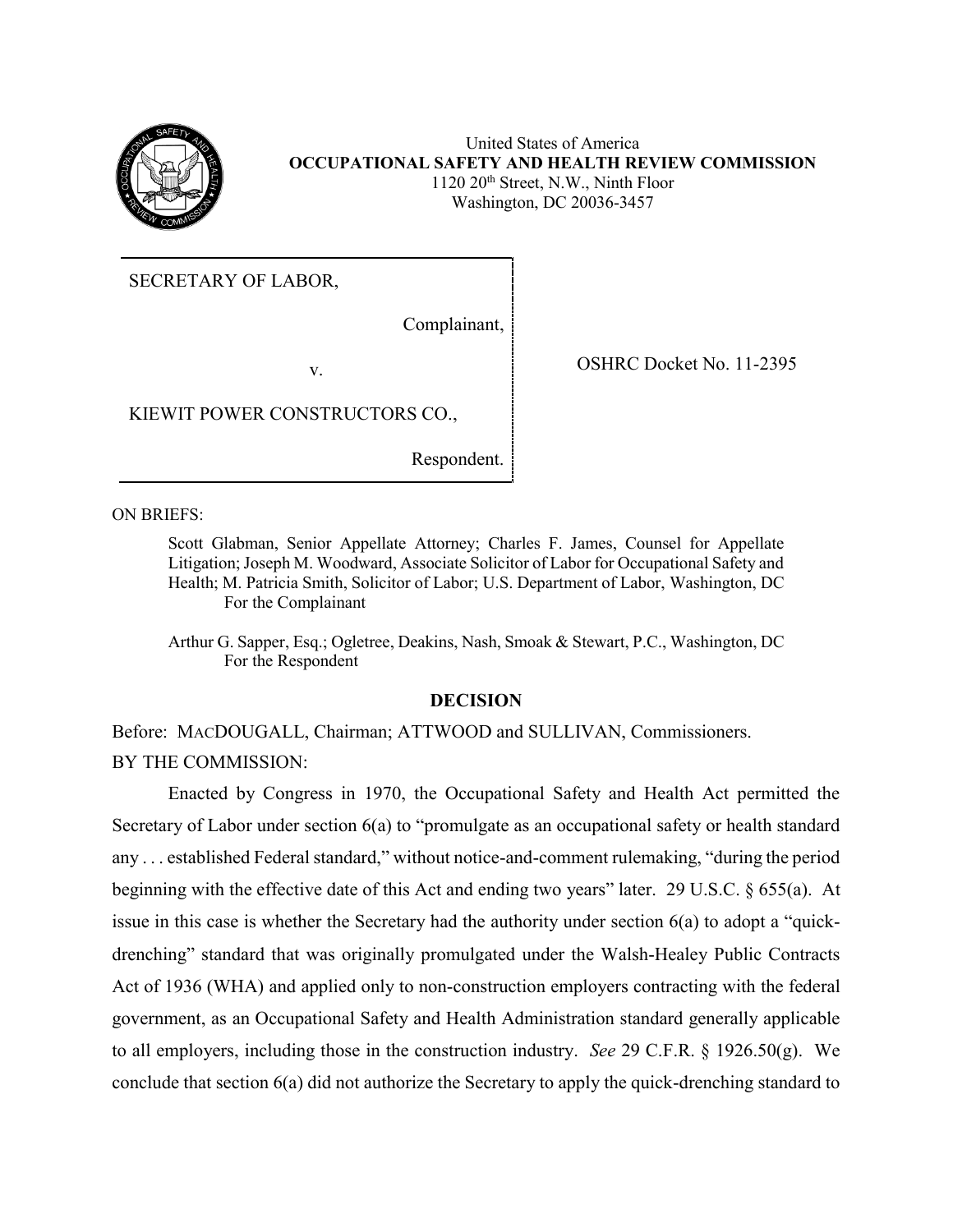United States of America
**OCCUPATIONAL SAFETY AND HEALTH REVIEW COMMISSION**
1120 20th Street, N.W., Ninth Floor
Washington, DC 20036-3457

| | |
|---|---|
| SECRETARY OF LABOR,<br><br>Complainant,<br><br>v.<br><br>KIEWIT POWER CONSTRUCTORS CO.,<br><br>Respondent. | OSHRC Docket No. 11-2395 |

ON BRIEFS:

Scott Glabman, Senior Appellate Attorney; Charles F. James, Counsel for Appellate Litigation; Joseph M. Woodward, Associate Solicitor of Labor for Occupational Safety and Health; M. Patricia Smith, Solicitor of Labor; U.S. Department of Labor, Washington, DC
For the Complainant

Arthur G. Sapper, Esq.; Ogletree, Deakins, Nash, Smoak & Stewart, P.C., Washington, DC
For the Respondent

## DECISION

Before: MACDOUGALL, Chairman; ATTWOOD and SULLIVAN, Commissioners.

BY THE COMMISSION:

Enacted by Congress in 1970, the Occupational Safety and Health Act permitted the Secretary of Labor under section 6(a) to "promulgate as an occupational safety or health standard any . . . established Federal standard," without notice-and-comment rulemaking, "during the period beginning with the effective date of this Act and ending two years" later. 29 U.S.C. § 655(a). At issue in this case is whether the Secretary had the authority under section 6(a) to adopt a "quick-drenching" standard that was originally promulgated under the Walsh-Healey Public Contracts Act of 1936 (WHA) and applied only to non-construction employers contracting with the federal government, as an Occupational Safety and Health Administration standard generally applicable to all employers, including those in the construction industry. *See* 29 C.F.R. § 1926.50(g). We conclude that section 6(a) did not authorize the Secretary to apply the quick-drenching standard to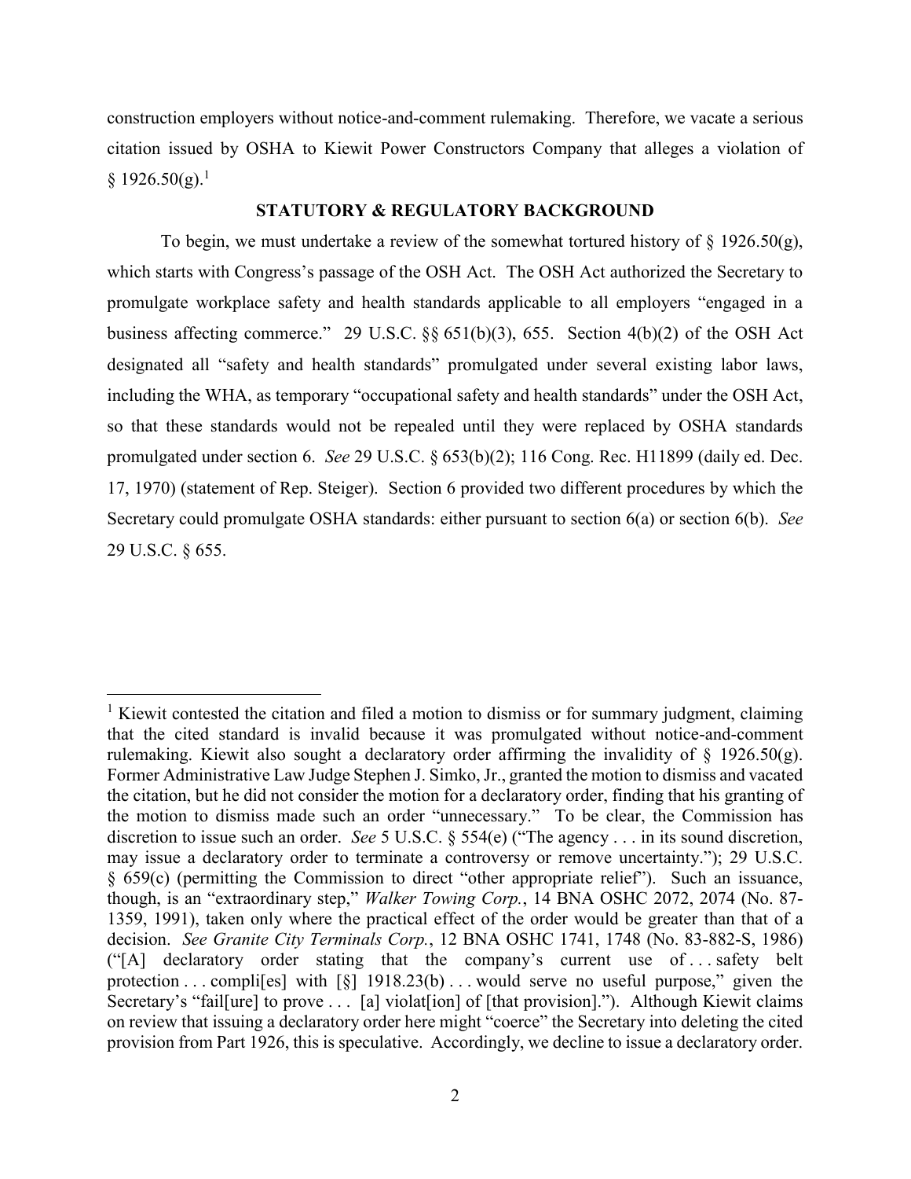construction employers without notice-and-comment rulemaking. Therefore, we vacate a serious citation issued by OSHA to Kiewit Power Constructors Company that alleges a violation of § 1926.50(g).[1]

## STATUTORY & REGULATORY BACKGROUND

To begin, we must undertake a review of the somewhat tortured history of § 1926.50(g), which starts with Congress's passage of the OSH Act. The OSH Act authorized the Secretary to promulgate workplace safety and health standards applicable to all employers "engaged in a business affecting commerce." 29 U.S.C. §§ 651(b)(3), 655. Section 4(b)(2) of the OSH Act designated all "safety and health standards" promulgated under several existing labor laws, including the WHA, as temporary "occupational safety and health standards" under the OSH Act, so that these standards would not be repealed until they were replaced by OSHA standards promulgated under section 6. *See* 29 U.S.C. § 653(b)(2); 116 Cong. Rec. H11899 (daily ed. Dec. 17, 1970) (statement of Rep. Steiger). Section 6 provided two different procedures by which the Secretary could promulgate OSHA standards: either pursuant to section 6(a) or section 6(b). *See* 29 U.S.C. § 655.

---

[1] Kiewit contested the citation and filed a motion to dismiss or for summary judgment, claiming that the cited standard is invalid because it was promulgated without notice-and-comment rulemaking. Kiewit also sought a declaratory order affirming the invalidity of § 1926.50(g). Former Administrative Law Judge Stephen J. Simko, Jr., granted the motion to dismiss and vacated the citation, but he did not consider the motion for a declaratory order, finding that his granting of the motion to dismiss made such an order "unnecessary." To be clear, the Commission has discretion to issue such an order. *See* 5 U.S.C. § 554(e) ("The agency . . . in its sound discretion, may issue a declaratory order to terminate a controversy or remove uncertainty."); 29 U.S.C. § 659(c) (permitting the Commission to direct "other appropriate relief"). Such an issuance, though, is an "extraordinary step," *Walker Towing Corp.*, 14 BNA OSHC 2072, 2074 (No. 87-1359, 1991), taken only where the practical effect of the order would be greater than that of a decision. *See Granite City Terminals Corp.*, 12 BNA OSHC 1741, 1748 (No. 83-882-S, 1986) ("[A] declaratory order stating that the company's current use of . . . safety belt protection . . . compli[es] with [§] 1918.23(b) . . . would serve no useful purpose," given the Secretary's "fail[ure] to prove . . . [a] violat[ion] of [that provision]."). Although Kiewit claims on review that issuing a declaratory order here might "coerce" the Secretary into deleting the cited provision from Part 1926, this is speculative. Accordingly, we decline to issue a declaratory order.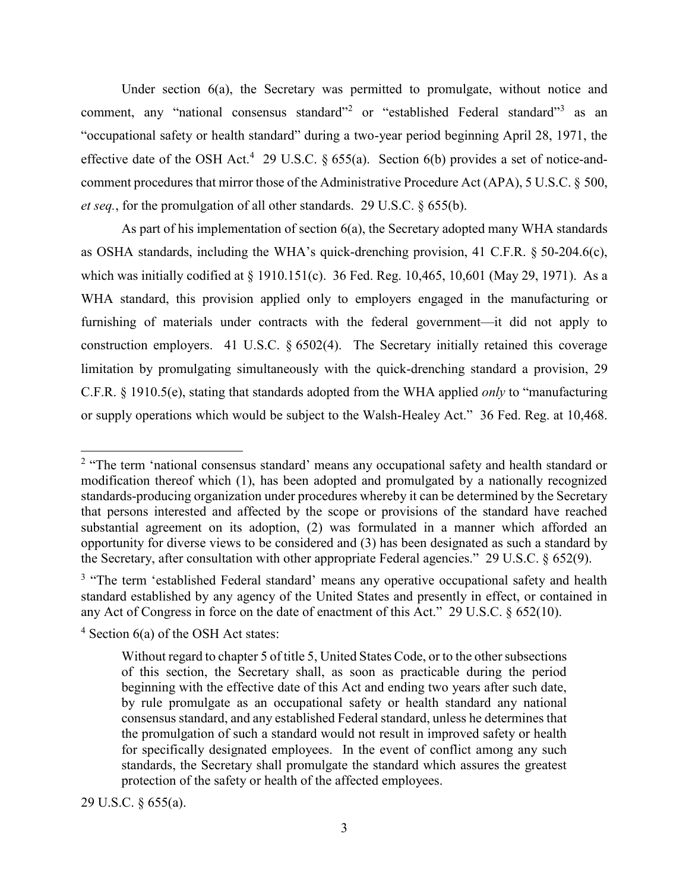Under section 6(a), the Secretary was permitted to promulgate, without notice and comment, any "national consensus standard"[2] or "established Federal standard"[3] as an "occupational safety or health standard" during a two-year period beginning April 28, 1971, the effective date of the OSH Act.[4] 29 U.S.C. § 655(a). Section 6(b) provides a set of notice-and-comment procedures that mirror those of the Administrative Procedure Act (APA), 5 U.S.C. § 500, *et seq.*, for the promulgation of all other standards. 29 U.S.C. § 655(b).

As part of his implementation of section 6(a), the Secretary adopted many WHA standards as OSHA standards, including the WHA's quick-drenching provision, 41 C.F.R. § 50-204.6(c), which was initially codified at § 1910.151(c). 36 Fed. Reg. 10,465, 10,601 (May 29, 1971). As a WHA standard, this provision applied only to employers engaged in the manufacturing or furnishing of materials under contracts with the federal government—it did not apply to construction employers. 41 U.S.C. § 6502(4). The Secretary initially retained this coverage limitation by promulgating simultaneously with the quick-drenching standard a provision, 29 C.F.R. § 1910.5(e), stating that standards adopted from the WHA applied *only* to "manufacturing or supply operations which would be subject to the Walsh-Healey Act." 36 Fed. Reg. at 10,468.

---

[2] "The term 'national consensus standard' means any occupational safety and health standard or modification thereof which (1), has been adopted and promulgated by a nationally recognized standards-producing organization under procedures whereby it can be determined by the Secretary that persons interested and affected by the scope or provisions of the standard have reached substantial agreement on its adoption, (2) was formulated in a manner which afforded an opportunity for diverse views to be considered and (3) has been designated as such a standard by the Secretary, after consultation with other appropriate Federal agencies." 29 U.S.C. § 652(9).

[3] "The term 'established Federal standard' means any operative occupational safety and health standard established by any agency of the United States and presently in effect, or contained in any Act of Congress in force on the date of enactment of this Act." 29 U.S.C. § 652(10).

[4] Section 6(a) of the OSH Act states:

> Without regard to chapter 5 of title 5, United States Code, or to the other subsections of this section, the Secretary shall, as soon as practicable during the period beginning with the effective date of this Act and ending two years after such date, by rule promulgate as an occupational safety or health standard any national consensus standard, and any established Federal standard, unless he determines that the promulgation of such a standard would not result in improved safety or health for specifically designated employees. In the event of conflict among any such standards, the Secretary shall promulgate the standard which assures the greatest protection of the safety or health of the affected employees.

29 U.S.C. § 655(a).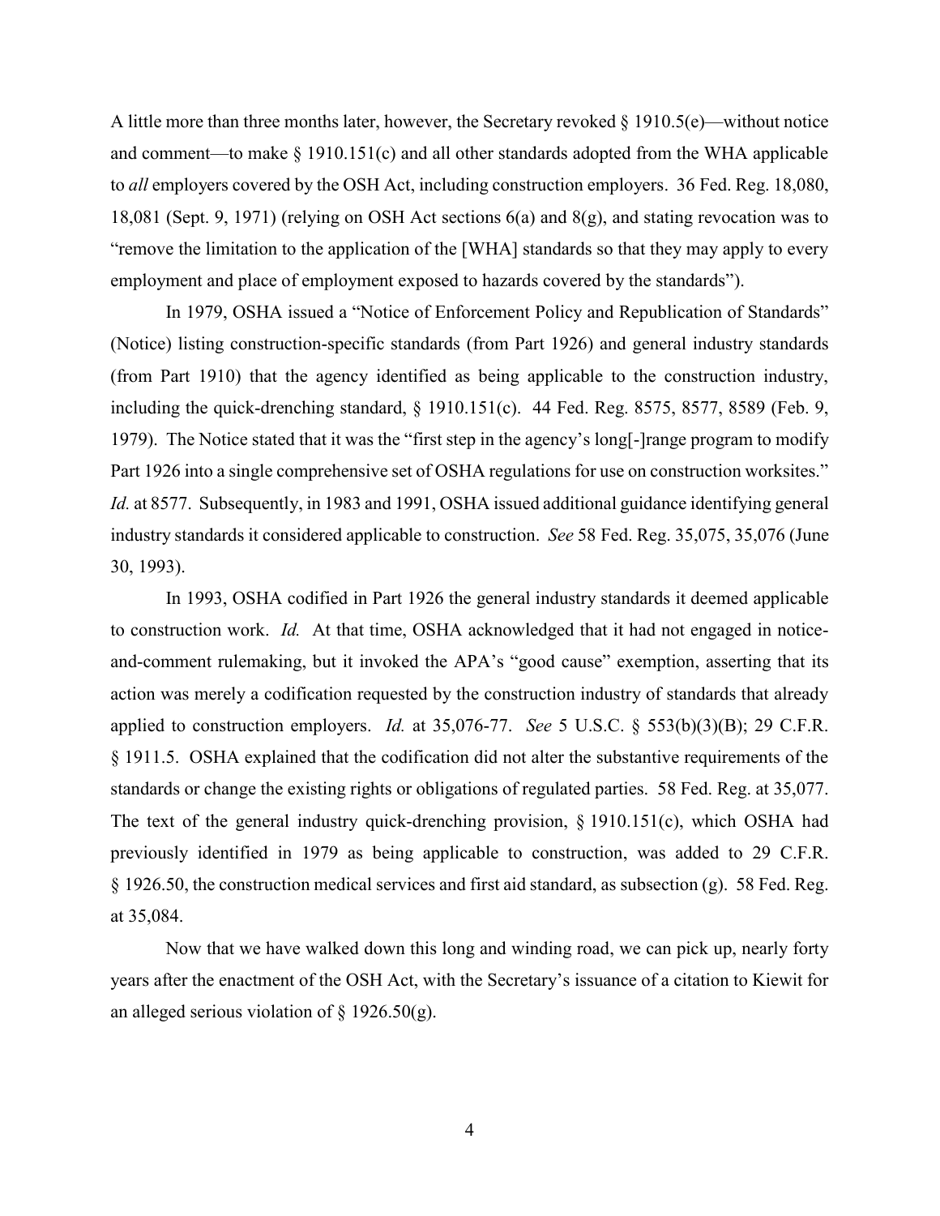A little more than three months later, however, the Secretary revoked § 1910.5(e)—without notice and comment—to make § 1910.151(c) and all other standards adopted from the WHA applicable to *all* employers covered by the OSH Act, including construction employers. 36 Fed. Reg. 18,080, 18,081 (Sept. 9, 1971) (relying on OSH Act sections 6(a) and 8(g), and stating revocation was to "remove the limitation to the application of the [WHA] standards so that they may apply to every employment and place of employment exposed to hazards covered by the standards").

In 1979, OSHA issued a "Notice of Enforcement Policy and Republication of Standards" (Notice) listing construction-specific standards (from Part 1926) and general industry standards (from Part 1910) that the agency identified as being applicable to the construction industry, including the quick-drenching standard, § 1910.151(c). 44 Fed. Reg. 8575, 8577, 8589 (Feb. 9, 1979). The Notice stated that it was the "first step in the agency's long[-]range program to modify Part 1926 into a single comprehensive set of OSHA regulations for use on construction worksites." *Id.* at 8577. Subsequently, in 1983 and 1991, OSHA issued additional guidance identifying general industry standards it considered applicable to construction. *See* 58 Fed. Reg. 35,075, 35,076 (June 30, 1993).

In 1993, OSHA codified in Part 1926 the general industry standards it deemed applicable to construction work. *Id.* At that time, OSHA acknowledged that it had not engaged in notice-and-comment rulemaking, but it invoked the APA's "good cause" exemption, asserting that its action was merely a codification requested by the construction industry of standards that already applied to construction employers. *Id.* at 35,076-77. *See* 5 U.S.C. § 553(b)(3)(B); 29 C.F.R. § 1911.5. OSHA explained that the codification did not alter the substantive requirements of the standards or change the existing rights or obligations of regulated parties. 58 Fed. Reg. at 35,077. The text of the general industry quick-drenching provision, § 1910.151(c), which OSHA had previously identified in 1979 as being applicable to construction, was added to 29 C.F.R. § 1926.50, the construction medical services and first aid standard, as subsection (g). 58 Fed. Reg. at 35,084.

Now that we have walked down this long and winding road, we can pick up, nearly forty years after the enactment of the OSH Act, with the Secretary's issuance of a citation to Kiewit for an alleged serious violation of § 1926.50(g).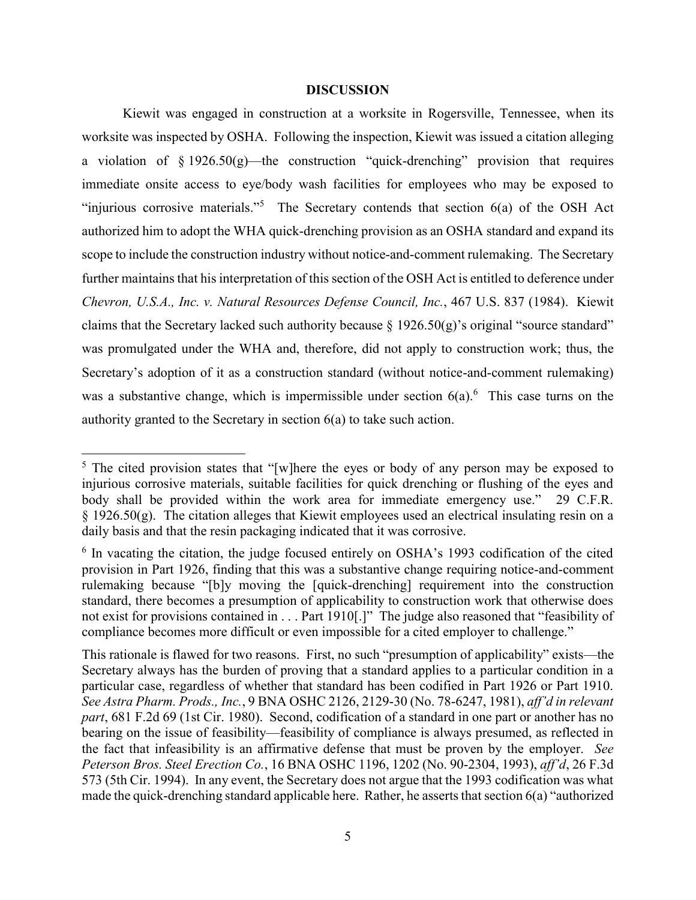## DISCUSSION

Kiewit was engaged in construction at a worksite in Rogersville, Tennessee, when its worksite was inspected by OSHA. Following the inspection, Kiewit was issued a citation alleging a violation of § 1926.50(g)—the construction "quick-drenching" provision that requires immediate onsite access to eye/body wash facilities for employees who may be exposed to "injurious corrosive materials."[5] The Secretary contends that section 6(a) of the OSH Act authorized him to adopt the WHA quick-drenching provision as an OSHA standard and expand its scope to include the construction industry without notice-and-comment rulemaking. The Secretary further maintains that his interpretation of this section of the OSH Act is entitled to deference under *Chevron, U.S.A., Inc. v. Natural Resources Defense Council, Inc.*, 467 U.S. 837 (1984). Kiewit claims that the Secretary lacked such authority because § 1926.50(g)'s original "source standard" was promulgated under the WHA and, therefore, did not apply to construction work; thus, the Secretary's adoption of it as a construction standard (without notice-and-comment rulemaking) was a substantive change, which is impermissible under section 6(a).[6] This case turns on the authority granted to the Secretary in section 6(a) to take such action.

---

[5] The cited provision states that "[w]here the eyes or body of any person may be exposed to injurious corrosive materials, suitable facilities for quick drenching or flushing of the eyes and body shall be provided within the work area for immediate emergency use." 29 C.F.R. § 1926.50(g). The citation alleges that Kiewit employees used an electrical insulating resin on a daily basis and that the resin packaging indicated that it was corrosive.

[6] In vacating the citation, the judge focused entirely on OSHA's 1993 codification of the cited provision in Part 1926, finding that this was a substantive change requiring notice-and-comment rulemaking because "[b]y moving the [quick-drenching] requirement into the construction standard, there becomes a presumption of applicability to construction work that otherwise does not exist for provisions contained in . . . Part 1910[.]" The judge also reasoned that "feasibility of compliance becomes more difficult or even impossible for a cited employer to challenge."

This rationale is flawed for two reasons. First, no such "presumption of applicability" exists—the Secretary always has the burden of proving that a standard applies to a particular condition in a particular case, regardless of whether that standard has been codified in Part 1926 or Part 1910. *See Astra Pharm. Prods., Inc.*, 9 BNA OSHC 2126, 2129-30 (No. 78-6247, 1981), *aff'd in relevant part*, 681 F.2d 69 (1st Cir. 1980). Second, codification of a standard in one part or another has no bearing on the issue of feasibility—feasibility of compliance is always presumed, as reflected in the fact that infeasibility is an affirmative defense that must be proven by the employer. *See Peterson Bros. Steel Erection Co.*, 16 BNA OSHC 1196, 1202 (No. 90-2304, 1993), *aff'd*, 26 F.3d 573 (5th Cir. 1994). In any event, the Secretary does not argue that the 1993 codification was what made the quick-drenching standard applicable here. Rather, he asserts that section 6(a) "authorized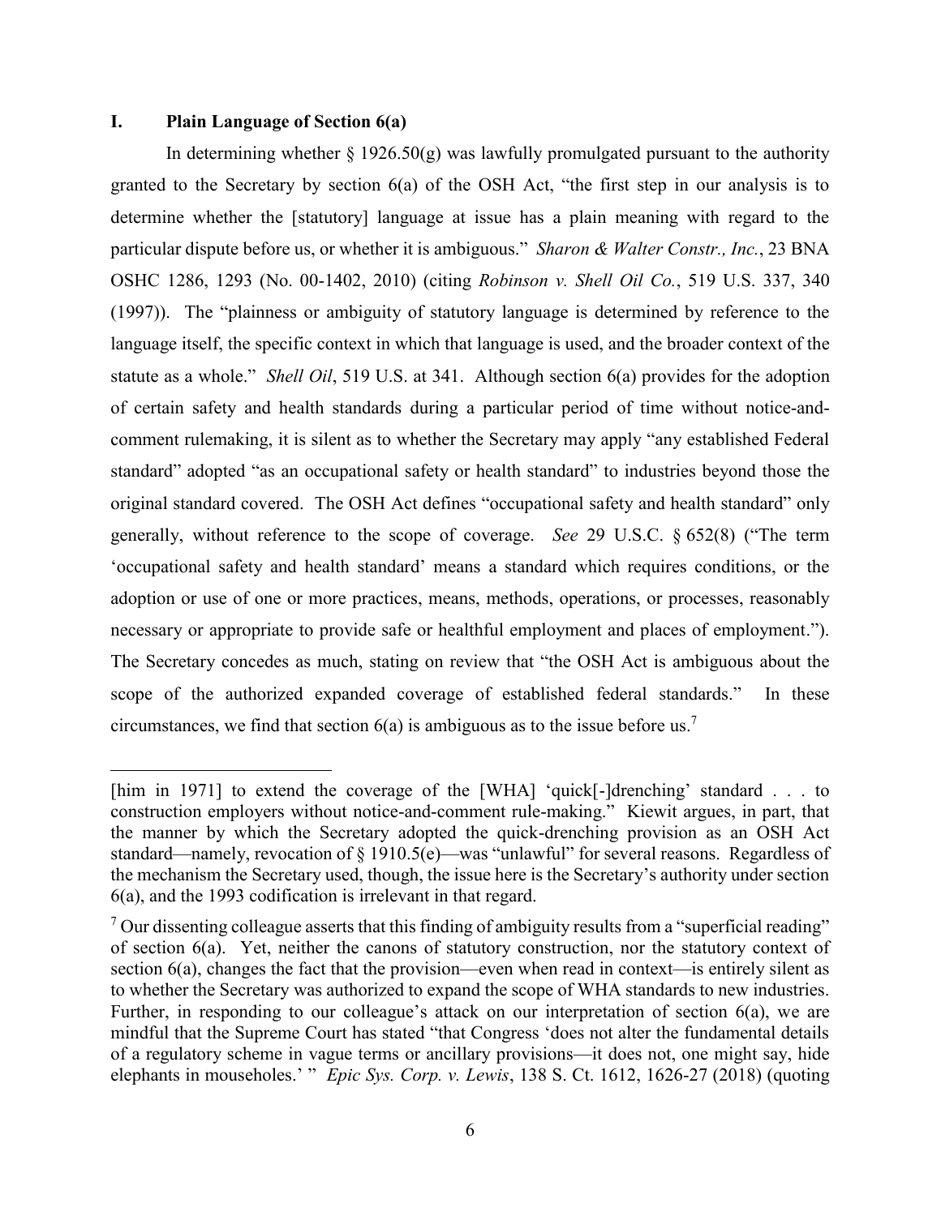## I. Plain Language of Section 6(a)

In determining whether § 1926.50(g) was lawfully promulgated pursuant to the authority granted to the Secretary by section 6(a) of the OSH Act, "the first step in our analysis is to determine whether the [statutory] language at issue has a plain meaning with regard to the particular dispute before us, or whether it is ambiguous." *Sharon & Walter Constr., Inc.*, 23 BNA OSHC 1286, 1293 (No. 00-1402, 2010) (citing *Robinson v. Shell Oil Co.*, 519 U.S. 337, 340 (1997)). The "plainness or ambiguity of statutory language is determined by reference to the language itself, the specific context in which that language is used, and the broader context of the statute as a whole." *Shell Oil*, 519 U.S. at 341. Although section 6(a) provides for the adoption of certain safety and health standards during a particular period of time without notice-and-comment rulemaking, it is silent as to whether the Secretary may apply "any established Federal standard" adopted "as an occupational safety or health standard" to industries beyond those the original standard covered. The OSH Act defines "occupational safety and health standard" only generally, without reference to the scope of coverage. *See* 29 U.S.C. § 652(8) ("The term 'occupational safety and health standard' means a standard which requires conditions, or the adoption or use of one or more practices, means, methods, operations, or processes, reasonably necessary or appropriate to provide safe or healthful employment and places of employment."). The Secretary concedes as much, stating on review that "the OSH Act is ambiguous about the scope of the authorized expanded coverage of established federal standards." In these circumstances, we find that section 6(a) is ambiguous as to the issue before us.[7]

---

[him in 1971] to extend the coverage of the [WHA] 'quick[-]drenching' standard . . . to construction employers without notice-and-comment rule-making." Kiewit argues, in part, that the manner by which the Secretary adopted the quick-drenching provision as an OSH Act standard—namely, revocation of § 1910.5(e)—was "unlawful" for several reasons. Regardless of the mechanism the Secretary used, though, the issue here is the Secretary's authority under section 6(a), and the 1993 codification is irrelevant in that regard.

[7] Our dissenting colleague asserts that this finding of ambiguity results from a "superficial reading" of section 6(a). Yet, neither the canons of statutory construction, nor the statutory context of section 6(a), changes the fact that the provision—even when read in context—is entirely silent as to whether the Secretary was authorized to expand the scope of WHA standards to new industries. Further, in responding to our colleague's attack on our interpretation of section 6(a), we are mindful that the Supreme Court has stated "that Congress 'does not alter the fundamental details of a regulatory scheme in vague terms or ancillary provisions—it does not, one might say, hide elephants in mouseholes.' " *Epic Sys. Corp. v. Lewis*, 138 S. Ct. 1612, 1626-27 (2018) (quoting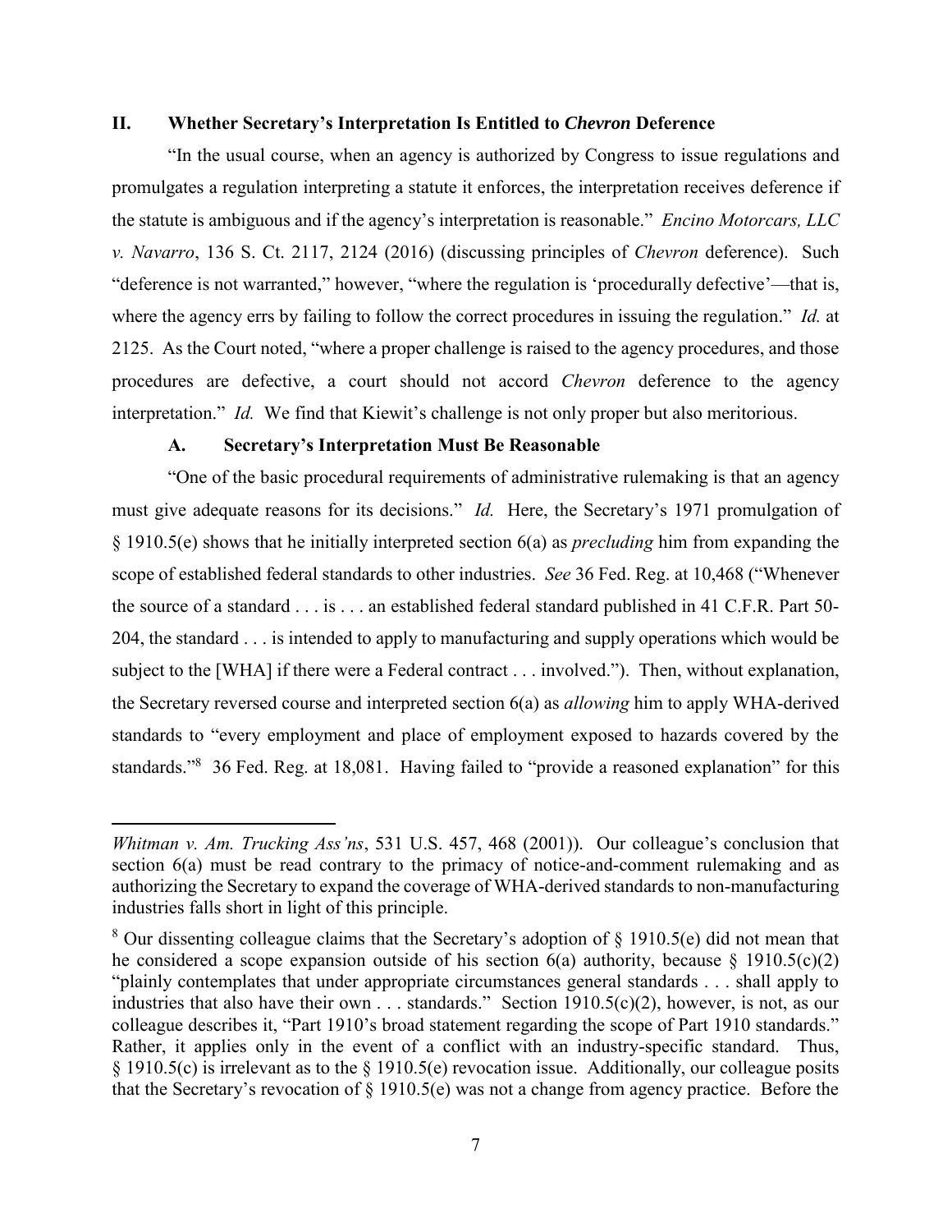## II. Whether Secretary's Interpretation Is Entitled to *Chevron* Deference

"In the usual course, when an agency is authorized by Congress to issue regulations and promulgates a regulation interpreting a statute it enforces, the interpretation receives deference if the statute is ambiguous and if the agency's interpretation is reasonable." *Encino Motorcars, LLC v. Navarro*, 136 S. Ct. 2117, 2124 (2016) (discussing principles of *Chevron* deference). Such "deference is not warranted," however, "where the regulation is 'procedurally defective'—that is, where the agency errs by failing to follow the correct procedures in issuing the regulation." *Id.* at 2125. As the Court noted, "where a proper challenge is raised to the agency procedures, and those procedures are defective, a court should not accord *Chevron* deference to the agency interpretation." *Id.* We find that Kiewit's challenge is not only proper but also meritorious.

### A. Secretary's Interpretation Must Be Reasonable

"One of the basic procedural requirements of administrative rulemaking is that an agency must give adequate reasons for its decisions." *Id.* Here, the Secretary's 1971 promulgation of § 1910.5(e) shows that he initially interpreted section 6(a) as *precluding* him from expanding the scope of established federal standards to other industries. *See* 36 Fed. Reg. at 10,468 ("Whenever the source of a standard . . . is . . . an established federal standard published in 41 C.F.R. Part 50-204, the standard . . . is intended to apply to manufacturing and supply operations which would be subject to the [WHA] if there were a Federal contract . . . involved."). Then, without explanation, the Secretary reversed course and interpreted section 6(a) as *allowing* him to apply WHA-derived standards to "every employment and place of employment exposed to hazards covered by the standards."[8] 36 Fed. Reg. at 18,081. Having failed to "provide a reasoned explanation" for this

---

*Whitman v. Am. Trucking Ass'ns*, 531 U.S. 457, 468 (2001)). Our colleague's conclusion that section 6(a) must be read contrary to the primacy of notice-and-comment rulemaking and as authorizing the Secretary to expand the coverage of WHA-derived standards to non-manufacturing industries falls short in light of this principle.

[8] Our dissenting colleague claims that the Secretary's adoption of § 1910.5(e) did not mean that he considered a scope expansion outside of his section 6(a) authority, because § 1910.5(c)(2) "plainly contemplates that under appropriate circumstances general standards . . . shall apply to industries that also have their own . . . standards." Section 1910.5(c)(2), however, is not, as our colleague describes it, "Part 1910's broad statement regarding the scope of Part 1910 standards." Rather, it applies only in the event of a conflict with an industry-specific standard. Thus, § 1910.5(c) is irrelevant as to the § 1910.5(e) revocation issue. Additionally, our colleague posits that the Secretary's revocation of § 1910.5(e) was not a change from agency practice. Before the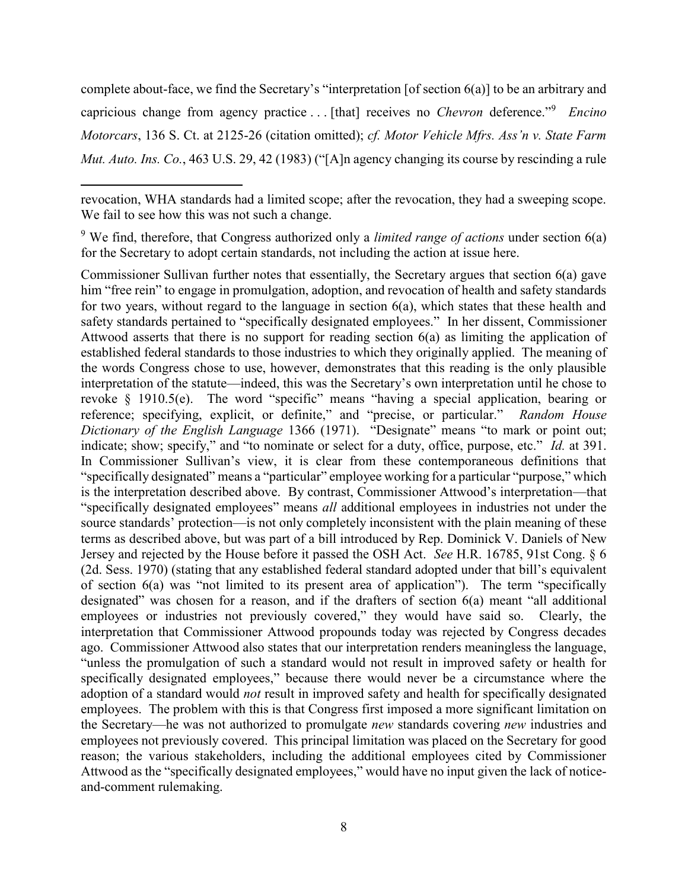complete about-face, we find the Secretary's "interpretation [of section 6(a)] to be an arbitrary and capricious change from agency practice . . . [that] receives no *Chevron* deference."[9] *Encino Motorcars*, 136 S. Ct. at 2125-26 (citation omitted); *cf. Motor Vehicle Mfrs. Ass'n v. State Farm Mut. Auto. Ins. Co.*, 463 U.S. 29, 42 (1983) ("[A]n agency changing its course by rescinding a rule

---

revocation, WHA standards had a limited scope; after the revocation, they had a sweeping scope. We fail to see how this was not such a change.

[9] We find, therefore, that Congress authorized only a *limited range of actions* under section 6(a) for the Secretary to adopt certain standards, not including the action at issue here.

Commissioner Sullivan further notes that essentially, the Secretary argues that section 6(a) gave him "free rein" to engage in promulgation, adoption, and revocation of health and safety standards for two years, without regard to the language in section 6(a), which states that these health and safety standards pertained to "specifically designated employees." In her dissent, Commissioner Attwood asserts that there is no support for reading section 6(a) as limiting the application of established federal standards to those industries to which they originally applied. The meaning of the words Congress chose to use, however, demonstrates that this reading is the only plausible interpretation of the statute—indeed, this was the Secretary's own interpretation until he chose to revoke § 1910.5(e). The word "specific" means "having a special application, bearing or reference; specifying, explicit, or definite," and "precise, or particular." *Random House Dictionary of the English Language* 1366 (1971). "Designate" means "to mark or point out; indicate; show; specify," and "to nominate or select for a duty, office, purpose, etc." *Id.* at 391. In Commissioner Sullivan's view, it is clear from these contemporaneous definitions that "specifically designated" means a "particular" employee working for a particular "purpose," which is the interpretation described above. By contrast, Commissioner Attwood's interpretation—that "specifically designated employees" means *all* additional employees in industries not under the source standards' protection—is not only completely inconsistent with the plain meaning of these terms as described above, but was part of a bill introduced by Rep. Dominick V. Daniels of New Jersey and rejected by the House before it passed the OSH Act. *See* H.R. 16785, 91st Cong. § 6 (2d. Sess. 1970) (stating that any established federal standard adopted under that bill's equivalent of section 6(a) was "not limited to its present area of application"). The term "specifically designated" was chosen for a reason, and if the drafters of section 6(a) meant "all additional employees or industries not previously covered," they would have said so. Clearly, the interpretation that Commissioner Attwood propounds today was rejected by Congress decades ago. Commissioner Attwood also states that our interpretation renders meaningless the language, "unless the promulgation of such a standard would not result in improved safety or health for specifically designated employees," because there would never be a circumstance where the adoption of a standard would *not* result in improved safety and health for specifically designated employees. The problem with this is that Congress first imposed a more significant limitation on the Secretary—he was not authorized to promulgate *new* standards covering *new* industries and employees not previously covered. This principal limitation was placed on the Secretary for good reason; the various stakeholders, including the additional employees cited by Commissioner Attwood as the "specifically designated employees," would have no input given the lack of notice-and-comment rulemaking.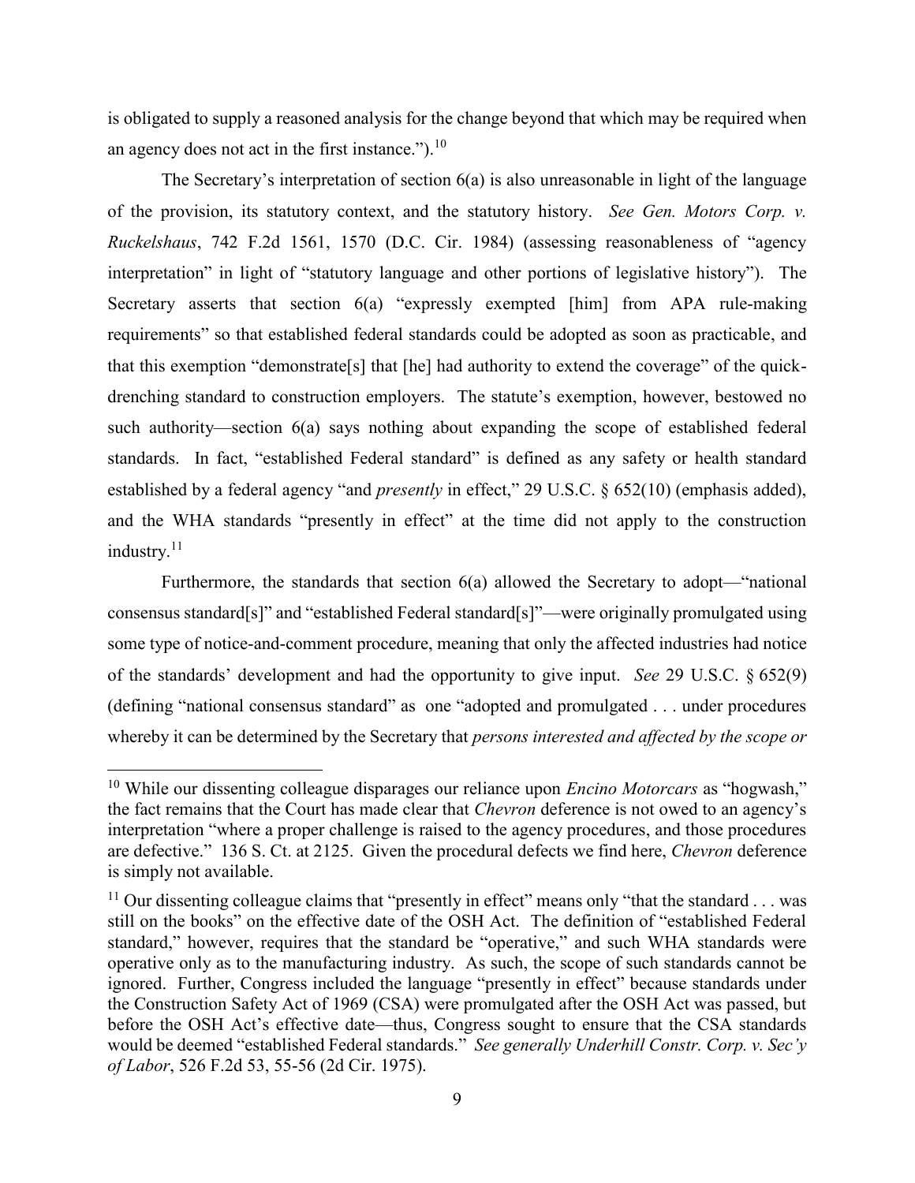is obligated to supply a reasoned analysis for the change beyond that which may be required when an agency does not act in the first instance.").[10]

The Secretary's interpretation of section 6(a) is also unreasonable in light of the language of the provision, its statutory context, and the statutory history. *See Gen. Motors Corp. v. Ruckelshaus*, 742 F.2d 1561, 1570 (D.C. Cir. 1984) (assessing reasonableness of "agency interpretation" in light of "statutory language and other portions of legislative history"). The Secretary asserts that section 6(a) "expressly exempted [him] from APA rule-making requirements" so that established federal standards could be adopted as soon as practicable, and that this exemption "demonstrate[s] that [he] had authority to extend the coverage" of the quick-drenching standard to construction employers. The statute's exemption, however, bestowed no such authority—section 6(a) says nothing about expanding the scope of established federal standards. In fact, "established Federal standard" is defined as any safety or health standard established by a federal agency "and *presently* in effect," 29 U.S.C. § 652(10) (emphasis added), and the WHA standards "presently in effect" at the time did not apply to the construction industry.[11]

Furthermore, the standards that section 6(a) allowed the Secretary to adopt—"national consensus standard[s]" and "established Federal standard[s]"—were originally promulgated using some type of notice-and-comment procedure, meaning that only the affected industries had notice of the standards' development and had the opportunity to give input. *See* 29 U.S.C. § 652(9) (defining "national consensus standard" as one "adopted and promulgated . . . under procedures whereby it can be determined by the Secretary that *persons interested and affected by the scope or*

---

[10] While our dissenting colleague disparages our reliance upon *Encino Motorcars* as "hogwash," the fact remains that the Court has made clear that *Chevron* deference is not owed to an agency's interpretation "where a proper challenge is raised to the agency procedures, and those procedures are defective." 136 S. Ct. at 2125. Given the procedural defects we find here, *Chevron* deference is simply not available.

[11] Our dissenting colleague claims that "presently in effect" means only "that the standard . . . was still on the books" on the effective date of the OSH Act. The definition of "established Federal standard," however, requires that the standard be "operative," and such WHA standards were operative only as to the manufacturing industry. As such, the scope of such standards cannot be ignored. Further, Congress included the language "presently in effect" because standards under the Construction Safety Act of 1969 (CSA) were promulgated after the OSH Act was passed, but before the OSH Act's effective date—thus, Congress sought to ensure that the CSA standards would be deemed "established Federal standards." *See generally Underhill Constr. Corp. v. Sec'y of Labor*, 526 F.2d 53, 55-56 (2d Cir. 1975).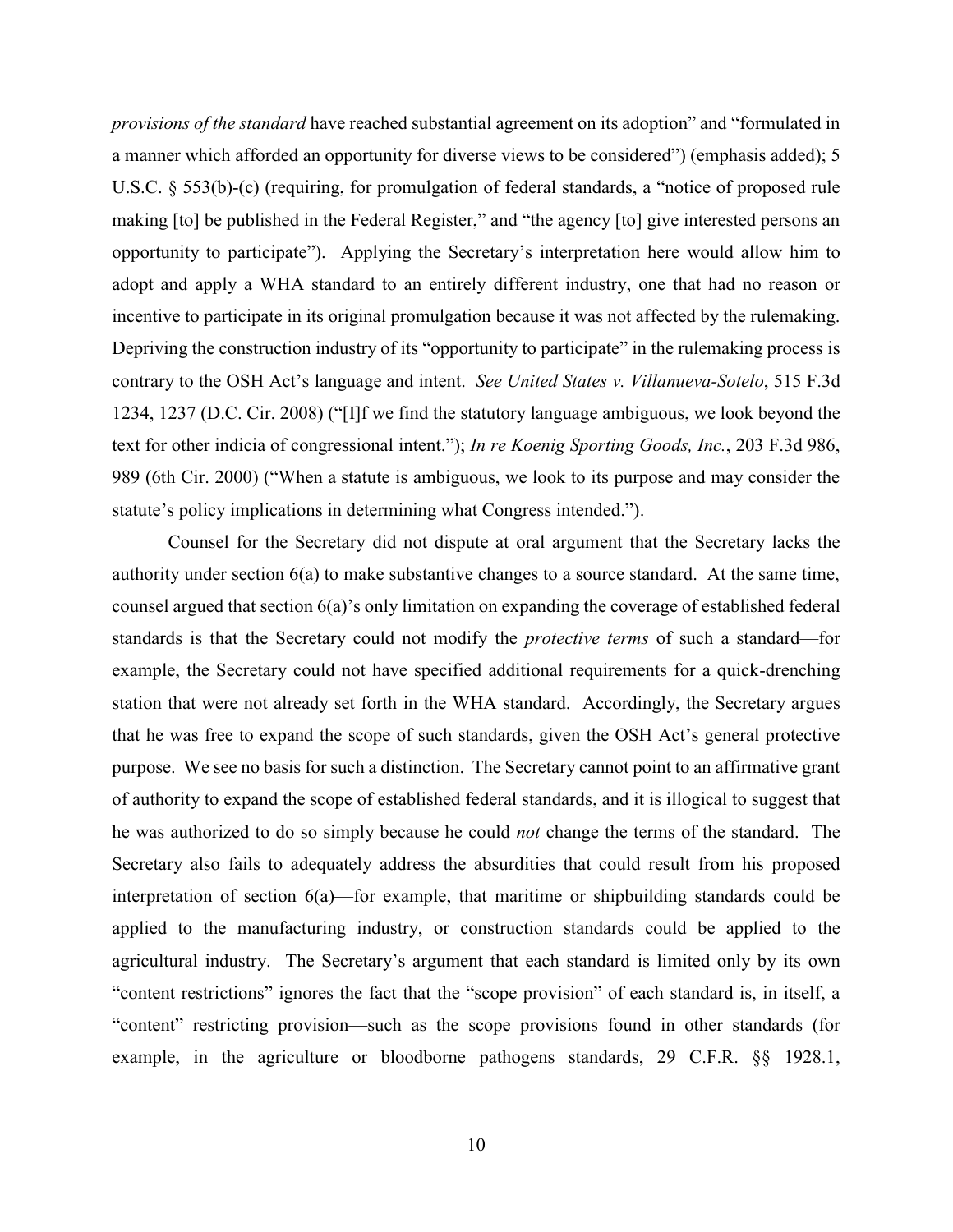*provisions of the standard* have reached substantial agreement on its adoption" and "formulated in a manner which afforded an opportunity for diverse views to be considered") (emphasis added); 5 U.S.C. § 553(b)-(c) (requiring, for promulgation of federal standards, a "notice of proposed rule making [to] be published in the Federal Register," and "the agency [to] give interested persons an opportunity to participate"). Applying the Secretary's interpretation here would allow him to adopt and apply a WHA standard to an entirely different industry, one that had no reason or incentive to participate in its original promulgation because it was not affected by the rulemaking. Depriving the construction industry of its "opportunity to participate" in the rulemaking process is contrary to the OSH Act's language and intent. *See United States v. Villanueva-Sotelo*, 515 F.3d 1234, 1237 (D.C. Cir. 2008) ("[I]f we find the statutory language ambiguous, we look beyond the text for other indicia of congressional intent."); *In re Koenig Sporting Goods, Inc.*, 203 F.3d 986, 989 (6th Cir. 2000) ("When a statute is ambiguous, we look to its purpose and may consider the statute's policy implications in determining what Congress intended.").

Counsel for the Secretary did not dispute at oral argument that the Secretary lacks the authority under section 6(a) to make substantive changes to a source standard. At the same time, counsel argued that section 6(a)'s only limitation on expanding the coverage of established federal standards is that the Secretary could not modify the *protective terms* of such a standard—for example, the Secretary could not have specified additional requirements for a quick-drenching station that were not already set forth in the WHA standard. Accordingly, the Secretary argues that he was free to expand the scope of such standards, given the OSH Act's general protective purpose. We see no basis for such a distinction. The Secretary cannot point to an affirmative grant of authority to expand the scope of established federal standards, and it is illogical to suggest that he was authorized to do so simply because he could *not* change the terms of the standard. The Secretary also fails to adequately address the absurdities that could result from his proposed interpretation of section 6(a)—for example, that maritime or shipbuilding standards could be applied to the manufacturing industry, or construction standards could be applied to the agricultural industry. The Secretary's argument that each standard is limited only by its own "content restrictions" ignores the fact that the "scope provision" of each standard is, in itself, a "content" restricting provision—such as the scope provisions found in other standards (for example, in the agriculture or bloodborne pathogens standards, 29 C.F.R. §§ 1928.1,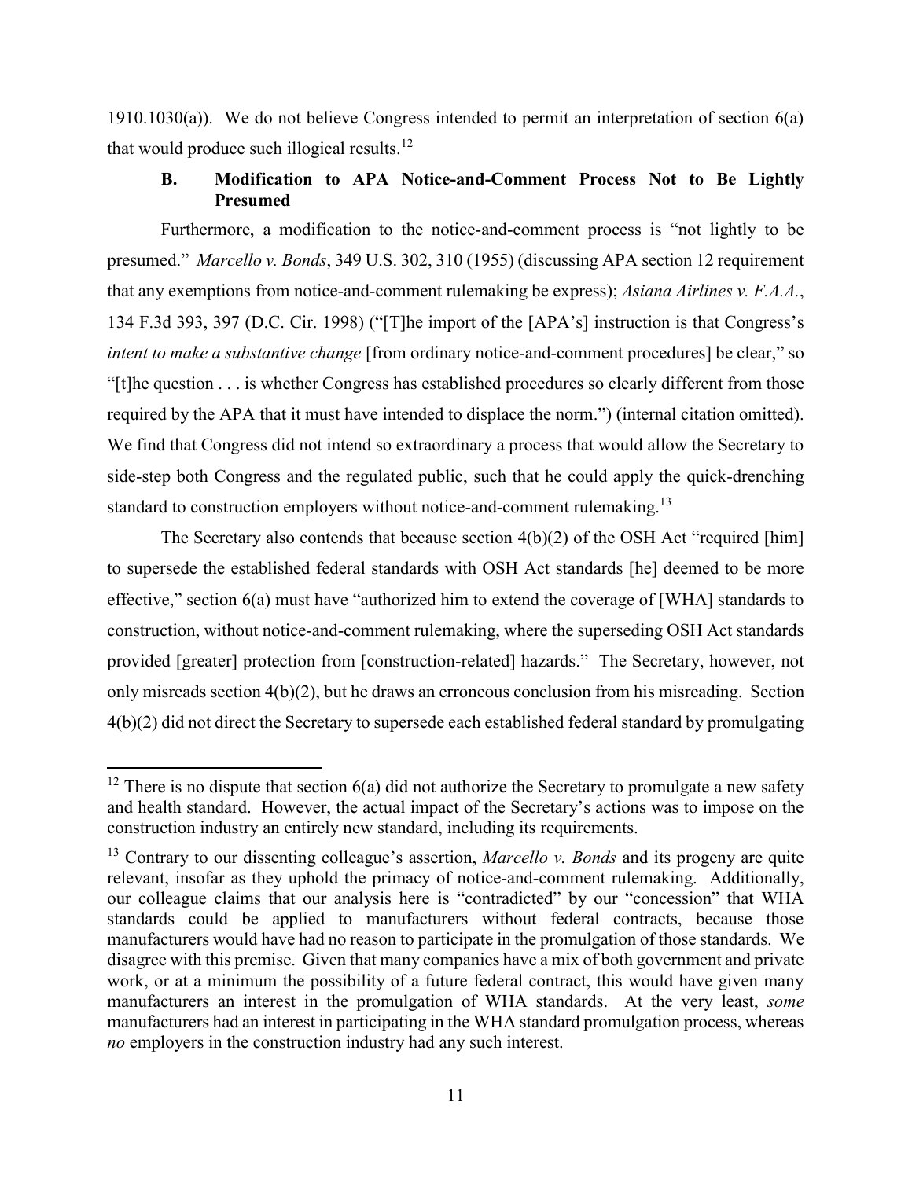1910.1030(a)). We do not believe Congress intended to permit an interpretation of section 6(a) that would produce such illogical results.[12]

### B. Modification to APA Notice-and-Comment Process Not to Be Lightly Presumed

Furthermore, a modification to the notice-and-comment process is "not lightly to be presumed." *Marcello v. Bonds*, 349 U.S. 302, 310 (1955) (discussing APA section 12 requirement that any exemptions from notice-and-comment rulemaking be express); *Asiana Airlines v. F.A.A.*, 134 F.3d 393, 397 (D.C. Cir. 1998) ("[T]he import of the [APA's] instruction is that Congress's *intent to make a substantive change* [from ordinary notice-and-comment procedures] be clear," so "[t]he question . . . is whether Congress has established procedures so clearly different from those required by the APA that it must have intended to displace the norm.") (internal citation omitted). We find that Congress did not intend so extraordinary a process that would allow the Secretary to side-step both Congress and the regulated public, such that he could apply the quick-drenching standard to construction employers without notice-and-comment rulemaking.[13]

The Secretary also contends that because section 4(b)(2) of the OSH Act "required [him] to supersede the established federal standards with OSH Act standards [he] deemed to be more effective," section 6(a) must have "authorized him to extend the coverage of [WHA] standards to construction, without notice-and-comment rulemaking, where the superseding OSH Act standards provided [greater] protection from [construction-related] hazards." The Secretary, however, not only misreads section 4(b)(2), but he draws an erroneous conclusion from his misreading. Section 4(b)(2) did not direct the Secretary to supersede each established federal standard by promulgating

---

[12] There is no dispute that section 6(a) did not authorize the Secretary to promulgate a new safety and health standard. However, the actual impact of the Secretary's actions was to impose on the construction industry an entirely new standard, including its requirements.

[13] Contrary to our dissenting colleague's assertion, *Marcello v. Bonds* and its progeny are quite relevant, insofar as they uphold the primacy of notice-and-comment rulemaking. Additionally, our colleague claims that our analysis here is "contradicted" by our "concession" that WHA standards could be applied to manufacturers without federal contracts, because those manufacturers would have had no reason to participate in the promulgation of those standards. We disagree with this premise. Given that many companies have a mix of both government and private work, or at a minimum the possibility of a future federal contract, this would have given many manufacturers an interest in the promulgation of WHA standards. At the very least, *some* manufacturers had an interest in participating in the WHA standard promulgation process, whereas *no* employers in the construction industry had any such interest.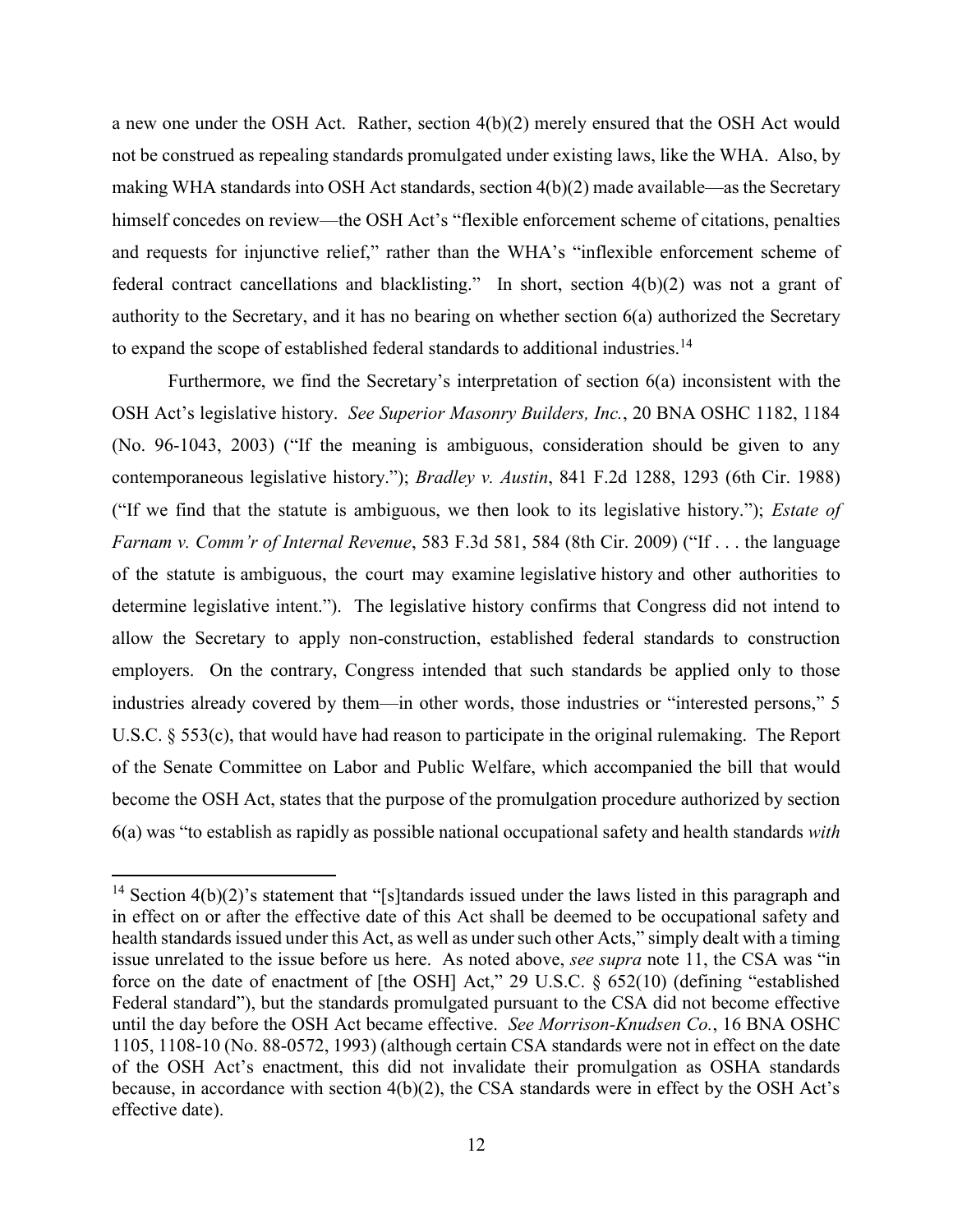a new one under the OSH Act. Rather, section 4(b)(2) merely ensured that the OSH Act would not be construed as repealing standards promulgated under existing laws, like the WHA. Also, by making WHA standards into OSH Act standards, section 4(b)(2) made available—as the Secretary himself concedes on review—the OSH Act's "flexible enforcement scheme of citations, penalties and requests for injunctive relief," rather than the WHA's "inflexible enforcement scheme of federal contract cancellations and blacklisting." In short, section 4(b)(2) was not a grant of authority to the Secretary, and it has no bearing on whether section 6(a) authorized the Secretary to expand the scope of established federal standards to additional industries.[14]

Furthermore, we find the Secretary's interpretation of section 6(a) inconsistent with the OSH Act's legislative history. *See Superior Masonry Builders, Inc.*, 20 BNA OSHC 1182, 1184 (No. 96-1043, 2003) ("If the meaning is ambiguous, consideration should be given to any contemporaneous legislative history."); *Bradley v. Austin*, 841 F.2d 1288, 1293 (6th Cir. 1988) ("If we find that the statute is ambiguous, we then look to its legislative history."); *Estate of Farnam v. Comm'r of Internal Revenue*, 583 F.3d 581, 584 (8th Cir. 2009) ("If . . . the language of the statute is ambiguous, the court may examine legislative history and other authorities to determine legislative intent."). The legislative history confirms that Congress did not intend to allow the Secretary to apply non-construction, established federal standards to construction employers. On the contrary, Congress intended that such standards be applied only to those industries already covered by them—in other words, those industries or "interested persons," 5 U.S.C. § 553(c), that would have had reason to participate in the original rulemaking. The Report of the Senate Committee on Labor and Public Welfare, which accompanied the bill that would become the OSH Act, states that the purpose of the promulgation procedure authorized by section 6(a) was "to establish as rapidly as possible national occupational safety and health standards *with*

---

[14] Section 4(b)(2)'s statement that "[s]tandards issued under the laws listed in this paragraph and in effect on or after the effective date of this Act shall be deemed to be occupational safety and health standards issued under this Act, as well as under such other Acts," simply dealt with a timing issue unrelated to the issue before us here. As noted above, *see supra* note 11, the CSA was "in force on the date of enactment of [the OSH] Act," 29 U.S.C. § 652(10) (defining "established Federal standard"), but the standards promulgated pursuant to the CSA did not become effective until the day before the OSH Act became effective. *See Morrison-Knudsen Co.*, 16 BNA OSHC 1105, 1108-10 (No. 88-0572, 1993) (although certain CSA standards were not in effect on the date of the OSH Act's enactment, this did not invalidate their promulgation as OSHA standards because, in accordance with section 4(b)(2), the CSA standards were in effect by the OSH Act's effective date).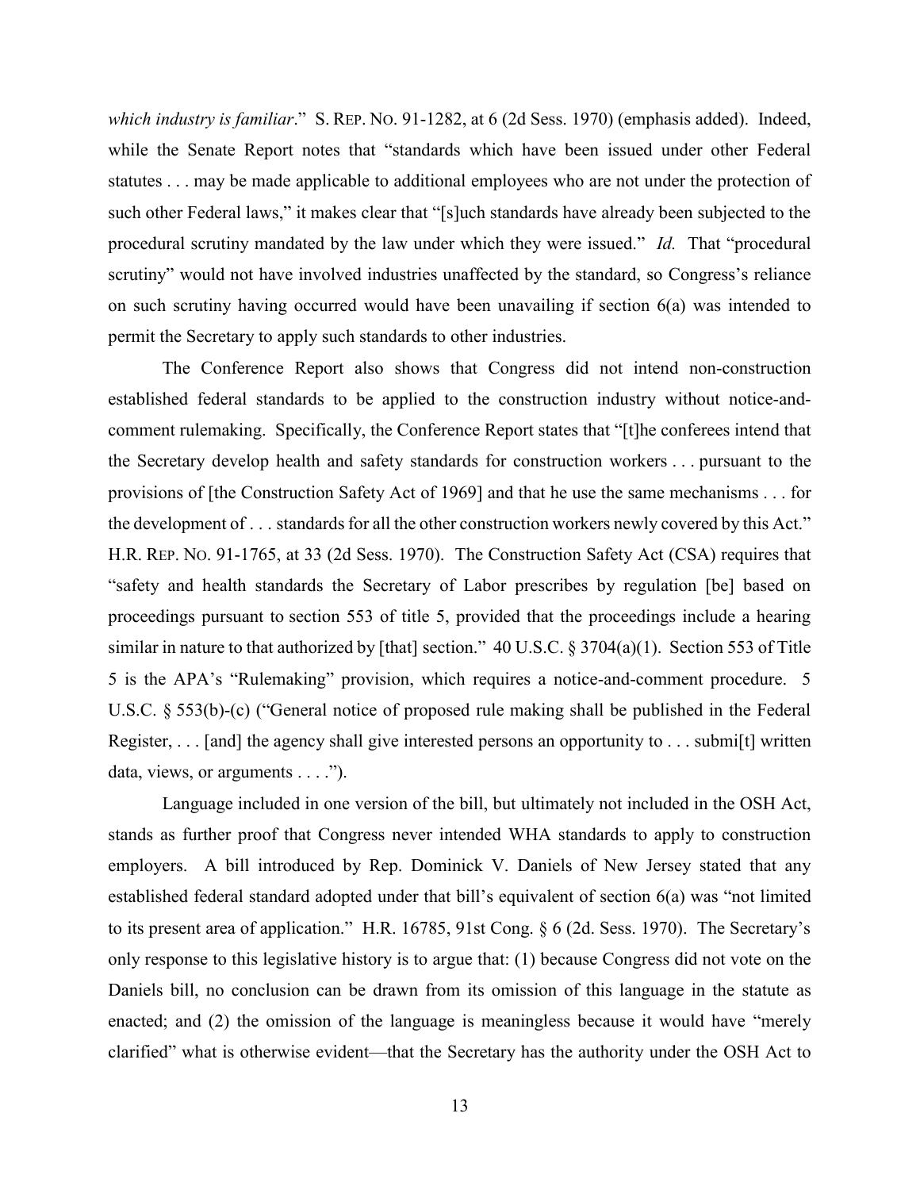*which industry is familiar*." S. REP. NO. 91-1282, at 6 (2d Sess. 1970) (emphasis added). Indeed, while the Senate Report notes that "standards which have been issued under other Federal statutes . . . may be made applicable to additional employees who are not under the protection of such other Federal laws," it makes clear that "[s]uch standards have already been subjected to the procedural scrutiny mandated by the law under which they were issued." *Id.* That "procedural scrutiny" would not have involved industries unaffected by the standard, so Congress's reliance on such scrutiny having occurred would have been unavailing if section 6(a) was intended to permit the Secretary to apply such standards to other industries.

The Conference Report also shows that Congress did not intend non-construction established federal standards to be applied to the construction industry without notice-and-comment rulemaking. Specifically, the Conference Report states that "[t]he conferees intend that the Secretary develop health and safety standards for construction workers . . . pursuant to the provisions of [the Construction Safety Act of 1969] and that he use the same mechanisms . . . for the development of . . . standards for all the other construction workers newly covered by this Act." H.R. REP. NO. 91-1765, at 33 (2d Sess. 1970). The Construction Safety Act (CSA) requires that "safety and health standards the Secretary of Labor prescribes by regulation [be] based on proceedings pursuant to section 553 of title 5, provided that the proceedings include a hearing similar in nature to that authorized by [that] section." 40 U.S.C. § 3704(a)(1). Section 553 of Title 5 is the APA's "Rulemaking" provision, which requires a notice-and-comment procedure. 5 U.S.C. § 553(b)-(c) ("General notice of proposed rule making shall be published in the Federal Register, . . . [and] the agency shall give interested persons an opportunity to . . . submi[t] written data, views, or arguments . . . .").

Language included in one version of the bill, but ultimately not included in the OSH Act, stands as further proof that Congress never intended WHA standards to apply to construction employers. A bill introduced by Rep. Dominick V. Daniels of New Jersey stated that any established federal standard adopted under that bill's equivalent of section 6(a) was "not limited to its present area of application." H.R. 16785, 91st Cong. § 6 (2d. Sess. 1970). The Secretary's only response to this legislative history is to argue that: (1) because Congress did not vote on the Daniels bill, no conclusion can be drawn from its omission of this language in the statute as enacted; and (2) the omission of the language is meaningless because it would have "merely clarified" what is otherwise evident—that the Secretary has the authority under the OSH Act to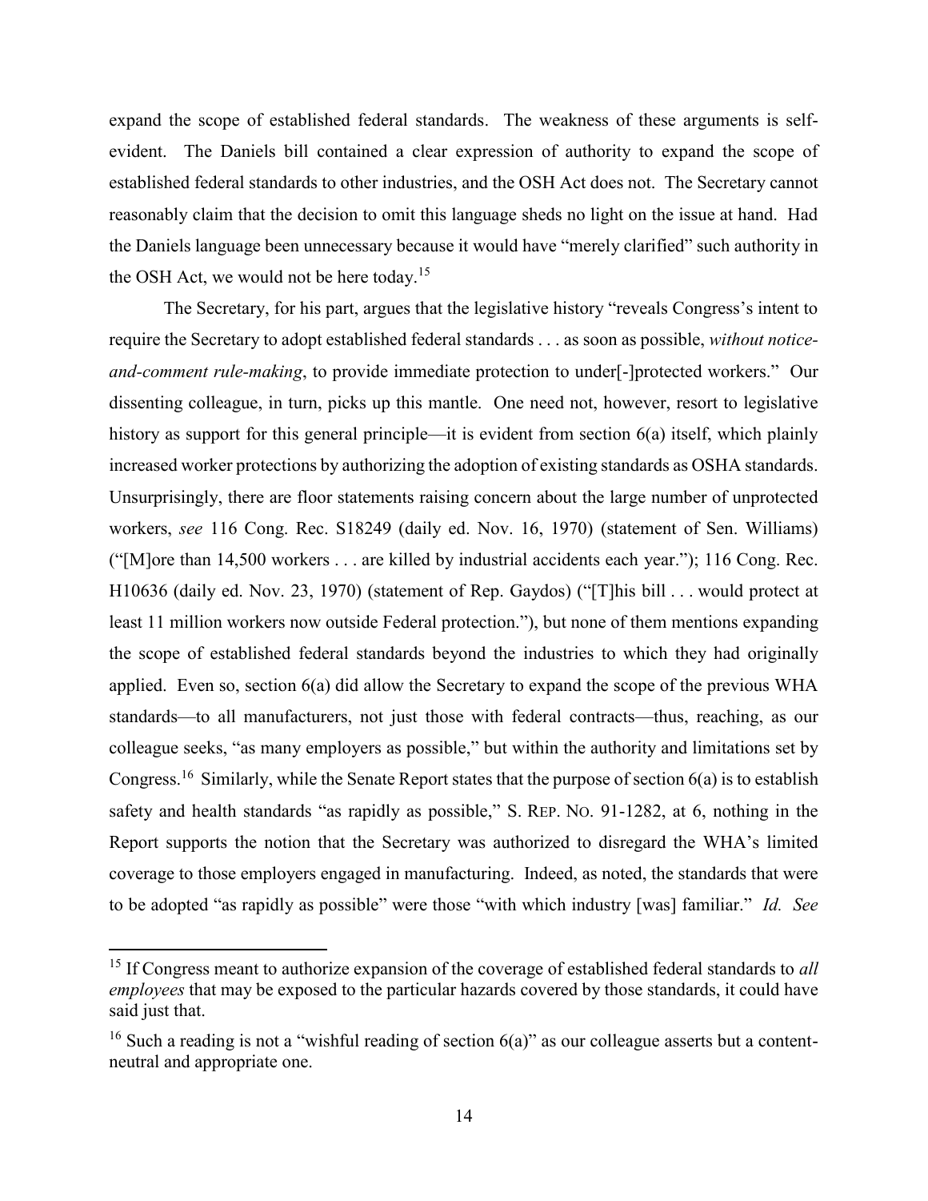expand the scope of established federal standards. The weakness of these arguments is self-evident. The Daniels bill contained a clear expression of authority to expand the scope of established federal standards to other industries, and the OSH Act does not. The Secretary cannot reasonably claim that the decision to omit this language sheds no light on the issue at hand. Had the Daniels language been unnecessary because it would have "merely clarified" such authority in the OSH Act, we would not be here today.[15]

The Secretary, for his part, argues that the legislative history "reveals Congress's intent to require the Secretary to adopt established federal standards . . . as soon as possible, *without notice-and-comment rule-making*, to provide immediate protection to under[-]protected workers." Our dissenting colleague, in turn, picks up this mantle. One need not, however, resort to legislative history as support for this general principle—it is evident from section 6(a) itself, which plainly increased worker protections by authorizing the adoption of existing standards as OSHA standards. Unsurprisingly, there are floor statements raising concern about the large number of unprotected workers, *see* 116 Cong. Rec. S18249 (daily ed. Nov. 16, 1970) (statement of Sen. Williams) ("[M]ore than 14,500 workers . . . are killed by industrial accidents each year."); 116 Cong. Rec. H10636 (daily ed. Nov. 23, 1970) (statement of Rep. Gaydos) ("[T]his bill . . . would protect at least 11 million workers now outside Federal protection."), but none of them mentions expanding the scope of established federal standards beyond the industries to which they had originally applied. Even so, section 6(a) did allow the Secretary to expand the scope of the previous WHA standards—to all manufacturers, not just those with federal contracts—thus, reaching, as our colleague seeks, "as many employers as possible," but within the authority and limitations set by Congress.[16] Similarly, while the Senate Report states that the purpose of section 6(a) is to establish safety and health standards "as rapidly as possible," S. REP. NO. 91-1282, at 6, nothing in the Report supports the notion that the Secretary was authorized to disregard the WHA's limited coverage to those employers engaged in manufacturing. Indeed, as noted, the standards that were to be adopted "as rapidly as possible" were those "with which industry [was] familiar." *Id. See*

---

[15] If Congress meant to authorize expansion of the coverage of established federal standards to *all employees* that may be exposed to the particular hazards covered by those standards, it could have said just that.

[16] Such a reading is not a "wishful reading of section 6(a)" as our colleague asserts but a content-neutral and appropriate one.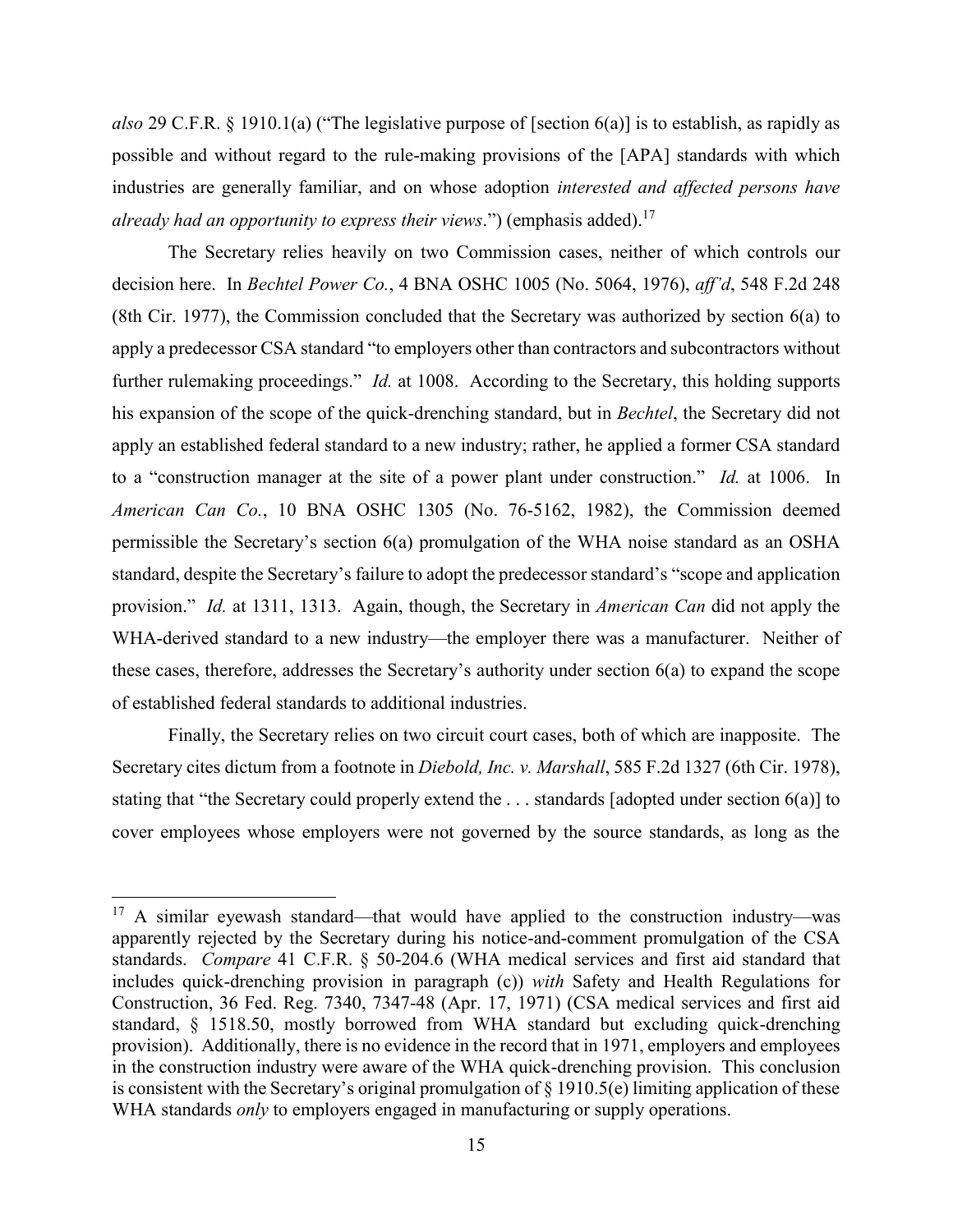*also* 29 C.F.R. § 1910.1(a) ("The legislative purpose of [section 6(a)] is to establish, as rapidly as possible and without regard to the rule-making provisions of the [APA] standards with which industries are generally familiar, and on whose adoption *interested and affected persons have already had an opportunity to express their views*.") (emphasis added).[17]

The Secretary relies heavily on two Commission cases, neither of which controls our decision here. In *Bechtel Power Co.*, 4 BNA OSHC 1005 (No. 5064, 1976), *aff'd*, 548 F.2d 248 (8th Cir. 1977), the Commission concluded that the Secretary was authorized by section 6(a) to apply a predecessor CSA standard "to employers other than contractors and subcontractors without further rulemaking proceedings." *Id.* at 1008. According to the Secretary, this holding supports his expansion of the scope of the quick-drenching standard, but in *Bechtel*, the Secretary did not apply an established federal standard to a new industry; rather, he applied a former CSA standard to a "construction manager at the site of a power plant under construction." *Id.* at 1006. In *American Can Co.*, 10 BNA OSHC 1305 (No. 76-5162, 1982), the Commission deemed permissible the Secretary's section 6(a) promulgation of the WHA noise standard as an OSHA standard, despite the Secretary's failure to adopt the predecessor standard's "scope and application provision." *Id.* at 1311, 1313. Again, though, the Secretary in *American Can* did not apply the WHA-derived standard to a new industry—the employer there was a manufacturer. Neither of these cases, therefore, addresses the Secretary's authority under section 6(a) to expand the scope of established federal standards to additional industries.

Finally, the Secretary relies on two circuit court cases, both of which are inapposite. The Secretary cites dictum from a footnote in *Diebold, Inc. v. Marshall*, 585 F.2d 1327 (6th Cir. 1978), stating that "the Secretary could properly extend the . . . standards [adopted under section 6(a)] to cover employees whose employers were not governed by the source standards, as long as the

---

[17] A similar eyewash standard—that would have applied to the construction industry—was apparently rejected by the Secretary during his notice-and-comment promulgation of the CSA standards. *Compare* 41 C.F.R. § 50-204.6 (WHA medical services and first aid standard that includes quick-drenching provision in paragraph (c)) *with* Safety and Health Regulations for Construction, 36 Fed. Reg. 7340, 7347-48 (Apr. 17, 1971) (CSA medical services and first aid standard, § 1518.50, mostly borrowed from WHA standard but excluding quick-drenching provision). Additionally, there is no evidence in the record that in 1971, employers and employees in the construction industry were aware of the WHA quick-drenching provision. This conclusion is consistent with the Secretary's original promulgation of § 1910.5(e) limiting application of these WHA standards *only* to employers engaged in manufacturing or supply operations.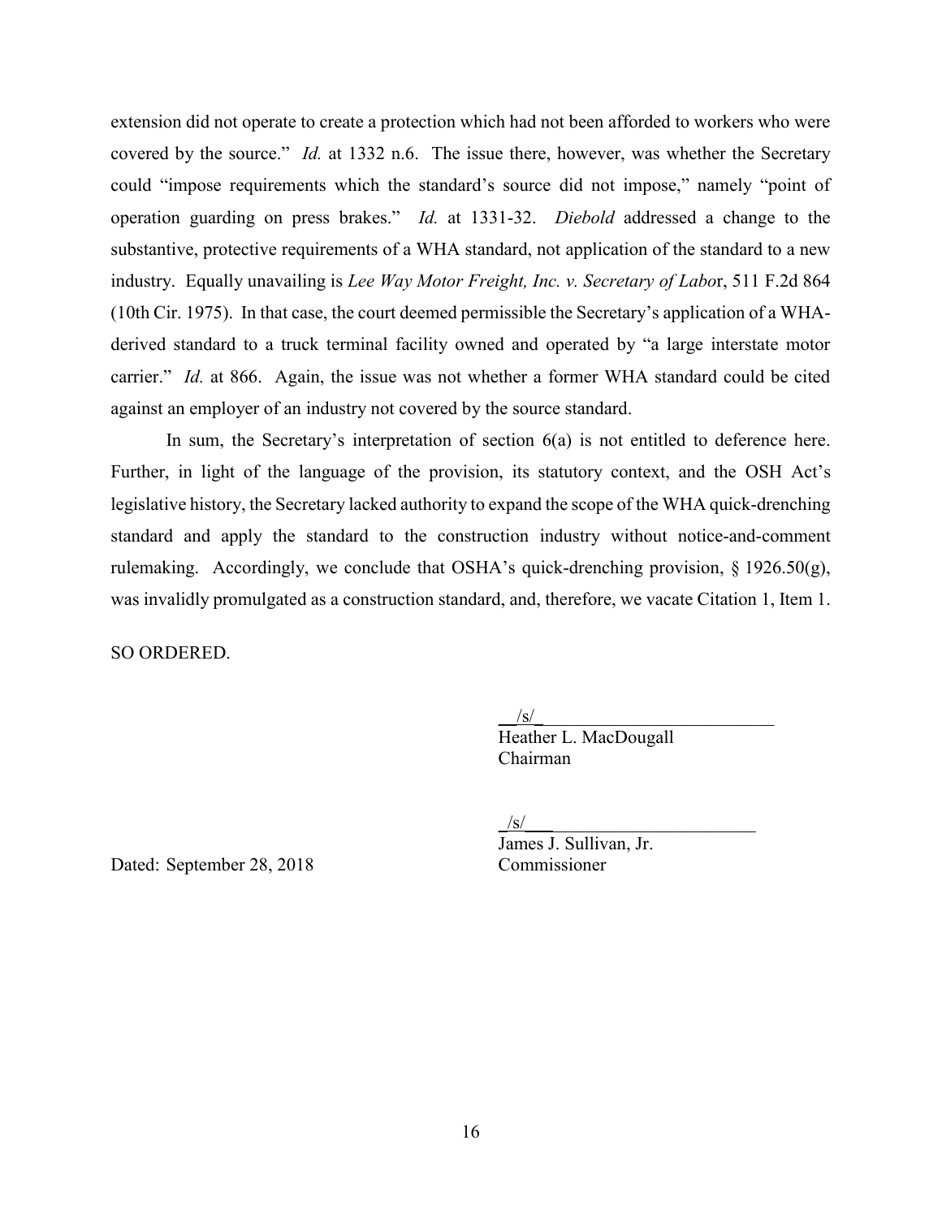extension did not operate to create a protection which had not been afforded to workers who were covered by the source." *Id.* at 1332 n.6. The issue there, however, was whether the Secretary could "impose requirements which the standard's source did not impose," namely "point of operation guarding on press brakes." *Id.* at 1331-32. *Diebold* addressed a change to the substantive, protective requirements of a WHA standard, not application of the standard to a new industry. Equally unavailing is *Lee Way Motor Freight, Inc. v. Secretary of Labo*r, 511 F.2d 864 (10th Cir. 1975). In that case, the court deemed permissible the Secretary's application of a WHA-derived standard to a truck terminal facility owned and operated by "a large interstate motor carrier." *Id.* at 866. Again, the issue was not whether a former WHA standard could be cited against an employer of an industry not covered by the source standard.

In sum, the Secretary's interpretation of section 6(a) is not entitled to deference here. Further, in light of the language of the provision, its statutory context, and the OSH Act's legislative history, the Secretary lacked authority to expand the scope of the WHA quick-drenching standard and apply the standard to the construction industry without notice-and-comment rulemaking. Accordingly, we conclude that OSHA's quick-drenching provision, § 1926.50(g), was invalidly promulgated as a construction standard, and, therefore, we vacate Citation 1, Item 1.

SO ORDERED.

/s/
Heather L. MacDougall
Chairman

/s/
James J. Sullivan, Jr.
Commissioner

Dated: September 28, 2018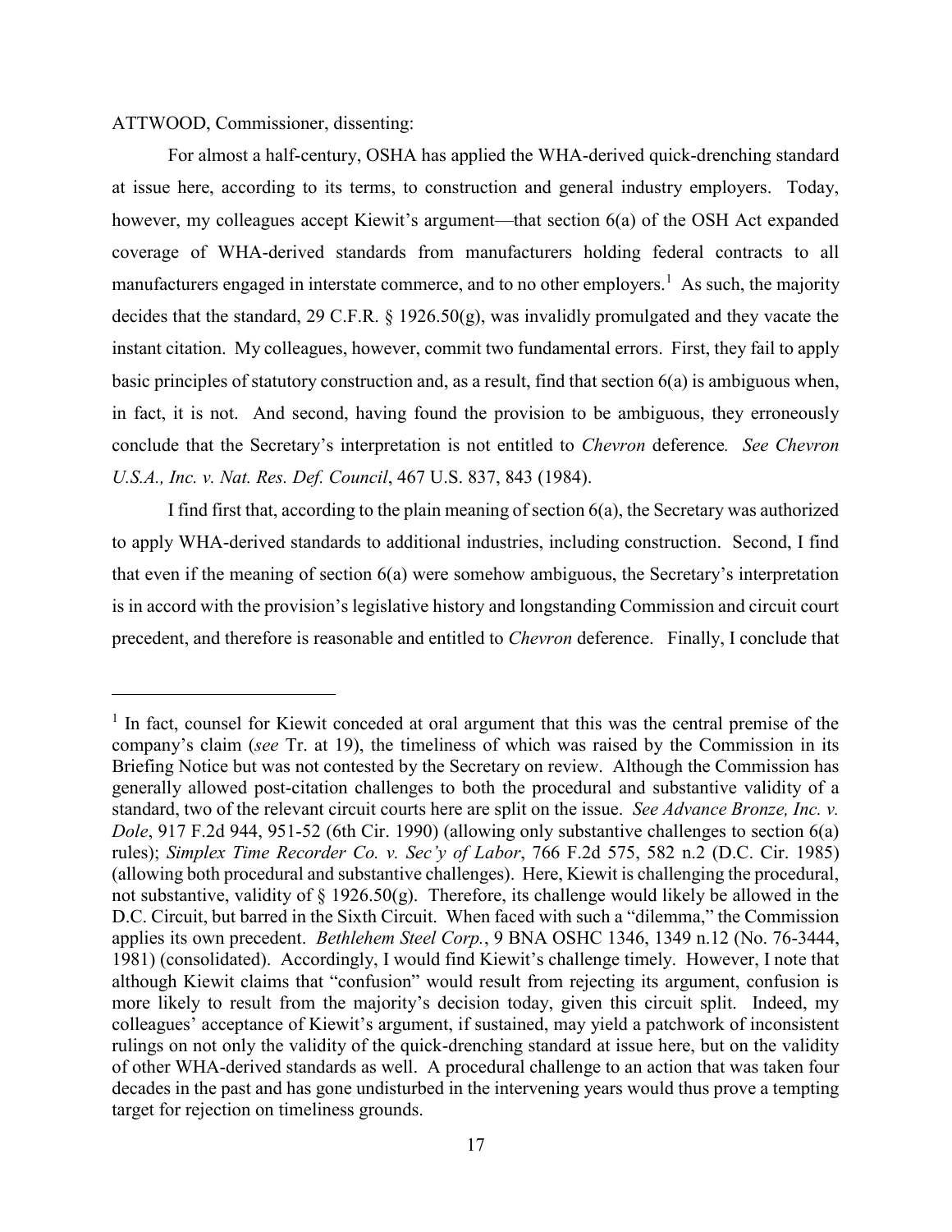ATTWOOD, Commissioner, dissenting:

For almost a half-century, OSHA has applied the WHA-derived quick-drenching standard at issue here, according to its terms, to construction and general industry employers. Today, however, my colleagues accept Kiewit's argument—that section 6(a) of the OSH Act expanded coverage of WHA-derived standards from manufacturers holding federal contracts to all manufacturers engaged in interstate commerce, and to no other employers.[1] As such, the majority decides that the standard, 29 C.F.R. § 1926.50(g), was invalidly promulgated and they vacate the instant citation. My colleagues, however, commit two fundamental errors. First, they fail to apply basic principles of statutory construction and, as a result, find that section 6(a) is ambiguous when, in fact, it is not. And second, having found the provision to be ambiguous, they erroneously conclude that the Secretary's interpretation is not entitled to *Chevron* deference. *See Chevron U.S.A., Inc. v. Nat. Res. Def. Council*, 467 U.S. 837, 843 (1984).

I find first that, according to the plain meaning of section 6(a), the Secretary was authorized to apply WHA-derived standards to additional industries, including construction. Second, I find that even if the meaning of section 6(a) were somehow ambiguous, the Secretary's interpretation is in accord with the provision's legislative history and longstanding Commission and circuit court precedent, and therefore is reasonable and entitled to *Chevron* deference. Finally, I conclude that

---

[1] In fact, counsel for Kiewit conceded at oral argument that this was the central premise of the company's claim (*see* Tr. at 19), the timeliness of which was raised by the Commission in its Briefing Notice but was not contested by the Secretary on review. Although the Commission has generally allowed post-citation challenges to both the procedural and substantive validity of a standard, two of the relevant circuit courts here are split on the issue. *See Advance Bronze, Inc. v. Dole*, 917 F.2d 944, 951-52 (6th Cir. 1990) (allowing only substantive challenges to section 6(a) rules); *Simplex Time Recorder Co. v. Sec'y of Labor*, 766 F.2d 575, 582 n.2 (D.C. Cir. 1985) (allowing both procedural and substantive challenges). Here, Kiewit is challenging the procedural, not substantive, validity of § 1926.50(g). Therefore, its challenge would likely be allowed in the D.C. Circuit, but barred in the Sixth Circuit. When faced with such a "dilemma," the Commission applies its own precedent. *Bethlehem Steel Corp.*, 9 BNA OSHC 1346, 1349 n.12 (No. 76-3444, 1981) (consolidated). Accordingly, I would find Kiewit's challenge timely. However, I note that although Kiewit claims that "confusion" would result from rejecting its argument, confusion is more likely to result from the majority's decision today, given this circuit split. Indeed, my colleagues' acceptance of Kiewit's argument, if sustained, may yield a patchwork of inconsistent rulings on not only the validity of the quick-drenching standard at issue here, but on the validity of other WHA-derived standards as well. A procedural challenge to an action that was taken four decades in the past and has gone undisturbed in the intervening years would thus prove a tempting target for rejection on timeliness grounds.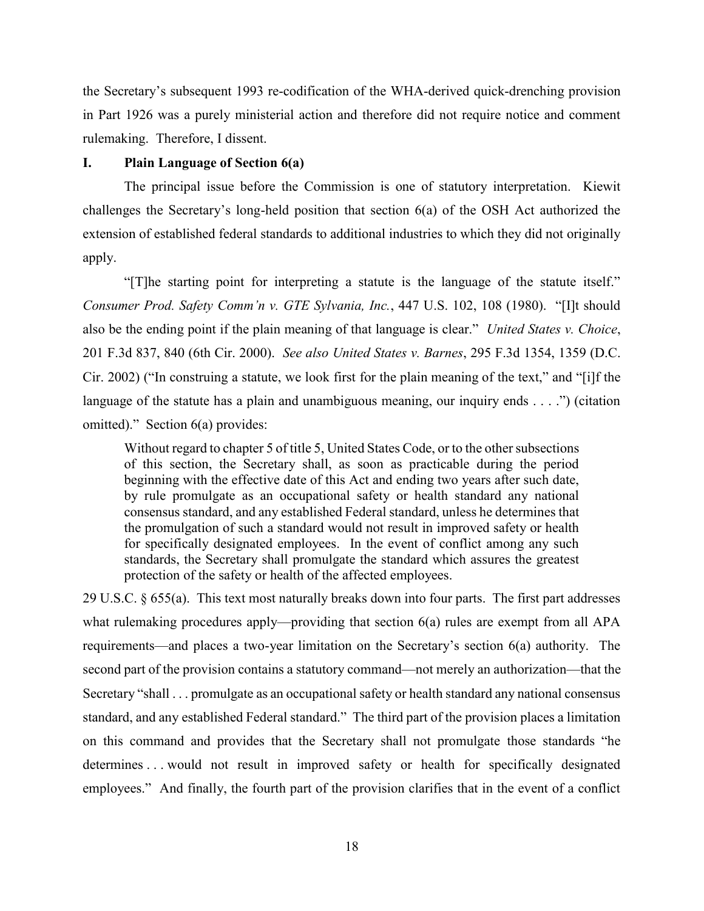the Secretary's subsequent 1993 re-codification of the WHA-derived quick-drenching provision in Part 1926 was a purely ministerial action and therefore did not require notice and comment rulemaking. Therefore, I dissent.

## I. Plain Language of Section 6(a)

The principal issue before the Commission is one of statutory interpretation. Kiewit challenges the Secretary's long-held position that section 6(a) of the OSH Act authorized the extension of established federal standards to additional industries to which they did not originally apply.

"[T]he starting point for interpreting a statute is the language of the statute itself." *Consumer Prod. Safety Comm'n v. GTE Sylvania, Inc.*, 447 U.S. 102, 108 (1980). "[I]t should also be the ending point if the plain meaning of that language is clear." *United States v. Choice*, 201 F.3d 837, 840 (6th Cir. 2000). *See also United States v. Barnes*, 295 F.3d 1354, 1359 (D.C. Cir. 2002) ("In construing a statute, we look first for the plain meaning of the text," and "[i]f the language of the statute has a plain and unambiguous meaning, our inquiry ends . . . .") (citation omitted)." Section 6(a) provides:

> Without regard to chapter 5 of title 5, United States Code, or to the other subsections of this section, the Secretary shall, as soon as practicable during the period beginning with the effective date of this Act and ending two years after such date, by rule promulgate as an occupational safety or health standard any national consensus standard, and any established Federal standard, unless he determines that the promulgation of such a standard would not result in improved safety or health for specifically designated employees. In the event of conflict among any such standards, the Secretary shall promulgate the standard which assures the greatest protection of the safety or health of the affected employees.

29 U.S.C. § 655(a). This text most naturally breaks down into four parts. The first part addresses what rulemaking procedures apply—providing that section 6(a) rules are exempt from all APA requirements—and places a two-year limitation on the Secretary's section 6(a) authority. The second part of the provision contains a statutory command—not merely an authorization—that the Secretary "shall . . . promulgate as an occupational safety or health standard any national consensus standard, and any established Federal standard." The third part of the provision places a limitation on this command and provides that the Secretary shall not promulgate those standards "he determines . . . would not result in improved safety or health for specifically designated employees." And finally, the fourth part of the provision clarifies that in the event of a conflict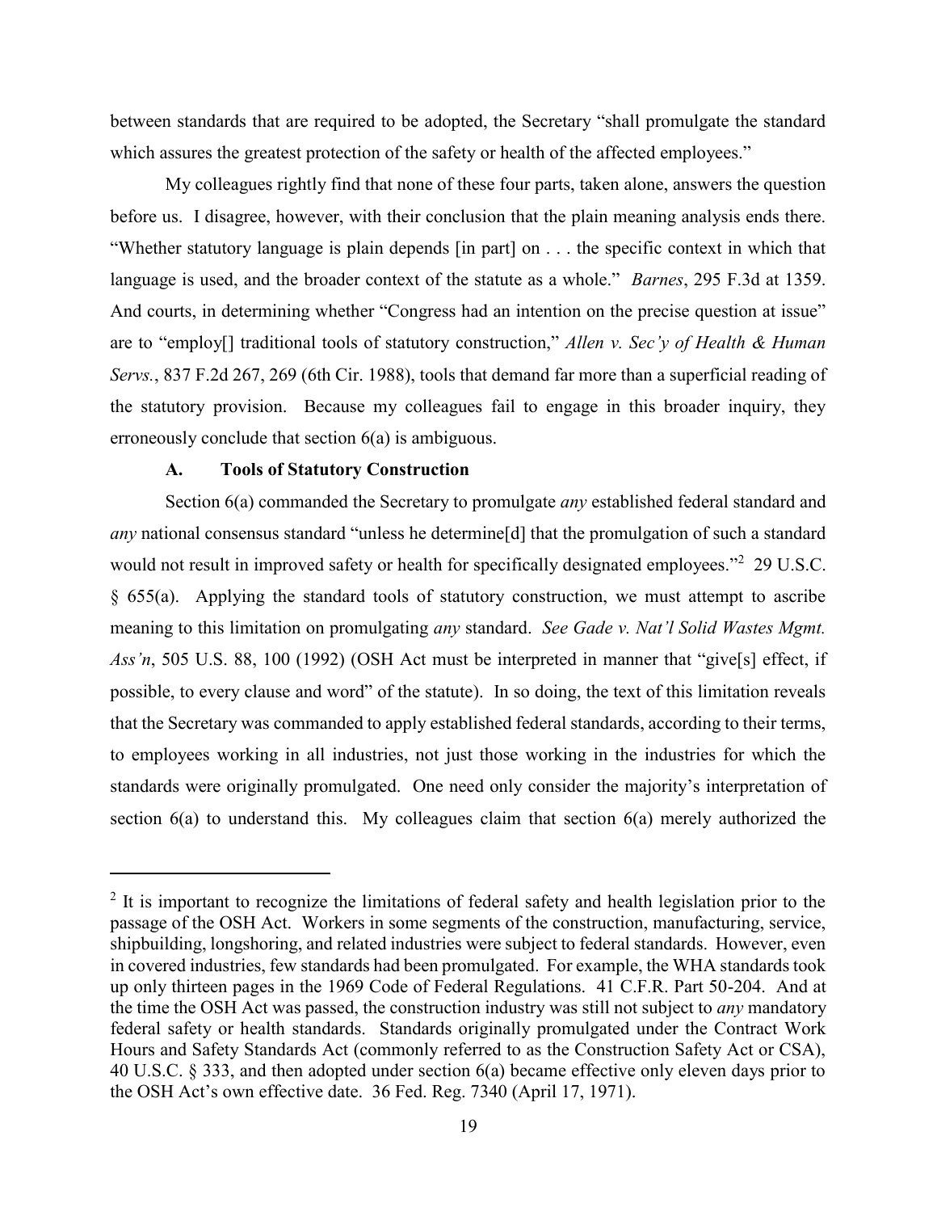between standards that are required to be adopted, the Secretary "shall promulgate the standard which assures the greatest protection of the safety or health of the affected employees."

My colleagues rightly find that none of these four parts, taken alone, answers the question before us. I disagree, however, with their conclusion that the plain meaning analysis ends there. "Whether statutory language is plain depends [in part] on . . . the specific context in which that language is used, and the broader context of the statute as a whole." *Barnes*, 295 F.3d at 1359. And courts, in determining whether "Congress had an intention on the precise question at issue" are to "employ[] traditional tools of statutory construction," *Allen v. Sec'y of Health & Human Servs.*, 837 F.2d 267, 269 (6th Cir. 1988), tools that demand far more than a superficial reading of the statutory provision. Because my colleagues fail to engage in this broader inquiry, they erroneously conclude that section 6(a) is ambiguous.

### A. Tools of Statutory Construction

Section 6(a) commanded the Secretary to promulgate *any* established federal standard and *any* national consensus standard "unless he determine[d] that the promulgation of such a standard would not result in improved safety or health for specifically designated employees."[2] 29 U.S.C. § 655(a). Applying the standard tools of statutory construction, we must attempt to ascribe meaning to this limitation on promulgating *any* standard. *See Gade v. Nat'l Solid Wastes Mgmt. Ass'n*, 505 U.S. 88, 100 (1992) (OSH Act must be interpreted in manner that "give[s] effect, if possible, to every clause and word" of the statute). In so doing, the text of this limitation reveals that the Secretary was commanded to apply established federal standards, according to their terms, to employees working in all industries, not just those working in the industries for which the standards were originally promulgated. One need only consider the majority's interpretation of section 6(a) to understand this. My colleagues claim that section 6(a) merely authorized the

---

[2] It is important to recognize the limitations of federal safety and health legislation prior to the passage of the OSH Act. Workers in some segments of the construction, manufacturing, service, shipbuilding, longshoring, and related industries were subject to federal standards. However, even in covered industries, few standards had been promulgated. For example, the WHA standards took up only thirteen pages in the 1969 Code of Federal Regulations. 41 C.F.R. Part 50-204. And at the time the OSH Act was passed, the construction industry was still not subject to *any* mandatory federal safety or health standards. Standards originally promulgated under the Contract Work Hours and Safety Standards Act (commonly referred to as the Construction Safety Act or CSA), 40 U.S.C. § 333, and then adopted under section 6(a) became effective only eleven days prior to the OSH Act's own effective date. 36 Fed. Reg. 7340 (April 17, 1971).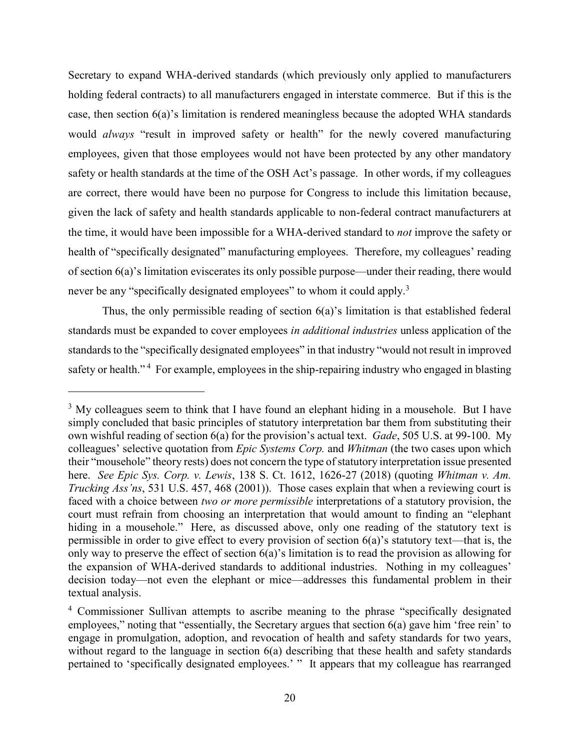Secretary to expand WHA-derived standards (which previously only applied to manufacturers holding federal contracts) to all manufacturers engaged in interstate commerce. But if this is the case, then section 6(a)'s limitation is rendered meaningless because the adopted WHA standards would *always* "result in improved safety or health" for the newly covered manufacturing employees, given that those employees would not have been protected by any other mandatory safety or health standards at the time of the OSH Act's passage. In other words, if my colleagues are correct, there would have been no purpose for Congress to include this limitation because, given the lack of safety and health standards applicable to non-federal contract manufacturers at the time, it would have been impossible for a WHA-derived standard to *not* improve the safety or health of "specifically designated" manufacturing employees. Therefore, my colleagues' reading of section 6(a)'s limitation eviscerates its only possible purpose—under their reading, there would never be any "specifically designated employees" to whom it could apply.[3]

Thus, the only permissible reading of section 6(a)'s limitation is that established federal standards must be expanded to cover employees *in additional industries* unless application of the standards to the "specifically designated employees" in that industry "would not result in improved safety or health."[4] For example, employees in the ship-repairing industry who engaged in blasting

---

[3] My colleagues seem to think that I have found an elephant hiding in a mousehole. But I have simply concluded that basic principles of statutory interpretation bar them from substituting their own wishful reading of section 6(a) for the provision's actual text. *Gade*, 505 U.S. at 99-100. My colleagues' selective quotation from *Epic Systems Corp.* and *Whitman* (the two cases upon which their "mousehole" theory rests) does not concern the type of statutory interpretation issue presented here. *See Epic Sys. Corp. v. Lewis*, 138 S. Ct. 1612, 1626-27 (2018) (quoting *Whitman v. Am. Trucking Ass'ns*, 531 U.S. 457, 468 (2001)). Those cases explain that when a reviewing court is faced with a choice between *two or more permissible* interpretations of a statutory provision, the court must refrain from choosing an interpretation that would amount to finding an "elephant hiding in a mousehole." Here, as discussed above, only one reading of the statutory text is permissible in order to give effect to every provision of section 6(a)'s statutory text—that is, the only way to preserve the effect of section 6(a)'s limitation is to read the provision as allowing for the expansion of WHA-derived standards to additional industries. Nothing in my colleagues' decision today—not even the elephant or mice—addresses this fundamental problem in their textual analysis.

[4] Commissioner Sullivan attempts to ascribe meaning to the phrase "specifically designated employees," noting that "essentially, the Secretary argues that section 6(a) gave him 'free rein' to engage in promulgation, adoption, and revocation of health and safety standards for two years, without regard to the language in section 6(a) describing that these health and safety standards pertained to 'specifically designated employees.' " It appears that my colleague has rearranged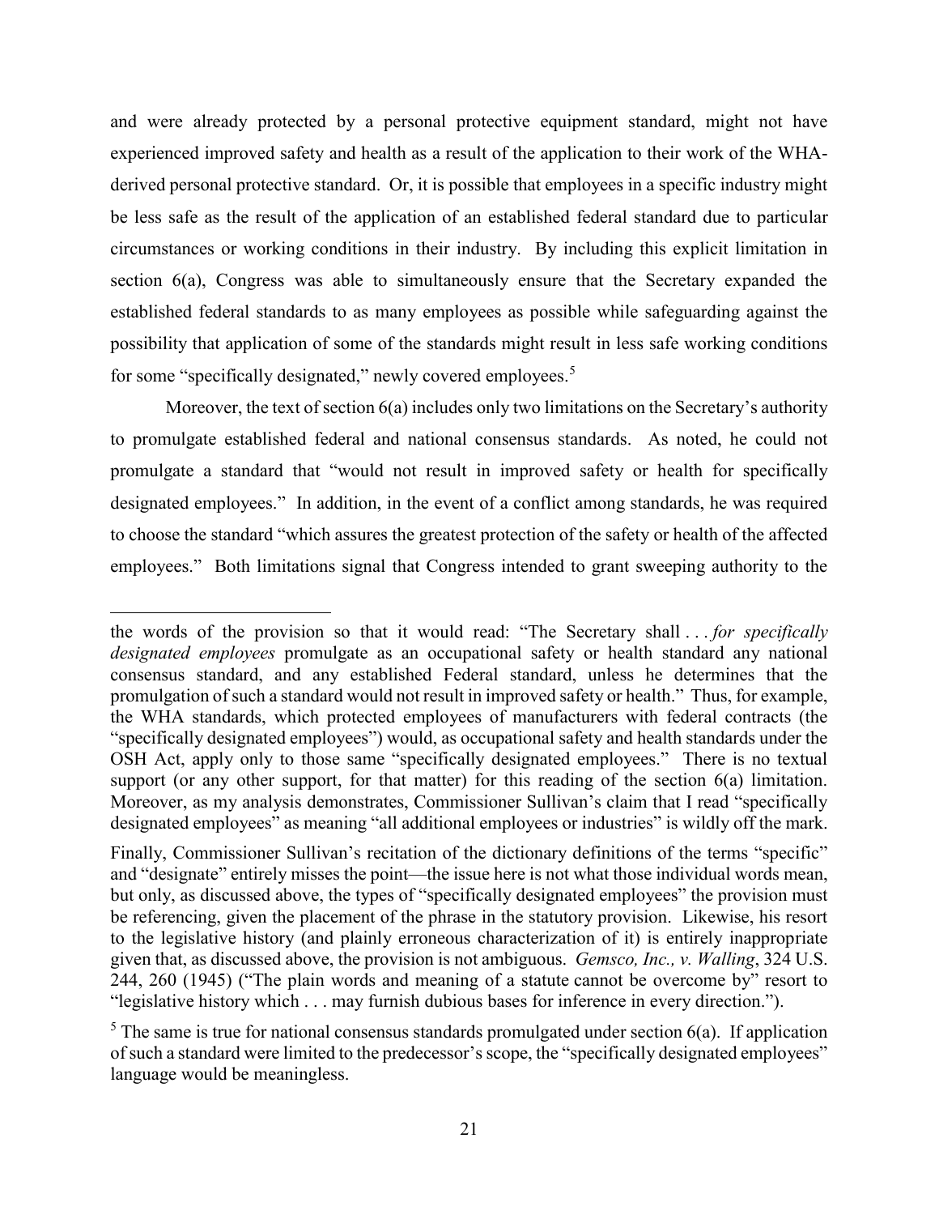and were already protected by a personal protective equipment standard, might not have experienced improved safety and health as a result of the application to their work of the WHA-derived personal protective standard. Or, it is possible that employees in a specific industry might be less safe as the result of the application of an established federal standard due to particular circumstances or working conditions in their industry. By including this explicit limitation in section 6(a), Congress was able to simultaneously ensure that the Secretary expanded the established federal standards to as many employees as possible while safeguarding against the possibility that application of some of the standards might result in less safe working conditions for some "specifically designated," newly covered employees.[5]

Moreover, the text of section 6(a) includes only two limitations on the Secretary's authority to promulgate established federal and national consensus standards. As noted, he could not promulgate a standard that "would not result in improved safety or health for specifically designated employees." In addition, in the event of a conflict among standards, he was required to choose the standard "which assures the greatest protection of the safety or health of the affected employees." Both limitations signal that Congress intended to grant sweeping authority to the

---

the words of the provision so that it would read: "The Secretary shall . . . *for specifically designated employees* promulgate as an occupational safety or health standard any national consensus standard, and any established Federal standard, unless he determines that the promulgation of such a standard would not result in improved safety or health." Thus, for example, the WHA standards, which protected employees of manufacturers with federal contracts (the "specifically designated employees") would, as occupational safety and health standards under the OSH Act, apply only to those same "specifically designated employees." There is no textual support (or any other support, for that matter) for this reading of the section 6(a) limitation. Moreover, as my analysis demonstrates, Commissioner Sullivan's claim that I read "specifically designated employees" as meaning "all additional employees or industries" is wildly off the mark.

Finally, Commissioner Sullivan's recitation of the dictionary definitions of the terms "specific" and "designate" entirely misses the point—the issue here is not what those individual words mean, but only, as discussed above, the types of "specifically designated employees" the provision must be referencing, given the placement of the phrase in the statutory provision. Likewise, his resort to the legislative history (and plainly erroneous characterization of it) is entirely inappropriate given that, as discussed above, the provision is not ambiguous. *Gemsco, Inc., v. Walling*, 324 U.S. 244, 260 (1945) ("The plain words and meaning of a statute cannot be overcome by" resort to "legislative history which . . . may furnish dubious bases for inference in every direction.").

[5] The same is true for national consensus standards promulgated under section 6(a). If application of such a standard were limited to the predecessor's scope, the "specifically designated employees" language would be meaningless.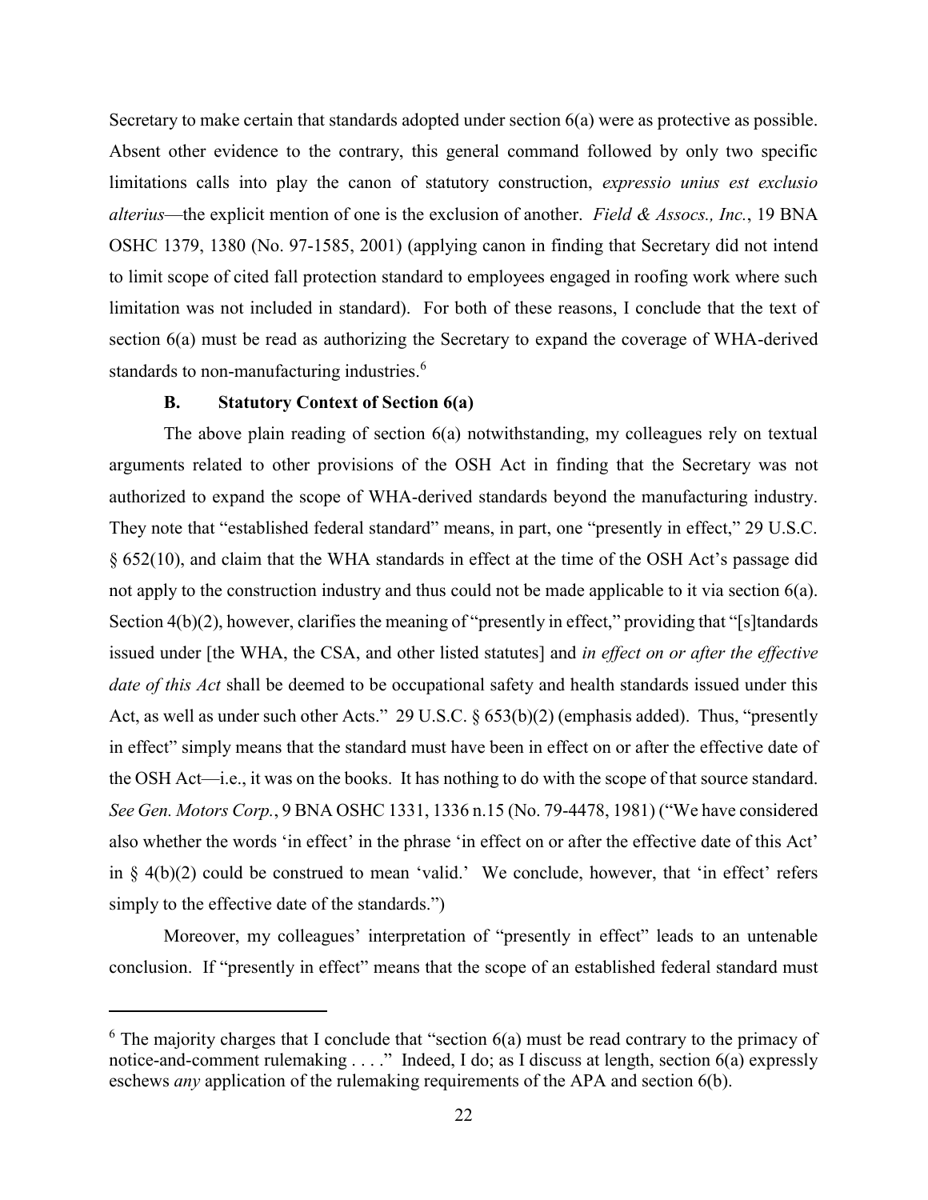Secretary to make certain that standards adopted under section 6(a) were as protective as possible. Absent other evidence to the contrary, this general command followed by only two specific limitations calls into play the canon of statutory construction, *expressio unius est exclusio alterius*—the explicit mention of one is the exclusion of another. *Field & Assocs., Inc.*, 19 BNA OSHC 1379, 1380 (No. 97-1585, 2001) (applying canon in finding that Secretary did not intend to limit scope of cited fall protection standard to employees engaged in roofing work where such limitation was not included in standard). For both of these reasons, I conclude that the text of section 6(a) must be read as authorizing the Secretary to expand the coverage of WHA-derived standards to non-manufacturing industries.[6]

### B. Statutory Context of Section 6(a)

The above plain reading of section 6(a) notwithstanding, my colleagues rely on textual arguments related to other provisions of the OSH Act in finding that the Secretary was not authorized to expand the scope of WHA-derived standards beyond the manufacturing industry. They note that "established federal standard" means, in part, one "presently in effect," 29 U.S.C. § 652(10), and claim that the WHA standards in effect at the time of the OSH Act's passage did not apply to the construction industry and thus could not be made applicable to it via section 6(a). Section 4(b)(2), however, clarifies the meaning of "presently in effect," providing that "[s]tandards issued under [the WHA, the CSA, and other listed statutes] and *in effect on or after the effective date of this Act* shall be deemed to be occupational safety and health standards issued under this Act, as well as under such other Acts." 29 U.S.C. § 653(b)(2) (emphasis added). Thus, "presently in effect" simply means that the standard must have been in effect on or after the effective date of the OSH Act—i.e., it was on the books. It has nothing to do with the scope of that source standard. *See Gen. Motors Corp.*, 9 BNA OSHC 1331, 1336 n.15 (No. 79-4478, 1981) ("We have considered also whether the words 'in effect' in the phrase 'in effect on or after the effective date of this Act' in § 4(b)(2) could be construed to mean 'valid.' We conclude, however, that 'in effect' refers simply to the effective date of the standards.")

Moreover, my colleagues' interpretation of "presently in effect" leads to an untenable conclusion. If "presently in effect" means that the scope of an established federal standard must

---

[6] The majority charges that I conclude that "section 6(a) must be read contrary to the primacy of notice-and-comment rulemaking . . . ." Indeed, I do; as I discuss at length, section 6(a) expressly eschews *any* application of the rulemaking requirements of the APA and section 6(b).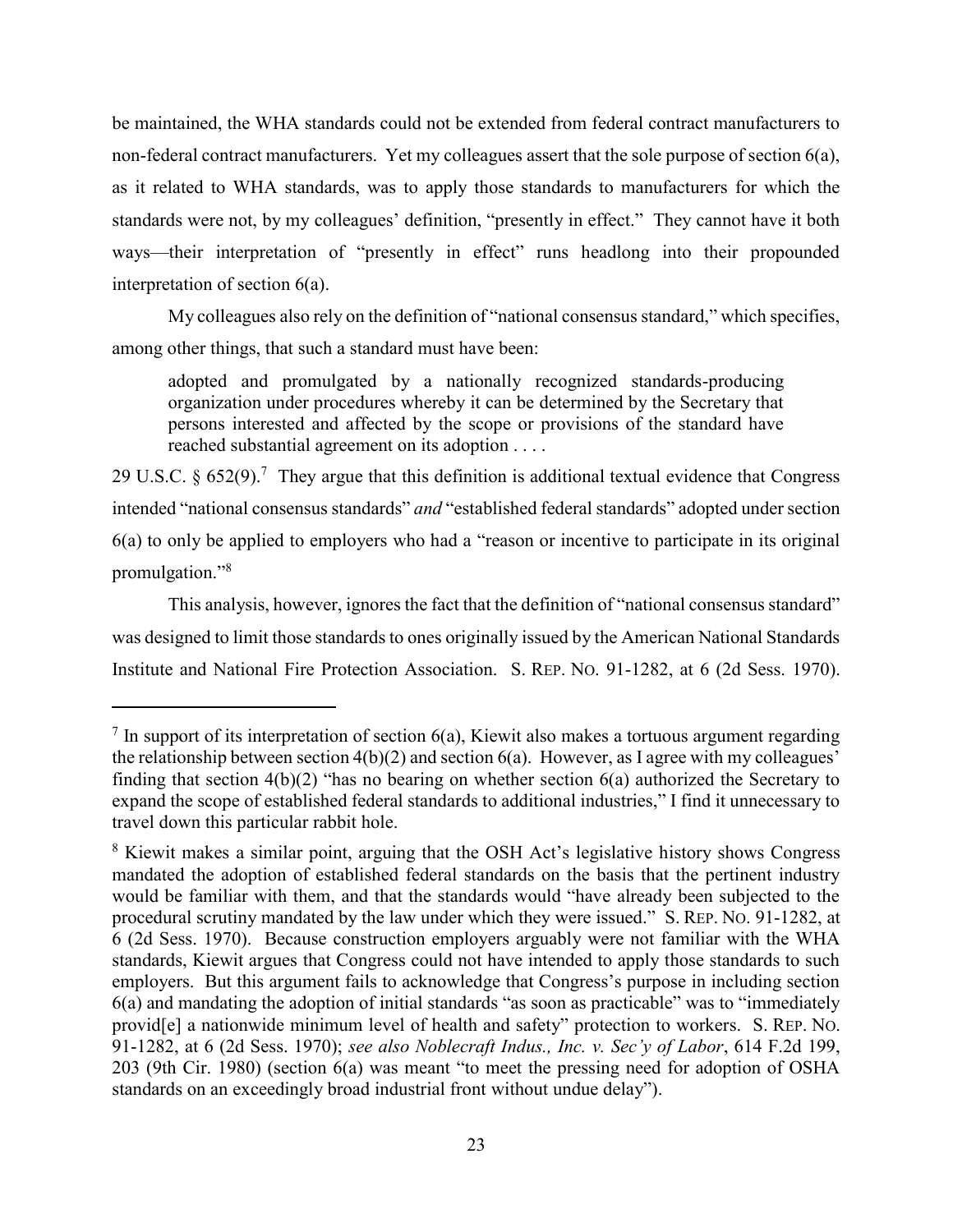be maintained, the WHA standards could not be extended from federal contract manufacturers to non-federal contract manufacturers. Yet my colleagues assert that the sole purpose of section 6(a), as it related to WHA standards, was to apply those standards to manufacturers for which the standards were not, by my colleagues' definition, "presently in effect." They cannot have it both ways—their interpretation of "presently in effect" runs headlong into their propounded interpretation of section 6(a).

My colleagues also rely on the definition of "national consensus standard," which specifies, among other things, that such a standard must have been:

> adopted and promulgated by a nationally recognized standards-producing organization under procedures whereby it can be determined by the Secretary that persons interested and affected by the scope or provisions of the standard have reached substantial agreement on its adoption . . . .

29 U.S.C. § 652(9).[7] They argue that this definition is additional textual evidence that Congress intended "national consensus standards" *and* "established federal standards" adopted under section 6(a) to only be applied to employers who had a "reason or incentive to participate in its original promulgation."[8]

This analysis, however, ignores the fact that the definition of "national consensus standard" was designed to limit those standards to ones originally issued by the American National Standards Institute and National Fire Protection Association. S. REP. NO. 91-1282, at 6 (2d Sess. 1970).

---

[7] In support of its interpretation of section 6(a), Kiewit also makes a tortuous argument regarding the relationship between section 4(b)(2) and section 6(a). However, as I agree with my colleagues' finding that section 4(b)(2) "has no bearing on whether section 6(a) authorized the Secretary to expand the scope of established federal standards to additional industries," I find it unnecessary to travel down this particular rabbit hole.

[8] Kiewit makes a similar point, arguing that the OSH Act's legislative history shows Congress mandated the adoption of established federal standards on the basis that the pertinent industry would be familiar with them, and that the standards would "have already been subjected to the procedural scrutiny mandated by the law under which they were issued." S. REP. NO. 91-1282, at 6 (2d Sess. 1970). Because construction employers arguably were not familiar with the WHA standards, Kiewit argues that Congress could not have intended to apply those standards to such employers. But this argument fails to acknowledge that Congress's purpose in including section 6(a) and mandating the adoption of initial standards "as soon as practicable" was to "immediately provid[e] a nationwide minimum level of health and safety" protection to workers. S. REP. NO. 91-1282, at 6 (2d Sess. 1970); *see also Noblecraft Indus., Inc. v. Sec'y of Labor*, 614 F.2d 199, 203 (9th Cir. 1980) (section 6(a) was meant "to meet the pressing need for adoption of OSHA standards on an exceedingly broad industrial front without undue delay").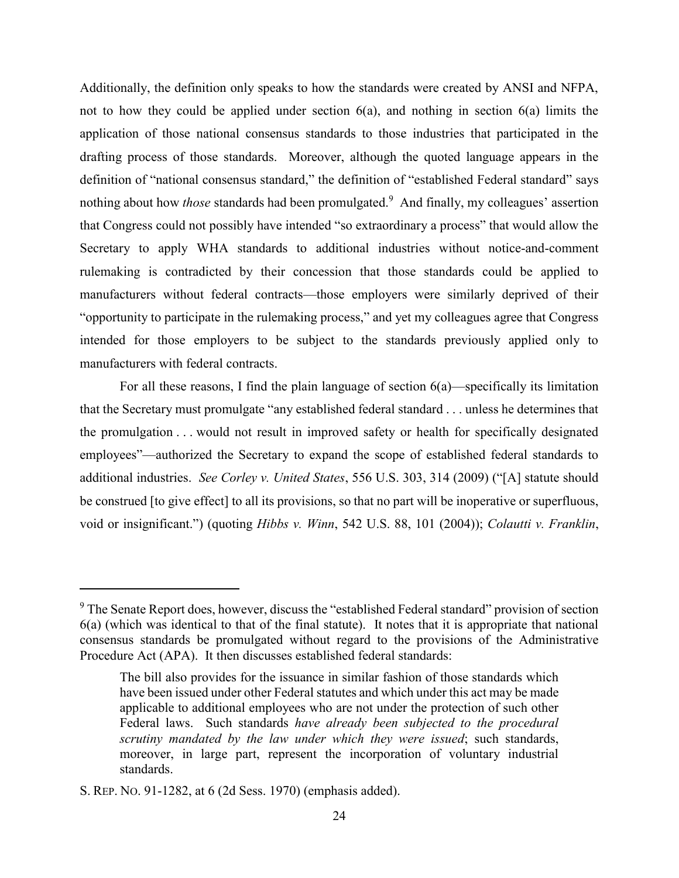Additionally, the definition only speaks to how the standards were created by ANSI and NFPA, not to how they could be applied under section 6(a), and nothing in section 6(a) limits the application of those national consensus standards to those industries that participated in the drafting process of those standards. Moreover, although the quoted language appears in the definition of "national consensus standard," the definition of "established Federal standard" says nothing about how *those* standards had been promulgated.[9] And finally, my colleagues' assertion that Congress could not possibly have intended "so extraordinary a process" that would allow the Secretary to apply WHA standards to additional industries without notice-and-comment rulemaking is contradicted by their concession that those standards could be applied to manufacturers without federal contracts—those employers were similarly deprived of their "opportunity to participate in the rulemaking process," and yet my colleagues agree that Congress intended for those employers to be subject to the standards previously applied only to manufacturers with federal contracts.

For all these reasons, I find the plain language of section 6(a)—specifically its limitation that the Secretary must promulgate "any established federal standard . . . unless he determines that the promulgation . . . would not result in improved safety or health for specifically designated employees"—authorized the Secretary to expand the scope of established federal standards to additional industries. *See Corley v. United States*, 556 U.S. 303, 314 (2009) ("[A] statute should be construed [to give effect] to all its provisions, so that no part will be inoperative or superfluous, void or insignificant.") (quoting *Hibbs v. Winn*, 542 U.S. 88, 101 (2004)); *Colautti v. Franklin*,

---

[9] The Senate Report does, however, discuss the "established Federal standard" provision of section 6(a) (which was identical to that of the final statute). It notes that it is appropriate that national consensus standards be promulgated without regard to the provisions of the Administrative Procedure Act (APA). It then discusses established federal standards:

> The bill also provides for the issuance in similar fashion of those standards which have been issued under other Federal statutes and which under this act may be made applicable to additional employees who are not under the protection of such other Federal laws. Such standards *have already been subjected to the procedural scrutiny mandated by the law under which they were issued*; such standards, moreover, in large part, represent the incorporation of voluntary industrial standards.

S. REP. NO. 91-1282, at 6 (2d Sess. 1970) (emphasis added).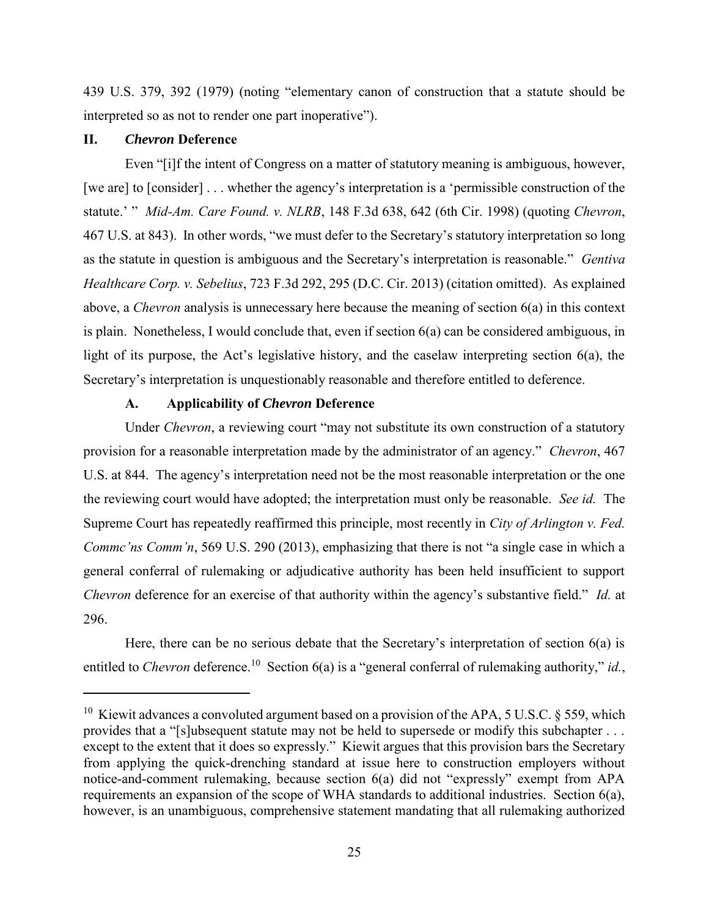439 U.S. 379, 392 (1979) (noting "elementary canon of construction that a statute should be interpreted so as not to render one part inoperative").

## II. *Chevron* Deference

Even "[i]f the intent of Congress on a matter of statutory meaning is ambiguous, however, [we are] to [consider] . . . whether the agency's interpretation is a 'permissible construction of the statute.' " *Mid-Am. Care Found. v. NLRB*, 148 F.3d 638, 642 (6th Cir. 1998) (quoting *Chevron*, 467 U.S. at 843). In other words, "we must defer to the Secretary's statutory interpretation so long as the statute in question is ambiguous and the Secretary's interpretation is reasonable." *Gentiva Healthcare Corp. v. Sebelius*, 723 F.3d 292, 295 (D.C. Cir. 2013) (citation omitted). As explained above, a *Chevron* analysis is unnecessary here because the meaning of section 6(a) in this context is plain. Nonetheless, I would conclude that, even if section 6(a) can be considered ambiguous, in light of its purpose, the Act's legislative history, and the caselaw interpreting section 6(a), the Secretary's interpretation is unquestionably reasonable and therefore entitled to deference.

### A. Applicability of *Chevron* Deference

Under *Chevron*, a reviewing court "may not substitute its own construction of a statutory provision for a reasonable interpretation made by the administrator of an agency." *Chevron*, 467 U.S. at 844. The agency's interpretation need not be the most reasonable interpretation or the one the reviewing court would have adopted; the interpretation must only be reasonable. *See id.* The Supreme Court has repeatedly reaffirmed this principle, most recently in *City of Arlington v. Fed. Commc'ns Comm'n*, 569 U.S. 290 (2013), emphasizing that there is not "a single case in which a general conferral of rulemaking or adjudicative authority has been held insufficient to support *Chevron* deference for an exercise of that authority within the agency's substantive field." *Id.* at 296.

Here, there can be no serious debate that the Secretary's interpretation of section 6(a) is entitled to *Chevron* deference.[10] Section 6(a) is a "general conferral of rulemaking authority," *id.*,

---

[10] Kiewit advances a convoluted argument based on a provision of the APA, 5 U.S.C. § 559, which provides that a "[s]ubsequent statute may not be held to supersede or modify this subchapter . . . except to the extent that it does so expressly." Kiewit argues that this provision bars the Secretary from applying the quick-drenching standard at issue here to construction employers without notice-and-comment rulemaking, because section 6(a) did not "expressly" exempt from APA requirements an expansion of the scope of WHA standards to additional industries. Section 6(a), however, is an unambiguous, comprehensive statement mandating that all rulemaking authorized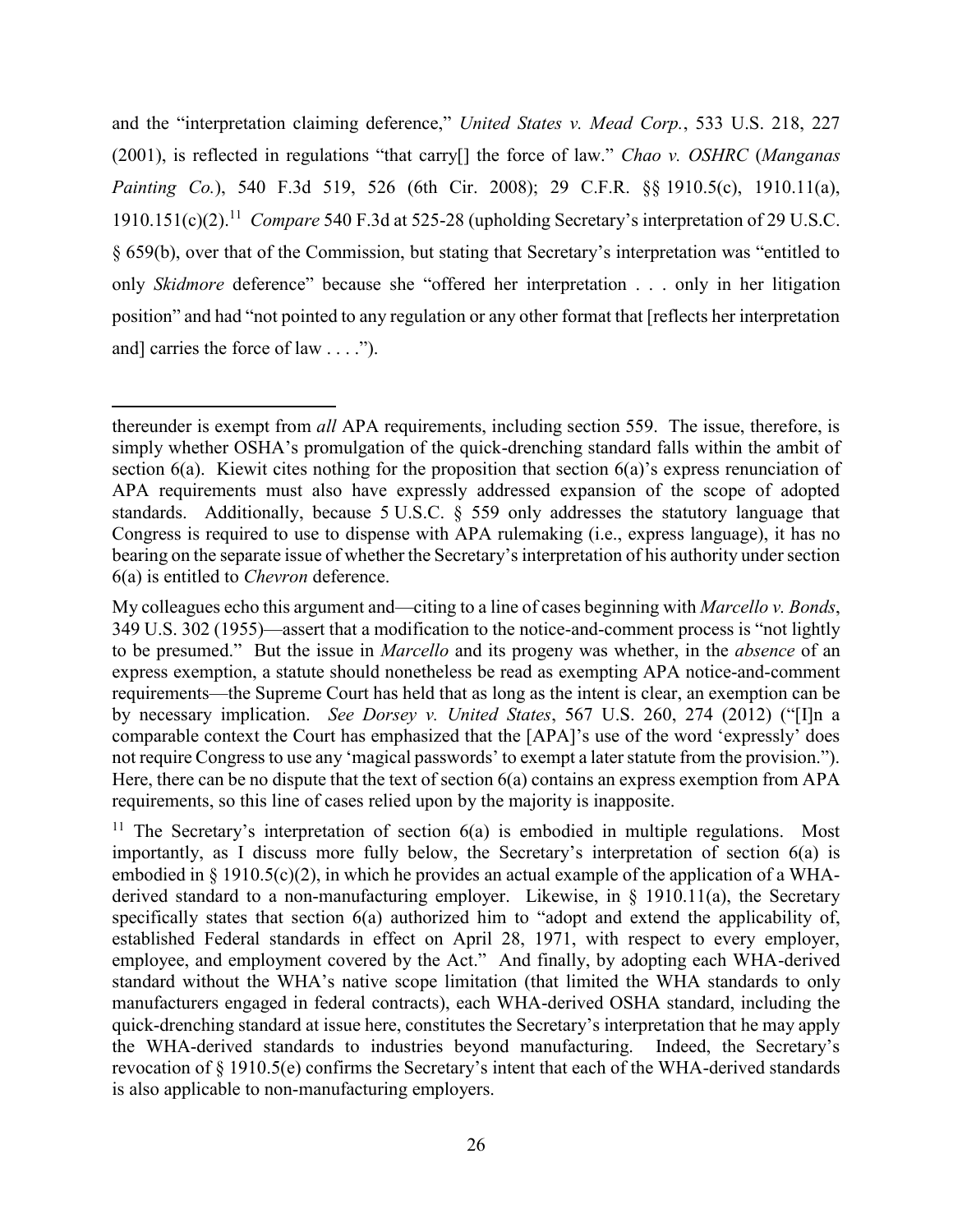and the "interpretation claiming deference," *United States v. Mead Corp.*, 533 U.S. 218, 227 (2001), is reflected in regulations "that carry[] the force of law." *Chao v. OSHRC* (*Manganas Painting Co.*), 540 F.3d 519, 526 (6th Cir. 2008); 29 C.F.R. §§ 1910.5(c), 1910.11(a), 1910.151(c)(2).[11] *Compare* 540 F.3d at 525-28 (upholding Secretary's interpretation of 29 U.S.C. § 659(b), over that of the Commission, but stating that Secretary's interpretation was "entitled to only *Skidmore* deference" because she "offered her interpretation . . . only in her litigation position" and had "not pointed to any regulation or any other format that [reflects her interpretation and] carries the force of law . . . .").

---

thereunder is exempt from *all* APA requirements, including section 559. The issue, therefore, is simply whether OSHA's promulgation of the quick-drenching standard falls within the ambit of section 6(a). Kiewit cites nothing for the proposition that section 6(a)'s express renunciation of APA requirements must also have expressly addressed expansion of the scope of adopted standards. Additionally, because 5 U.S.C. § 559 only addresses the statutory language that Congress is required to use to dispense with APA rulemaking (i.e., express language), it has no bearing on the separate issue of whether the Secretary's interpretation of his authority under section 6(a) is entitled to *Chevron* deference.

My colleagues echo this argument and—citing to a line of cases beginning with *Marcello v. Bonds*, 349 U.S. 302 (1955)—assert that a modification to the notice-and-comment process is "not lightly to be presumed." But the issue in *Marcello* and its progeny was whether, in the *absence* of an express exemption, a statute should nonetheless be read as exempting APA notice-and-comment requirements—the Supreme Court has held that as long as the intent is clear, an exemption can be by necessary implication. *See Dorsey v. United States*, 567 U.S. 260, 274 (2012) ("[I]n a comparable context the Court has emphasized that the [APA]'s use of the word 'expressly' does not require Congress to use any 'magical passwords' to exempt a later statute from the provision."). Here, there can be no dispute that the text of section 6(a) contains an express exemption from APA requirements, so this line of cases relied upon by the majority is inapposite.

[11] The Secretary's interpretation of section 6(a) is embodied in multiple regulations. Most importantly, as I discuss more fully below, the Secretary's interpretation of section 6(a) is embodied in § 1910.5(c)(2), in which he provides an actual example of the application of a WHA-derived standard to a non-manufacturing employer. Likewise, in § 1910.11(a), the Secretary specifically states that section 6(a) authorized him to "adopt and extend the applicability of, established Federal standards in effect on April 28, 1971, with respect to every employer, employee, and employment covered by the Act." And finally, by adopting each WHA-derived standard without the WHA's native scope limitation (that limited the WHA standards to only manufacturers engaged in federal contracts), each WHA-derived OSHA standard, including the quick-drenching standard at issue here, constitutes the Secretary's interpretation that he may apply the WHA-derived standards to industries beyond manufacturing. Indeed, the Secretary's revocation of § 1910.5(e) confirms the Secretary's intent that each of the WHA-derived standards is also applicable to non-manufacturing employers.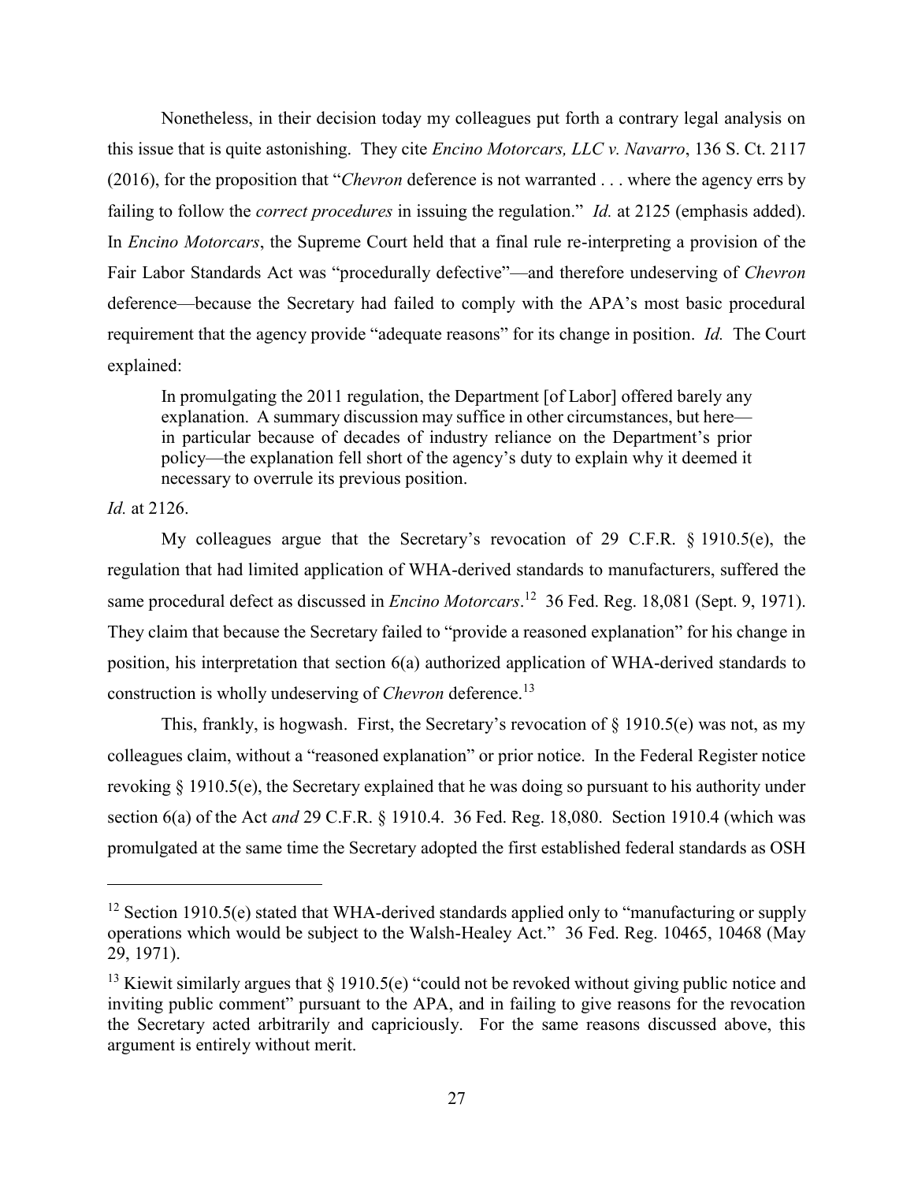Nonetheless, in their decision today my colleagues put forth a contrary legal analysis on this issue that is quite astonishing. They cite *Encino Motorcars, LLC v. Navarro*, 136 S. Ct. 2117 (2016), for the proposition that "*Chevron* deference is not warranted . . . where the agency errs by failing to follow the *correct procedures* in issuing the regulation." *Id.* at 2125 (emphasis added). In *Encino Motorcars*, the Supreme Court held that a final rule re-interpreting a provision of the Fair Labor Standards Act was "procedurally defective"—and therefore undeserving of *Chevron* deference—because the Secretary had failed to comply with the APA's most basic procedural requirement that the agency provide "adequate reasons" for its change in position. *Id.* The Court explained:

> In promulgating the 2011 regulation, the Department [of Labor] offered barely any explanation. A summary discussion may suffice in other circumstances, but here—in particular because of decades of industry reliance on the Department's prior policy—the explanation fell short of the agency's duty to explain why it deemed it necessary to overrule its previous position.

*Id.* at 2126.

My colleagues argue that the Secretary's revocation of 29 C.F.R. § 1910.5(e), the regulation that had limited application of WHA-derived standards to manufacturers, suffered the same procedural defect as discussed in *Encino Motorcars*.[12] 36 Fed. Reg. 18,081 (Sept. 9, 1971). They claim that because the Secretary failed to "provide a reasoned explanation" for his change in position, his interpretation that section 6(a) authorized application of WHA-derived standards to construction is wholly undeserving of *Chevron* deference.[13]

This, frankly, is hogwash. First, the Secretary's revocation of § 1910.5(e) was not, as my colleagues claim, without a "reasoned explanation" or prior notice. In the Federal Register notice revoking § 1910.5(e), the Secretary explained that he was doing so pursuant to his authority under section 6(a) of the Act *and* 29 C.F.R. § 1910.4. 36 Fed. Reg. 18,080. Section 1910.4 (which was promulgated at the same time the Secretary adopted the first established federal standards as OSH

---

[12] Section 1910.5(e) stated that WHA-derived standards applied only to "manufacturing or supply operations which would be subject to the Walsh-Healey Act." 36 Fed. Reg. 10465, 10468 (May 29, 1971).

[13] Kiewit similarly argues that § 1910.5(e) "could not be revoked without giving public notice and inviting public comment" pursuant to the APA, and in failing to give reasons for the revocation the Secretary acted arbitrarily and capriciously. For the same reasons discussed above, this argument is entirely without merit.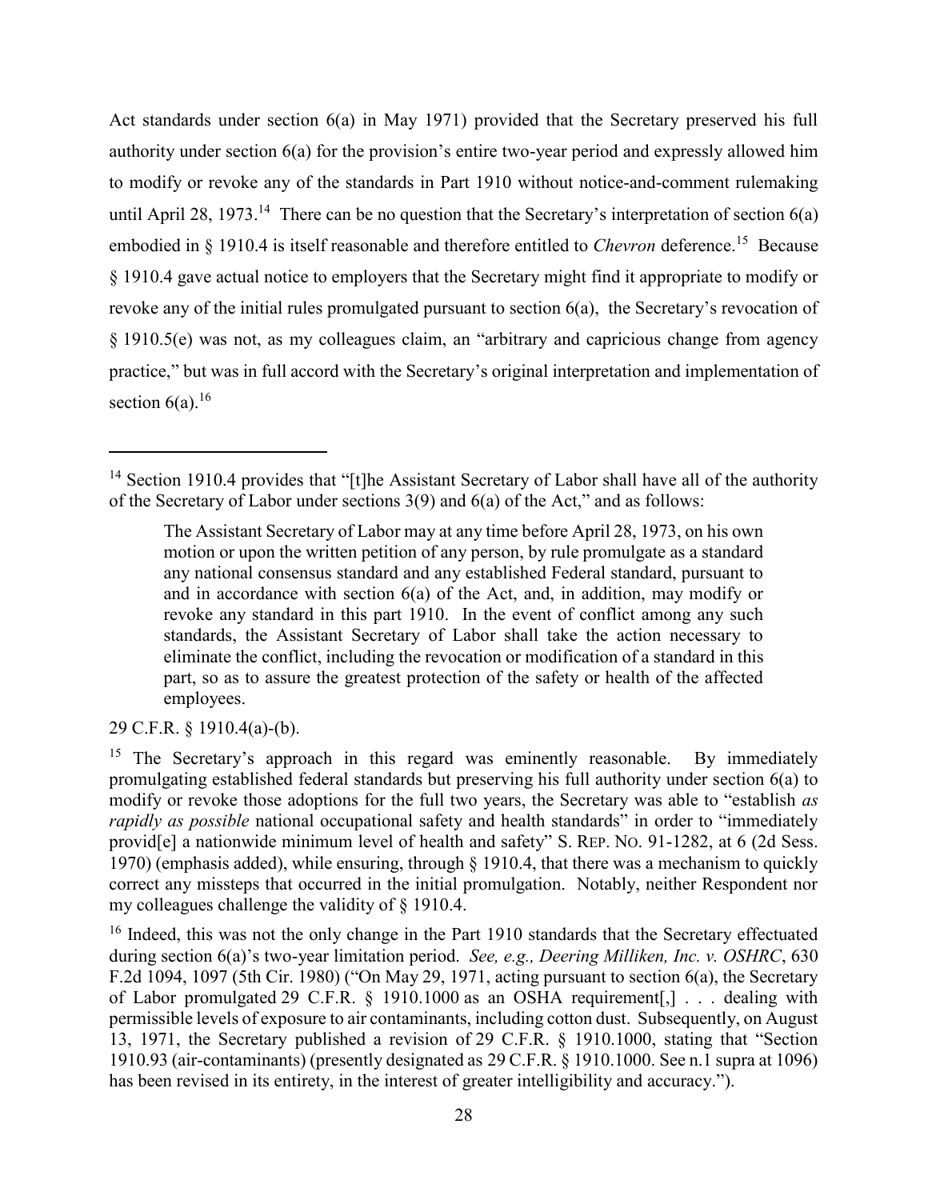Act standards under section 6(a) in May 1971) provided that the Secretary preserved his full authority under section 6(a) for the provision's entire two-year period and expressly allowed him to modify or revoke any of the standards in Part 1910 without notice-and-comment rulemaking until April 28, 1973.[14] There can be no question that the Secretary's interpretation of section 6(a) embodied in § 1910.4 is itself reasonable and therefore entitled to *Chevron* deference.[15] Because § 1910.4 gave actual notice to employers that the Secretary might find it appropriate to modify or revoke any of the initial rules promulgated pursuant to section 6(a), the Secretary's revocation of § 1910.5(e) was not, as my colleagues claim, an "arbitrary and capricious change from agency practice," but was in full accord with the Secretary's original interpretation and implementation of section 6(a).[16]

---

[14] Section 1910.4 provides that "[t]he Assistant Secretary of Labor shall have all of the authority of the Secretary of Labor under sections 3(9) and 6(a) of the Act," and as follows:

> The Assistant Secretary of Labor may at any time before April 28, 1973, on his own motion or upon the written petition of any person, by rule promulgate as a standard any national consensus standard and any established Federal standard, pursuant to and in accordance with section 6(a) of the Act, and, in addition, may modify or revoke any standard in this part 1910. In the event of conflict among any such standards, the Assistant Secretary of Labor shall take the action necessary to eliminate the conflict, including the revocation or modification of a standard in this part, so as to assure the greatest protection of the safety or health of the affected employees.

29 C.F.R. § 1910.4(a)-(b).

[15] The Secretary's approach in this regard was eminently reasonable. By immediately promulgating established federal standards but preserving his full authority under section 6(a) to modify or revoke those adoptions for the full two years, the Secretary was able to "establish *as rapidly as possible* national occupational safety and health standards" in order to "immediately provid[e] a nationwide minimum level of health and safety" S. REP. NO. 91-1282, at 6 (2d Sess. 1970) (emphasis added), while ensuring, through § 1910.4, that there was a mechanism to quickly correct any missteps that occurred in the initial promulgation. Notably, neither Respondent nor my colleagues challenge the validity of § 1910.4.

[16] Indeed, this was not the only change in the Part 1910 standards that the Secretary effectuated during section 6(a)'s two-year limitation period. *See, e.g., Deering Milliken, Inc. v. OSHRC*, 630 F.2d 1094, 1097 (5th Cir. 1980) ("On May 29, 1971, acting pursuant to section 6(a), the Secretary of Labor promulgated 29 C.F.R. § 1910.1000 as an OSHA requirement[,] . . . dealing with permissible levels of exposure to air contaminants, including cotton dust. Subsequently, on August 13, 1971, the Secretary published a revision of 29 C.F.R. § 1910.1000, stating that "Section 1910.93 (air-contaminants) (presently designated as 29 C.F.R. § 1910.1000. See n.1 supra at 1096) has been revised in its entirety, in the interest of greater intelligibility and accuracy.").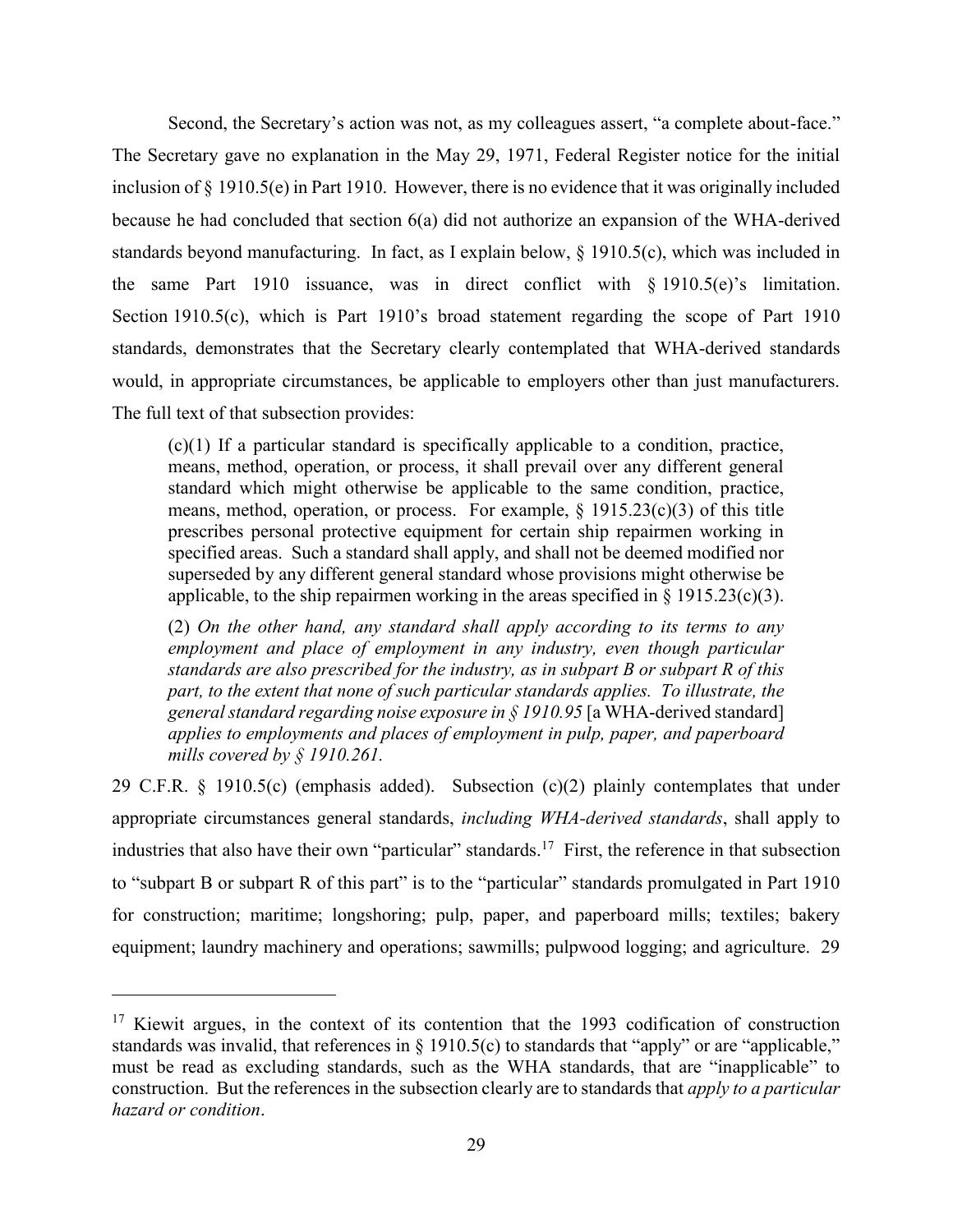Second, the Secretary's action was not, as my colleagues assert, "a complete about-face." The Secretary gave no explanation in the May 29, 1971, Federal Register notice for the initial inclusion of § 1910.5(e) in Part 1910. However, there is no evidence that it was originally included because he had concluded that section 6(a) did not authorize an expansion of the WHA-derived standards beyond manufacturing. In fact, as I explain below, § 1910.5(c), which was included in the same Part 1910 issuance, was in direct conflict with § 1910.5(e)'s limitation. Section 1910.5(c), which is Part 1910's broad statement regarding the scope of Part 1910 standards, demonstrates that the Secretary clearly contemplated that WHA-derived standards would, in appropriate circumstances, be applicable to employers other than just manufacturers. The full text of that subsection provides:

> (c)(1) If a particular standard is specifically applicable to a condition, practice, means, method, operation, or process, it shall prevail over any different general standard which might otherwise be applicable to the same condition, practice, means, method, operation, or process. For example, § 1915.23(c)(3) of this title prescribes personal protective equipment for certain ship repairmen working in specified areas. Such a standard shall apply, and shall not be deemed modified nor superseded by any different general standard whose provisions might otherwise be applicable, to the ship repairmen working in the areas specified in § 1915.23(c)(3).
>
> (2) *On the other hand, any standard shall apply according to its terms to any employment and place of employment in any industry, even though particular standards are also prescribed for the industry, as in subpart B or subpart R of this part, to the extent that none of such particular standards applies. To illustrate, the general standard regarding noise exposure in § 1910.95* [a WHA-derived standard] *applies to employments and places of employment in pulp, paper, and paperboard mills covered by § 1910.261.*

29 C.F.R. § 1910.5(c) (emphasis added). Subsection (c)(2) plainly contemplates that under appropriate circumstances general standards, *including WHA-derived standards*, shall apply to industries that also have their own "particular" standards.[17] First, the reference in that subsection to "subpart B or subpart R of this part" is to the "particular" standards promulgated in Part 1910 for construction; maritime; longshoring; pulp, paper, and paperboard mills; textiles; bakery equipment; laundry machinery and operations; sawmills; pulpwood logging; and agriculture. 29

---

[17] Kiewit argues, in the context of its contention that the 1993 codification of construction standards was invalid, that references in § 1910.5(c) to standards that "apply" or are "applicable," must be read as excluding standards, such as the WHA standards, that are "inapplicable" to construction. But the references in the subsection clearly are to standards that *apply to a particular hazard or condition*.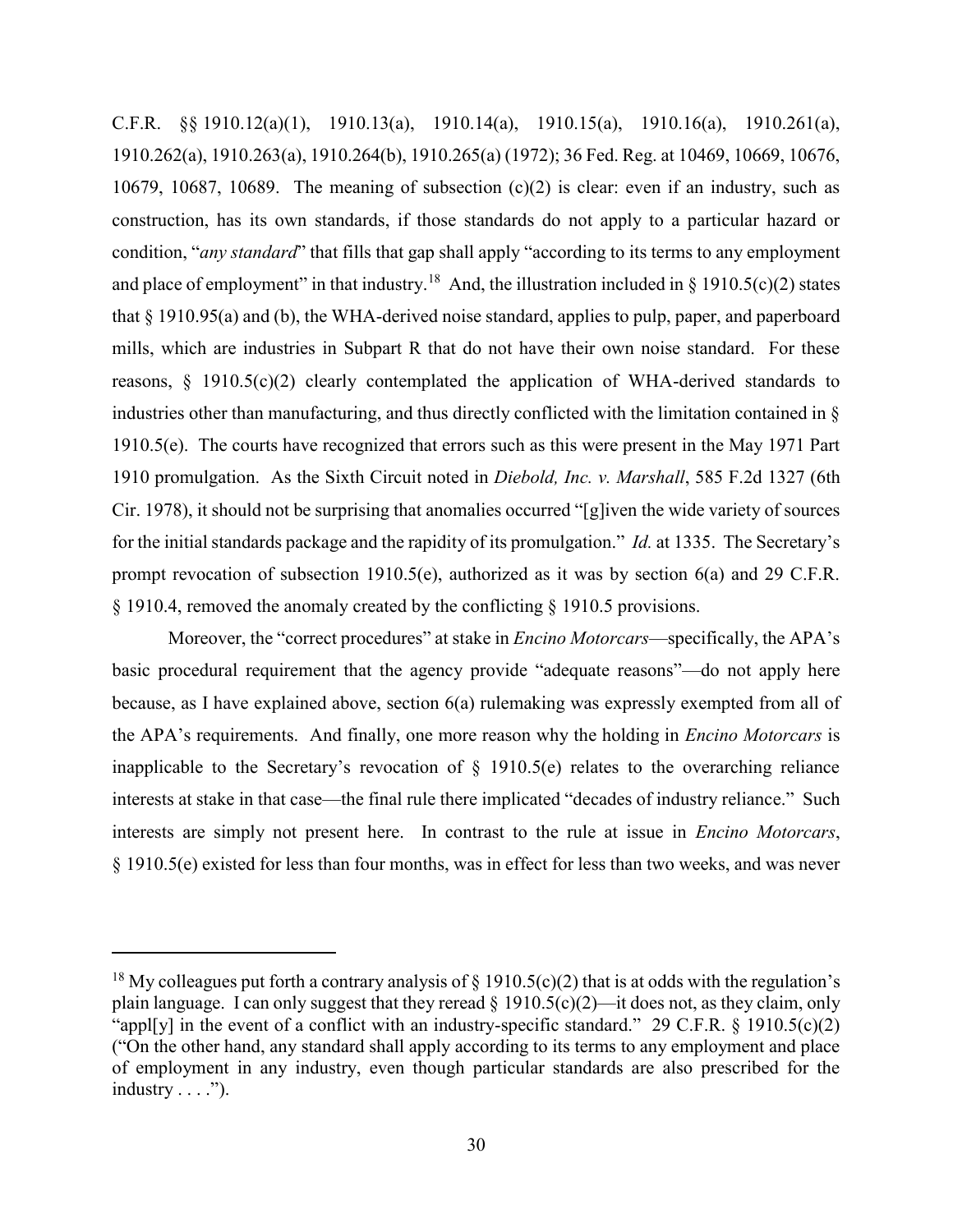C.F.R. §§ 1910.12(a)(1), 1910.13(a), 1910.14(a), 1910.15(a), 1910.16(a), 1910.261(a), 1910.262(a), 1910.263(a), 1910.264(b), 1910.265(a) (1972); 36 Fed. Reg. at 10469, 10669, 10676, 10679, 10687, 10689. The meaning of subsection (c)(2) is clear: even if an industry, such as construction, has its own standards, if those standards do not apply to a particular hazard or condition, "*any standard*" that fills that gap shall apply "according to its terms to any employment and place of employment" in that industry.[18] And, the illustration included in § 1910.5(c)(2) states that § 1910.95(a) and (b), the WHA-derived noise standard, applies to pulp, paper, and paperboard mills, which are industries in Subpart R that do not have their own noise standard. For these reasons, § 1910.5(c)(2) clearly contemplated the application of WHA-derived standards to industries other than manufacturing, and thus directly conflicted with the limitation contained in § 1910.5(e). The courts have recognized that errors such as this were present in the May 1971 Part 1910 promulgation. As the Sixth Circuit noted in *Diebold, Inc. v. Marshall*, 585 F.2d 1327 (6th Cir. 1978), it should not be surprising that anomalies occurred "[g]iven the wide variety of sources for the initial standards package and the rapidity of its promulgation." *Id.* at 1335. The Secretary's prompt revocation of subsection 1910.5(e), authorized as it was by section 6(a) and 29 C.F.R. § 1910.4, removed the anomaly created by the conflicting § 1910.5 provisions.

Moreover, the "correct procedures" at stake in *Encino Motorcars*—specifically, the APA's basic procedural requirement that the agency provide "adequate reasons"—do not apply here because, as I have explained above, section 6(a) rulemaking was expressly exempted from all of the APA's requirements. And finally, one more reason why the holding in *Encino Motorcars* is inapplicable to the Secretary's revocation of § 1910.5(e) relates to the overarching reliance interests at stake in that case—the final rule there implicated "decades of industry reliance." Such interests are simply not present here. In contrast to the rule at issue in *Encino Motorcars*, § 1910.5(e) existed for less than four months, was in effect for less than two weeks, and was never

---

[18] My colleagues put forth a contrary analysis of § 1910.5(c)(2) that is at odds with the regulation's plain language. I can only suggest that they reread § 1910.5(c)(2)—it does not, as they claim, only "appl[y] in the event of a conflict with an industry-specific standard." 29 C.F.R. § 1910.5(c)(2) ("On the other hand, any standard shall apply according to its terms to any employment and place of employment in any industry, even though particular standards are also prescribed for the industry . . . .").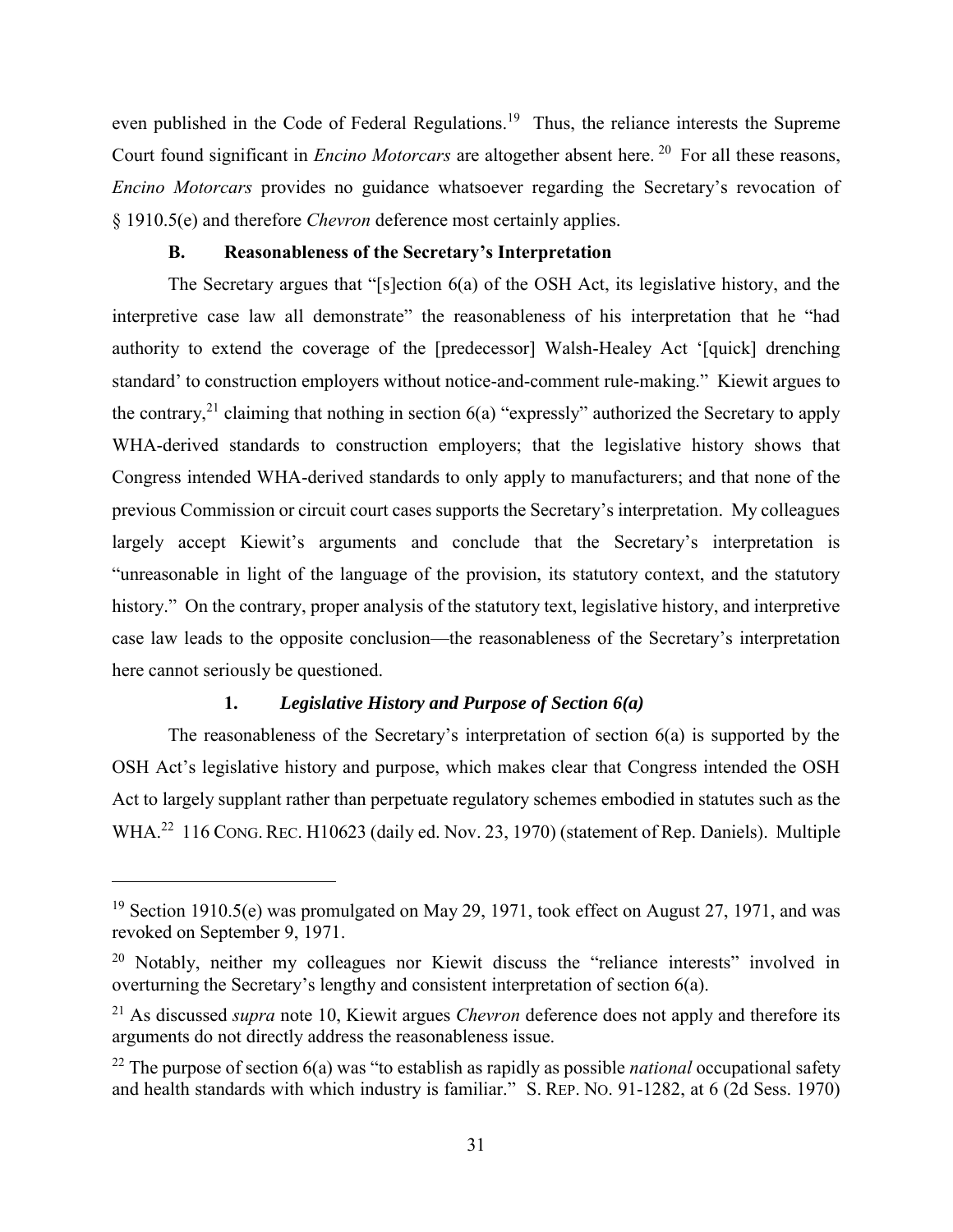even published in the Code of Federal Regulations.[19] Thus, the reliance interests the Supreme Court found significant in *Encino Motorcars* are altogether absent here.[20] For all these reasons, *Encino Motorcars* provides no guidance whatsoever regarding the Secretary's revocation of § 1910.5(e) and therefore *Chevron* deference most certainly applies.

### B. Reasonableness of the Secretary's Interpretation

The Secretary argues that "[s]ection 6(a) of the OSH Act, its legislative history, and the interpretive case law all demonstrate" the reasonableness of his interpretation that he "had authority to extend the coverage of the [predecessor] Walsh-Healey Act '[quick] drenching standard' to construction employers without notice-and-comment rule-making." Kiewit argues to the contrary,[21] claiming that nothing in section 6(a) "expressly" authorized the Secretary to apply WHA-derived standards to construction employers; that the legislative history shows that Congress intended WHA-derived standards to only apply to manufacturers; and that none of the previous Commission or circuit court cases supports the Secretary's interpretation. My colleagues largely accept Kiewit's arguments and conclude that the Secretary's interpretation is "unreasonable in light of the language of the provision, its statutory context, and the statutory history." On the contrary, proper analysis of the statutory text, legislative history, and interpretive case law leads to the opposite conclusion—the reasonableness of the Secretary's interpretation here cannot seriously be questioned.

#### 1. *Legislative History and Purpose of Section 6(a)*

The reasonableness of the Secretary's interpretation of section 6(a) is supported by the OSH Act's legislative history and purpose, which makes clear that Congress intended the OSH Act to largely supplant rather than perpetuate regulatory schemes embodied in statutes such as the WHA.[22] 116 CONG. REC. H10623 (daily ed. Nov. 23, 1970) (statement of Rep. Daniels). Multiple

---

[19] Section 1910.5(e) was promulgated on May 29, 1971, took effect on August 27, 1971, and was revoked on September 9, 1971.

[20] Notably, neither my colleagues nor Kiewit discuss the "reliance interests" involved in overturning the Secretary's lengthy and consistent interpretation of section 6(a).

[21] As discussed *supra* note 10, Kiewit argues *Chevron* deference does not apply and therefore its arguments do not directly address the reasonableness issue.

[22] The purpose of section 6(a) was "to establish as rapidly as possible *national* occupational safety and health standards with which industry is familiar." S. REP. NO. 91-1282, at 6 (2d Sess. 1970)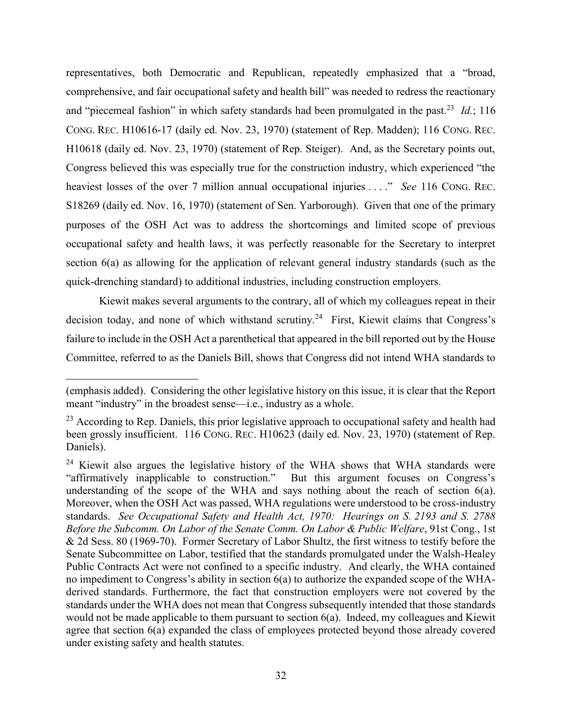representatives, both Democratic and Republican, repeatedly emphasized that a "broad, comprehensive, and fair occupational safety and health bill" was needed to redress the reactionary and "piecemeal fashion" in which safety standards had been promulgated in the past.[23] *Id.*; 116 CONG. REC. H10616-17 (daily ed. Nov. 23, 1970) (statement of Rep. Madden); 116 CONG. REC. H10618 (daily ed. Nov. 23, 1970) (statement of Rep. Steiger). And, as the Secretary points out, Congress believed this was especially true for the construction industry, which experienced "the heaviest losses of the over 7 million annual occupational injuries . . . ." *See* 116 CONG. REC. S18269 (daily ed. Nov. 16, 1970) (statement of Sen. Yarborough). Given that one of the primary purposes of the OSH Act was to address the shortcomings and limited scope of previous occupational safety and health laws, it was perfectly reasonable for the Secretary to interpret section 6(a) as allowing for the application of relevant general industry standards (such as the quick-drenching standard) to additional industries, including construction employers.

Kiewit makes several arguments to the contrary, all of which my colleagues repeat in their decision today, and none of which withstand scrutiny.[24] First, Kiewit claims that Congress's failure to include in the OSH Act a parenthetical that appeared in the bill reported out by the House Committee, referred to as the Daniels Bill, shows that Congress did not intend WHA standards to

---

(emphasis added). Considering the other legislative history on this issue, it is clear that the Report meant "industry" in the broadest sense—i.e., industry as a whole.

[23] According to Rep. Daniels, this prior legislative approach to occupational safety and health had been grossly insufficient. 116 CONG. REC. H10623 (daily ed. Nov. 23, 1970) (statement of Rep. Daniels).

[24] Kiewit also argues the legislative history of the WHA shows that WHA standards were "affirmatively inapplicable to construction." But this argument focuses on Congress's understanding of the scope of the WHA and says nothing about the reach of section 6(a). Moreover, when the OSH Act was passed, WHA regulations were understood to be cross-industry standards. *See Occupational Safety and Health Act, 1970: Hearings on S. 2193 and S. 2788 Before the Subcomm. On Labor of the Senate Comm. On Labor & Public Welfare*, 91st Cong., 1st & 2d Sess. 80 (1969-70). Former Secretary of Labor Shultz, the first witness to testify before the Senate Subcommittee on Labor, testified that the standards promulgated under the Walsh-Healey Public Contracts Act were not confined to a specific industry. And clearly, the WHA contained no impediment to Congress's ability in section 6(a) to authorize the expanded scope of the WHA-derived standards. Furthermore, the fact that construction employers were not covered by the standards under the WHA does not mean that Congress subsequently intended that those standards would not be made applicable to them pursuant to section 6(a). Indeed, my colleagues and Kiewit agree that section 6(a) expanded the class of employees protected beyond those already covered under existing safety and health statutes.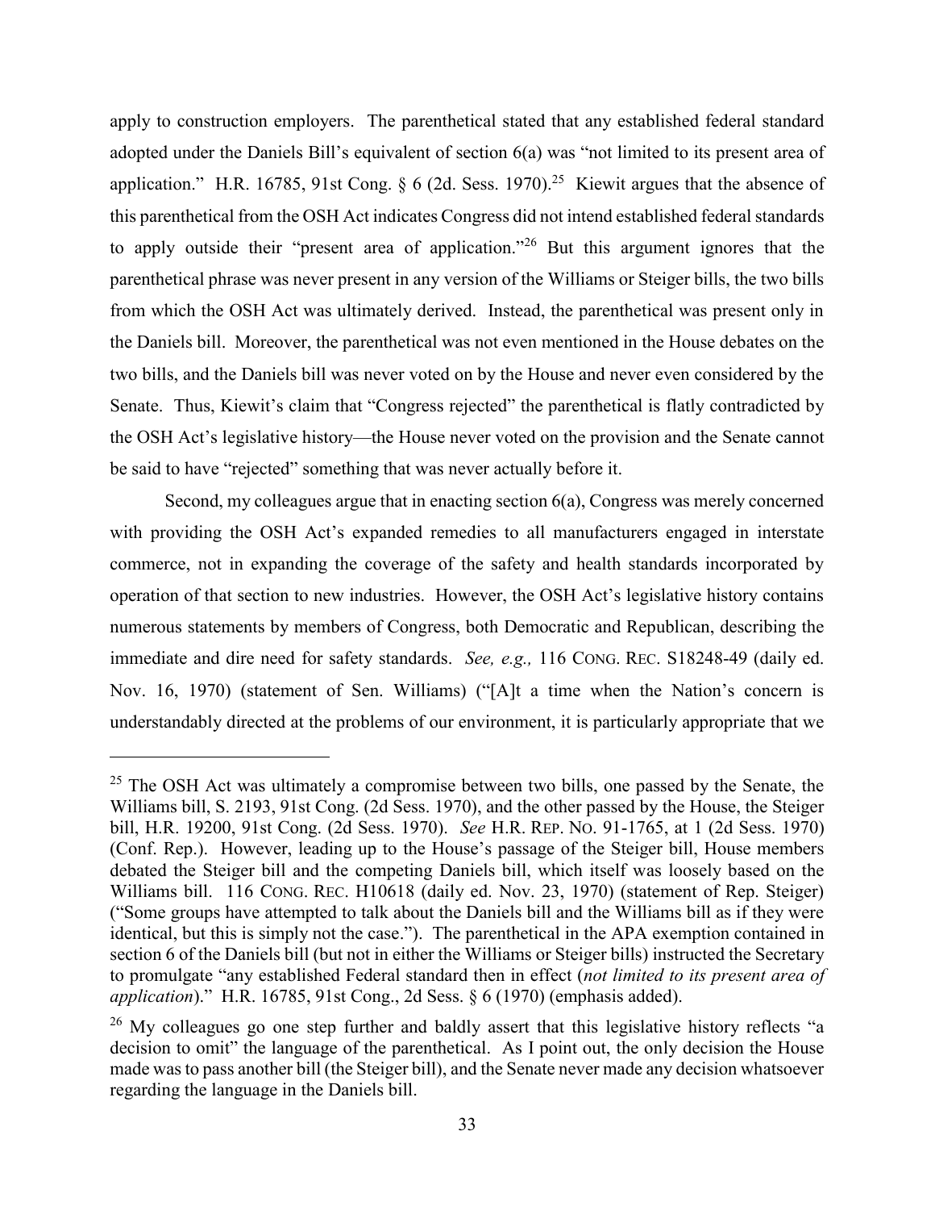apply to construction employers. The parenthetical stated that any established federal standard adopted under the Daniels Bill's equivalent of section 6(a) was "not limited to its present area of application." H.R. 16785, 91st Cong. § 6 (2d. Sess. 1970).[25] Kiewit argues that the absence of this parenthetical from the OSH Act indicates Congress did not intend established federal standards to apply outside their "present area of application."[26] But this argument ignores that the parenthetical phrase was never present in any version of the Williams or Steiger bills, the two bills from which the OSH Act was ultimately derived. Instead, the parenthetical was present only in the Daniels bill. Moreover, the parenthetical was not even mentioned in the House debates on the two bills, and the Daniels bill was never voted on by the House and never even considered by the Senate. Thus, Kiewit's claim that "Congress rejected" the parenthetical is flatly contradicted by the OSH Act's legislative history—the House never voted on the provision and the Senate cannot be said to have "rejected" something that was never actually before it.

Second, my colleagues argue that in enacting section 6(a), Congress was merely concerned with providing the OSH Act's expanded remedies to all manufacturers engaged in interstate commerce, not in expanding the coverage of the safety and health standards incorporated by operation of that section to new industries. However, the OSH Act's legislative history contains numerous statements by members of Congress, both Democratic and Republican, describing the immediate and dire need for safety standards. *See, e.g.,* 116 CONG. REC. S18248-49 (daily ed. Nov. 16, 1970) (statement of Sen. Williams) ("[A]t a time when the Nation's concern is understandably directed at the problems of our environment, it is particularly appropriate that we

---

[25] The OSH Act was ultimately a compromise between two bills, one passed by the Senate, the Williams bill, S. 2193, 91st Cong. (2d Sess. 1970), and the other passed by the House, the Steiger bill, H.R. 19200, 91st Cong. (2d Sess. 1970). *See* H.R. REP. NO. 91-1765, at 1 (2d Sess. 1970) (Conf. Rep.). However, leading up to the House's passage of the Steiger bill, House members debated the Steiger bill and the competing Daniels bill, which itself was loosely based on the Williams bill. 116 CONG. REC. H10618 (daily ed. Nov. 23, 1970) (statement of Rep. Steiger) ("Some groups have attempted to talk about the Daniels bill and the Williams bill as if they were identical, but this is simply not the case."). The parenthetical in the APA exemption contained in section 6 of the Daniels bill (but not in either the Williams or Steiger bills) instructed the Secretary to promulgate "any established Federal standard then in effect (*not limited to its present area of application*)." H.R. 16785, 91st Cong., 2d Sess. § 6 (1970) (emphasis added).

[26] My colleagues go one step further and baldly assert that this legislative history reflects "a decision to omit" the language of the parenthetical. As I point out, the only decision the House made was to pass another bill (the Steiger bill), and the Senate never made any decision whatsoever regarding the language in the Daniels bill.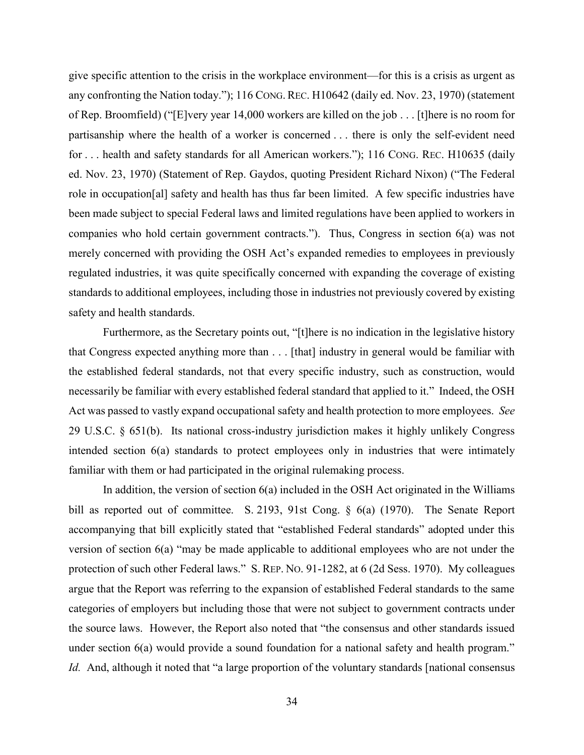give specific attention to the crisis in the workplace environment—for this is a crisis as urgent as any confronting the Nation today."); 116 CONG. REC. H10642 (daily ed. Nov. 23, 1970) (statement of Rep. Broomfield) ("[E]very year 14,000 workers are killed on the job . . . [t]here is no room for partisanship where the health of a worker is concerned . . . there is only the self-evident need for . . . health and safety standards for all American workers."); 116 CONG. REC. H10635 (daily ed. Nov. 23, 1970) (Statement of Rep. Gaydos, quoting President Richard Nixon) ("The Federal role in occupation[al] safety and health has thus far been limited. A few specific industries have been made subject to special Federal laws and limited regulations have been applied to workers in companies who hold certain government contracts."). Thus, Congress in section 6(a) was not merely concerned with providing the OSH Act's expanded remedies to employees in previously regulated industries, it was quite specifically concerned with expanding the coverage of existing standards to additional employees, including those in industries not previously covered by existing safety and health standards.

Furthermore, as the Secretary points out, "[t]here is no indication in the legislative history that Congress expected anything more than . . . [that] industry in general would be familiar with the established federal standards, not that every specific industry, such as construction, would necessarily be familiar with every established federal standard that applied to it." Indeed, the OSH Act was passed to vastly expand occupational safety and health protection to more employees. *See* 29 U.S.C. § 651(b). Its national cross-industry jurisdiction makes it highly unlikely Congress intended section 6(a) standards to protect employees only in industries that were intimately familiar with them or had participated in the original rulemaking process.

In addition, the version of section 6(a) included in the OSH Act originated in the Williams bill as reported out of committee. S. 2193, 91st Cong. § 6(a) (1970). The Senate Report accompanying that bill explicitly stated that "established Federal standards" adopted under this version of section 6(a) "may be made applicable to additional employees who are not under the protection of such other Federal laws." S. REP. NO. 91-1282, at 6 (2d Sess. 1970). My colleagues argue that the Report was referring to the expansion of established Federal standards to the same categories of employers but including those that were not subject to government contracts under the source laws. However, the Report also noted that "the consensus and other standards issued under section 6(a) would provide a sound foundation for a national safety and health program." *Id.* And, although it noted that "a large proportion of the voluntary standards [national consensus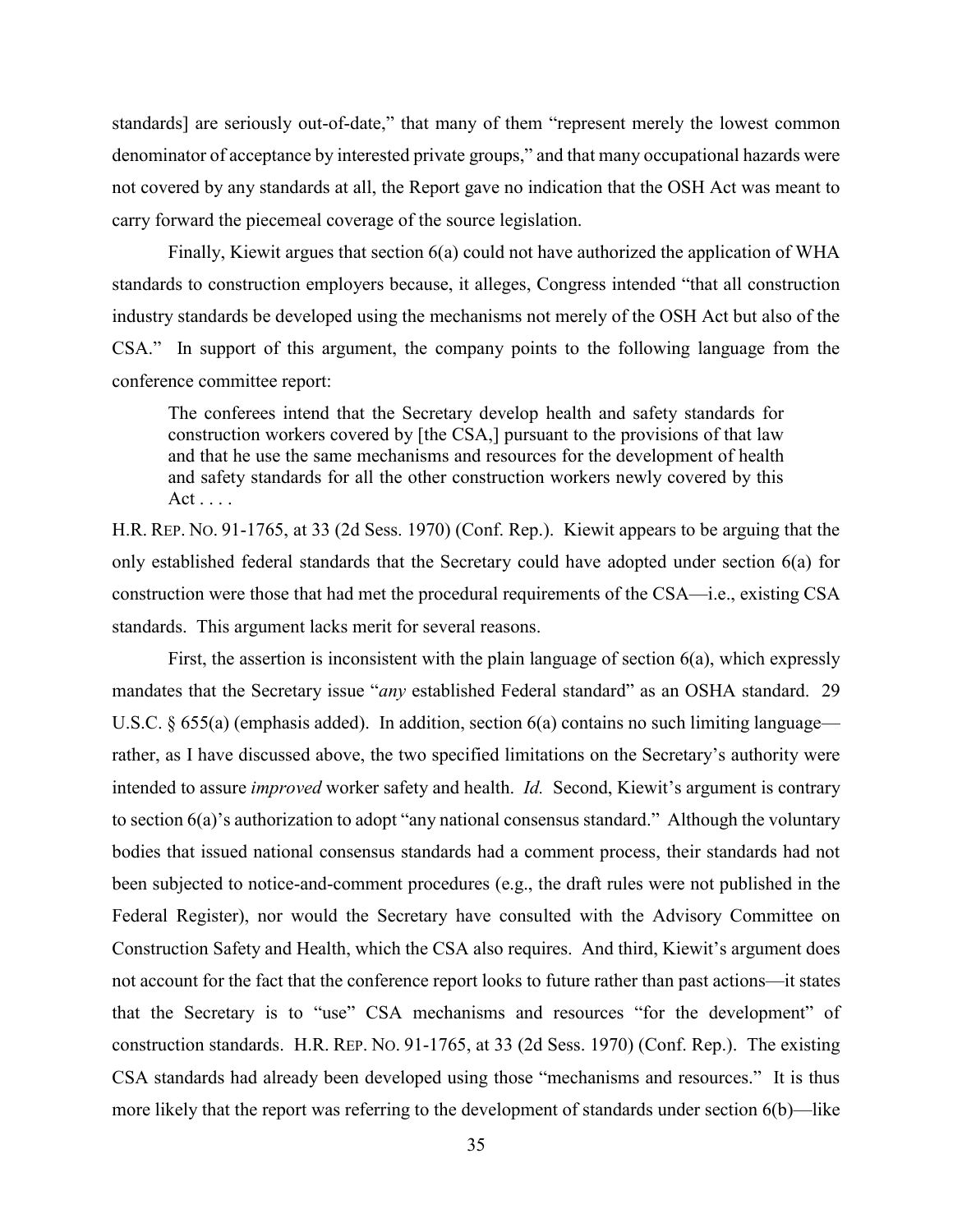standards] are seriously out-of-date," that many of them "represent merely the lowest common denominator of acceptance by interested private groups," and that many occupational hazards were not covered by any standards at all, the Report gave no indication that the OSH Act was meant to carry forward the piecemeal coverage of the source legislation.

Finally, Kiewit argues that section 6(a) could not have authorized the application of WHA standards to construction employers because, it alleges, Congress intended "that all construction industry standards be developed using the mechanisms not merely of the OSH Act but also of the CSA." In support of this argument, the company points to the following language from the conference committee report:

> The conferees intend that the Secretary develop health and safety standards for construction workers covered by [the CSA,] pursuant to the provisions of that law and that he use the same mechanisms and resources for the development of health and safety standards for all the other construction workers newly covered by this Act . . . .

H.R. REP. NO. 91-1765, at 33 (2d Sess. 1970) (Conf. Rep.). Kiewit appears to be arguing that the only established federal standards that the Secretary could have adopted under section 6(a) for construction were those that had met the procedural requirements of the CSA—i.e., existing CSA standards. This argument lacks merit for several reasons.

First, the assertion is inconsistent with the plain language of section 6(a), which expressly mandates that the Secretary issue "*any* established Federal standard" as an OSHA standard. 29 U.S.C. § 655(a) (emphasis added). In addition, section 6(a) contains no such limiting language—rather, as I have discussed above, the two specified limitations on the Secretary's authority were intended to assure *improved* worker safety and health. *Id.* Second, Kiewit's argument is contrary to section 6(a)'s authorization to adopt "any national consensus standard." Although the voluntary bodies that issued national consensus standards had a comment process, their standards had not been subjected to notice-and-comment procedures (e.g., the draft rules were not published in the Federal Register), nor would the Secretary have consulted with the Advisory Committee on Construction Safety and Health, which the CSA also requires. And third, Kiewit's argument does not account for the fact that the conference report looks to future rather than past actions—it states that the Secretary is to "use" CSA mechanisms and resources "for the development" of construction standards. H.R. REP. NO. 91-1765, at 33 (2d Sess. 1970) (Conf. Rep.). The existing CSA standards had already been developed using those "mechanisms and resources." It is thus more likely that the report was referring to the development of standards under section 6(b)—like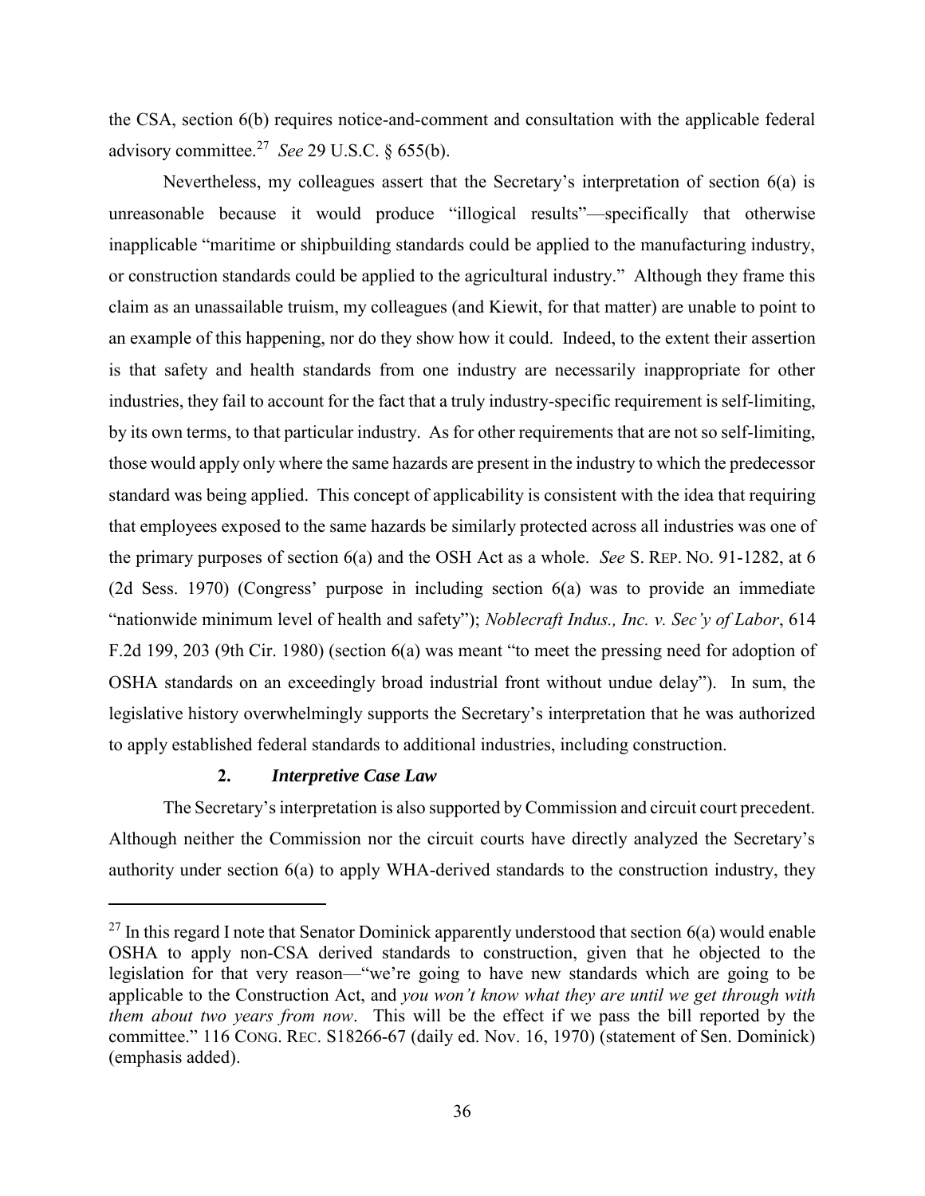the CSA, section 6(b) requires notice-and-comment and consultation with the applicable federal advisory committee.[27] *See* 29 U.S.C. § 655(b).

Nevertheless, my colleagues assert that the Secretary's interpretation of section 6(a) is unreasonable because it would produce "illogical results"—specifically that otherwise inapplicable "maritime or shipbuilding standards could be applied to the manufacturing industry, or construction standards could be applied to the agricultural industry." Although they frame this claim as an unassailable truism, my colleagues (and Kiewit, for that matter) are unable to point to an example of this happening, nor do they show how it could. Indeed, to the extent their assertion is that safety and health standards from one industry are necessarily inappropriate for other industries, they fail to account for the fact that a truly industry-specific requirement is self-limiting, by its own terms, to that particular industry. As for other requirements that are not so self-limiting, those would apply only where the same hazards are present in the industry to which the predecessor standard was being applied. This concept of applicability is consistent with the idea that requiring that employees exposed to the same hazards be similarly protected across all industries was one of the primary purposes of section 6(a) and the OSH Act as a whole. *See* S. REP. NO. 91-1282, at 6 (2d Sess. 1970) (Congress' purpose in including section 6(a) was to provide an immediate "nationwide minimum level of health and safety"); *Noblecraft Indus., Inc. v. Sec'y of Labor*, 614 F.2d 199, 203 (9th Cir. 1980) (section 6(a) was meant "to meet the pressing need for adoption of OSHA standards on an exceedingly broad industrial front without undue delay"). In sum, the legislative history overwhelmingly supports the Secretary's interpretation that he was authorized to apply established federal standards to additional industries, including construction.

### 2. *Interpretive Case Law*

The Secretary's interpretation is also supported by Commission and circuit court precedent. Although neither the Commission nor the circuit courts have directly analyzed the Secretary's authority under section 6(a) to apply WHA-derived standards to the construction industry, they

---

[27] In this regard I note that Senator Dominick apparently understood that section 6(a) would enable OSHA to apply non-CSA derived standards to construction, given that he objected to the legislation for that very reason—"we're going to have new standards which are going to be applicable to the Construction Act, and *you won't know what they are until we get through with them about two years from now*. This will be the effect if we pass the bill reported by the committee." 116 CONG. REC. S18266-67 (daily ed. Nov. 16, 1970) (statement of Sen. Dominick) (emphasis added).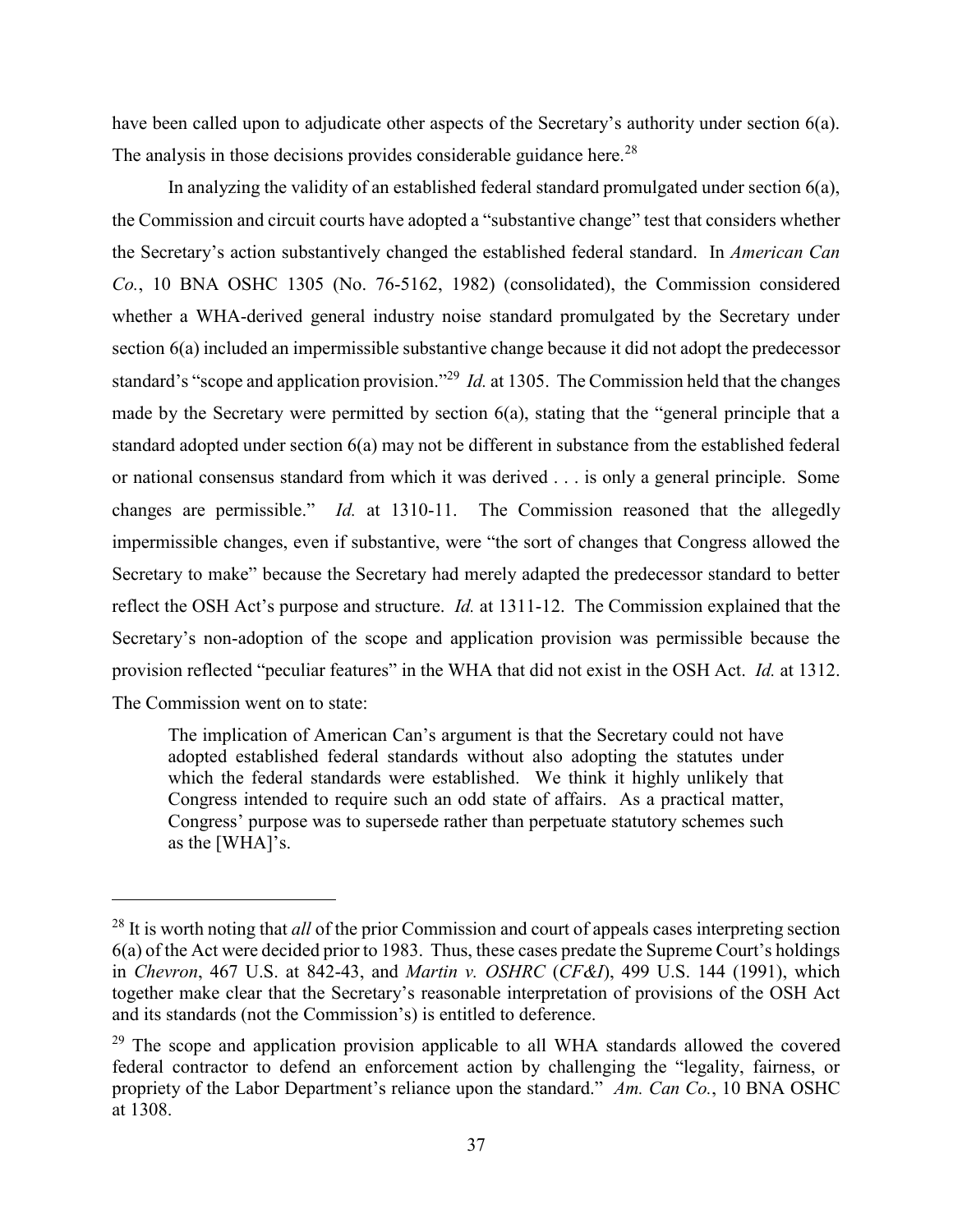have been called upon to adjudicate other aspects of the Secretary's authority under section 6(a). The analysis in those decisions provides considerable guidance here.[28]

In analyzing the validity of an established federal standard promulgated under section 6(a), the Commission and circuit courts have adopted a "substantive change" test that considers whether the Secretary's action substantively changed the established federal standard. In *American Can Co.*, 10 BNA OSHC 1305 (No. 76-5162, 1982) (consolidated), the Commission considered whether a WHA-derived general industry noise standard promulgated by the Secretary under section 6(a) included an impermissible substantive change because it did not adopt the predecessor standard's "scope and application provision."[29] *Id.* at 1305. The Commission held that the changes made by the Secretary were permitted by section 6(a), stating that the "general principle that a standard adopted under section 6(a) may not be different in substance from the established federal or national consensus standard from which it was derived . . . is only a general principle. Some changes are permissible." *Id.* at 1310-11. The Commission reasoned that the allegedly impermissible changes, even if substantive, were "the sort of changes that Congress allowed the Secretary to make" because the Secretary had merely adapted the predecessor standard to better reflect the OSH Act's purpose and structure. *Id.* at 1311-12. The Commission explained that the Secretary's non-adoption of the scope and application provision was permissible because the provision reflected "peculiar features" in the WHA that did not exist in the OSH Act. *Id.* at 1312. The Commission went on to state:

> The implication of American Can's argument is that the Secretary could not have adopted established federal standards without also adopting the statutes under which the federal standards were established. We think it highly unlikely that Congress intended to require such an odd state of affairs. As a practical matter, Congress' purpose was to supersede rather than perpetuate statutory schemes such as the [WHA]'s.

---

[28] It is worth noting that *all* of the prior Commission and court of appeals cases interpreting section 6(a) of the Act were decided prior to 1983. Thus, these cases predate the Supreme Court's holdings in *Chevron*, 467 U.S. at 842-43, and *Martin v. OSHRC* (*CF&I*), 499 U.S. 144 (1991), which together make clear that the Secretary's reasonable interpretation of provisions of the OSH Act and its standards (not the Commission's) is entitled to deference.

[29] The scope and application provision applicable to all WHA standards allowed the covered federal contractor to defend an enforcement action by challenging the "legality, fairness, or propriety of the Labor Department's reliance upon the standard." *Am. Can Co.*, 10 BNA OSHC at 1308.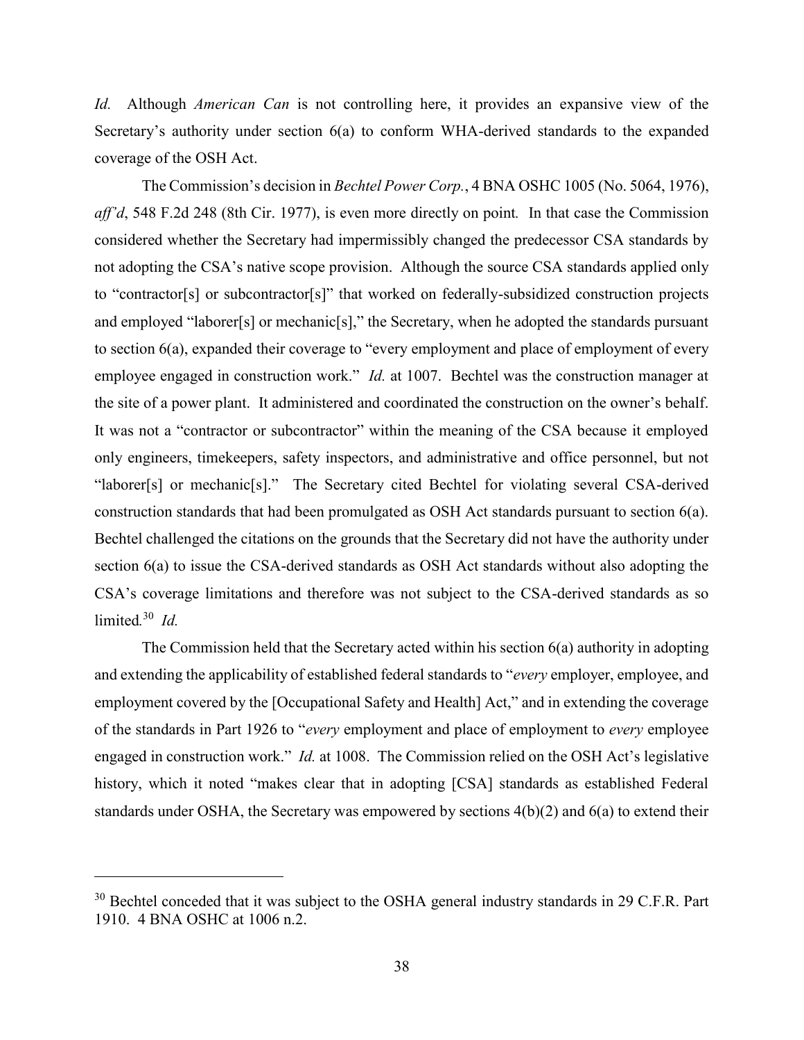*Id.* Although *American Can* is not controlling here, it provides an expansive view of the Secretary's authority under section 6(a) to conform WHA-derived standards to the expanded coverage of the OSH Act.

The Commission's decision in *Bechtel Power Corp.*, 4 BNA OSHC 1005 (No. 5064, 1976), *aff'd*, 548 F.2d 248 (8th Cir. 1977), is even more directly on point. In that case the Commission considered whether the Secretary had impermissibly changed the predecessor CSA standards by not adopting the CSA's native scope provision. Although the source CSA standards applied only to "contractor[s] or subcontractor[s]" that worked on federally-subsidized construction projects and employed "laborer[s] or mechanic[s]," the Secretary, when he adopted the standards pursuant to section 6(a), expanded their coverage to "every employment and place of employment of every employee engaged in construction work." *Id.* at 1007. Bechtel was the construction manager at the site of a power plant. It administered and coordinated the construction on the owner's behalf. It was not a "contractor or subcontractor" within the meaning of the CSA because it employed only engineers, timekeepers, safety inspectors, and administrative and office personnel, but not "laborer[s] or mechanic[s]." The Secretary cited Bechtel for violating several CSA-derived construction standards that had been promulgated as OSH Act standards pursuant to section 6(a). Bechtel challenged the citations on the grounds that the Secretary did not have the authority under section 6(a) to issue the CSA-derived standards as OSH Act standards without also adopting the CSA's coverage limitations and therefore was not subject to the CSA-derived standards as so limited.[30] *Id.*

The Commission held that the Secretary acted within his section 6(a) authority in adopting and extending the applicability of established federal standards to "*every* employer, employee, and employment covered by the [Occupational Safety and Health] Act," and in extending the coverage of the standards in Part 1926 to "*every* employment and place of employment to *every* employee engaged in construction work." *Id.* at 1008. The Commission relied on the OSH Act's legislative history, which it noted "makes clear that in adopting [CSA] standards as established Federal standards under OSHA, the Secretary was empowered by sections 4(b)(2) and 6(a) to extend their

---

[30] Bechtel conceded that it was subject to the OSHA general industry standards in 29 C.F.R. Part 1910. 4 BNA OSHC at 1006 n.2.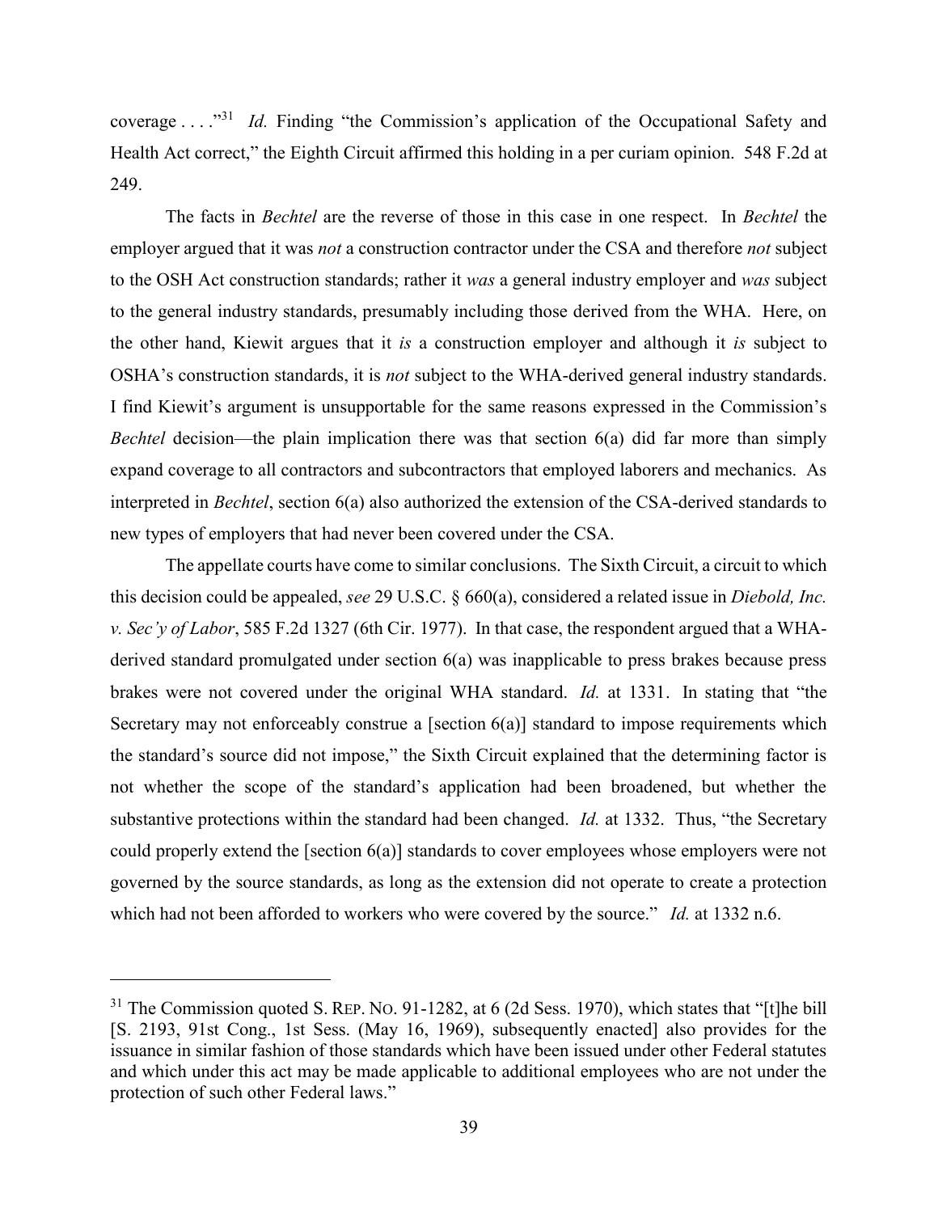coverage . . . ."[31] *Id.* Finding "the Commission's application of the Occupational Safety and Health Act correct," the Eighth Circuit affirmed this holding in a per curiam opinion. 548 F.2d at 249.

The facts in *Bechtel* are the reverse of those in this case in one respect. In *Bechtel* the employer argued that it was *not* a construction contractor under the CSA and therefore *not* subject to the OSH Act construction standards; rather it *was* a general industry employer and *was* subject to the general industry standards, presumably including those derived from the WHA. Here, on the other hand, Kiewit argues that it *is* a construction employer and although it *is* subject to OSHA's construction standards, it is *not* subject to the WHA-derived general industry standards. I find Kiewit's argument is unsupportable for the same reasons expressed in the Commission's *Bechtel* decision—the plain implication there was that section 6(a) did far more than simply expand coverage to all contractors and subcontractors that employed laborers and mechanics. As interpreted in *Bechtel*, section 6(a) also authorized the extension of the CSA-derived standards to new types of employers that had never been covered under the CSA.

The appellate courts have come to similar conclusions. The Sixth Circuit, a circuit to which this decision could be appealed, *see* 29 U.S.C. § 660(a), considered a related issue in *Diebold, Inc. v. Sec'y of Labor*, 585 F.2d 1327 (6th Cir. 1977). In that case, the respondent argued that a WHA-derived standard promulgated under section 6(a) was inapplicable to press brakes because press brakes were not covered under the original WHA standard. *Id.* at 1331. In stating that "the Secretary may not enforceably construe a [section 6(a)] standard to impose requirements which the standard's source did not impose," the Sixth Circuit explained that the determining factor is not whether the scope of the standard's application had been broadened, but whether the substantive protections within the standard had been changed. *Id.* at 1332. Thus, "the Secretary could properly extend the [section 6(a)] standards to cover employees whose employers were not governed by the source standards, as long as the extension did not operate to create a protection which had not been afforded to workers who were covered by the source." *Id.* at 1332 n.6.

---

[31] The Commission quoted S. REP. NO. 91-1282, at 6 (2d Sess. 1970), which states that "[t]he bill [S. 2193, 91st Cong., 1st Sess. (May 16, 1969), subsequently enacted] also provides for the issuance in similar fashion of those standards which have been issued under other Federal statutes and which under this act may be made applicable to additional employees who are not under the protection of such other Federal laws."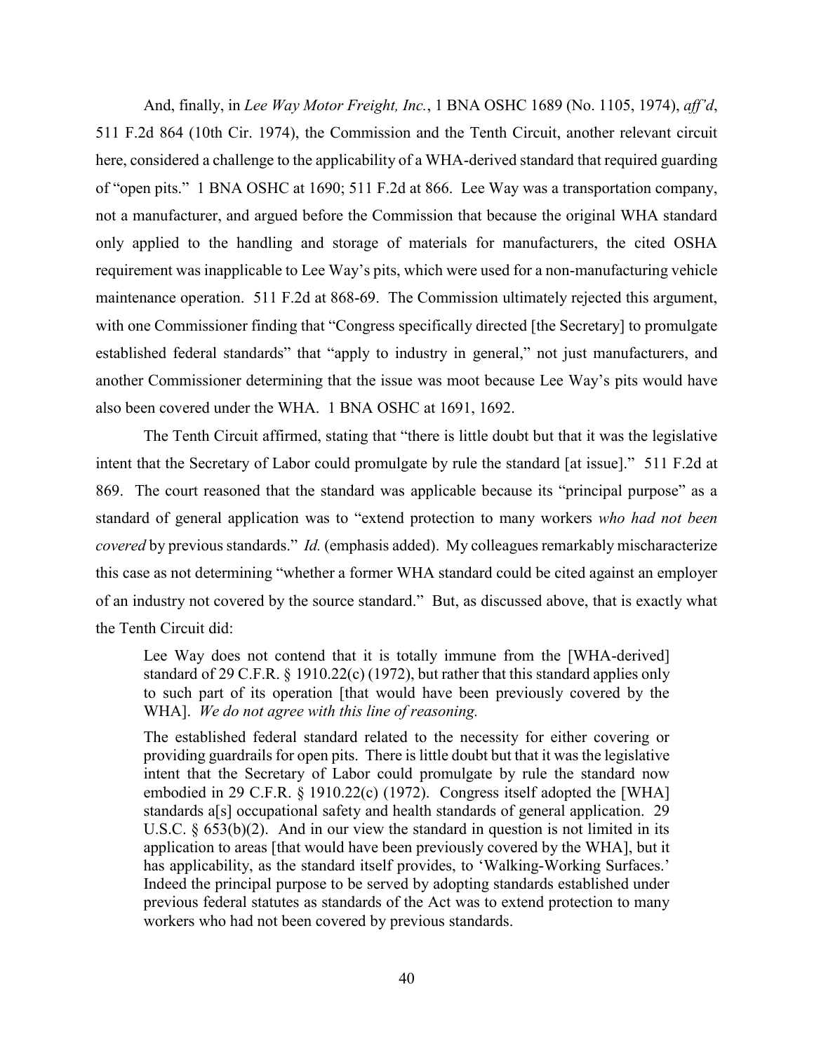And, finally, in *Lee Way Motor Freight, Inc.*, 1 BNA OSHC 1689 (No. 1105, 1974), *aff'd*, 511 F.2d 864 (10th Cir. 1974), the Commission and the Tenth Circuit, another relevant circuit here, considered a challenge to the applicability of a WHA-derived standard that required guarding of "open pits." 1 BNA OSHC at 1690; 511 F.2d at 866. Lee Way was a transportation company, not a manufacturer, and argued before the Commission that because the original WHA standard only applied to the handling and storage of materials for manufacturers, the cited OSHA requirement was inapplicable to Lee Way's pits, which were used for a non-manufacturing vehicle maintenance operation. 511 F.2d at 868-69. The Commission ultimately rejected this argument, with one Commissioner finding that "Congress specifically directed [the Secretary] to promulgate established federal standards" that "apply to industry in general," not just manufacturers, and another Commissioner determining that the issue was moot because Lee Way's pits would have also been covered under the WHA. 1 BNA OSHC at 1691, 1692.

The Tenth Circuit affirmed, stating that "there is little doubt but that it was the legislative intent that the Secretary of Labor could promulgate by rule the standard [at issue]." 511 F.2d at 869. The court reasoned that the standard was applicable because its "principal purpose" as a standard of general application was to "extend protection to many workers *who had not been covered* by previous standards." *Id.* (emphasis added). My colleagues remarkably mischaracterize this case as not determining "whether a former WHA standard could be cited against an employer of an industry not covered by the source standard." But, as discussed above, that is exactly what the Tenth Circuit did:

> Lee Way does not contend that it is totally immune from the [WHA-derived] standard of 29 C.F.R. § 1910.22(c) (1972), but rather that this standard applies only to such part of its operation [that would have been previously covered by the WHA]. *We do not agree with this line of reasoning.*
>
> The established federal standard related to the necessity for either covering or providing guardrails for open pits. There is little doubt but that it was the legislative intent that the Secretary of Labor could promulgate by rule the standard now embodied in 29 C.F.R. § 1910.22(c) (1972). Congress itself adopted the [WHA] standards a[s] occupational safety and health standards of general application. 29 U.S.C. § 653(b)(2). And in our view the standard in question is not limited in its application to areas [that would have been previously covered by the WHA], but it has applicability, as the standard itself provides, to 'Walking-Working Surfaces.' Indeed the principal purpose to be served by adopting standards established under previous federal statutes as standards of the Act was to extend protection to many workers who had not been covered by previous standards.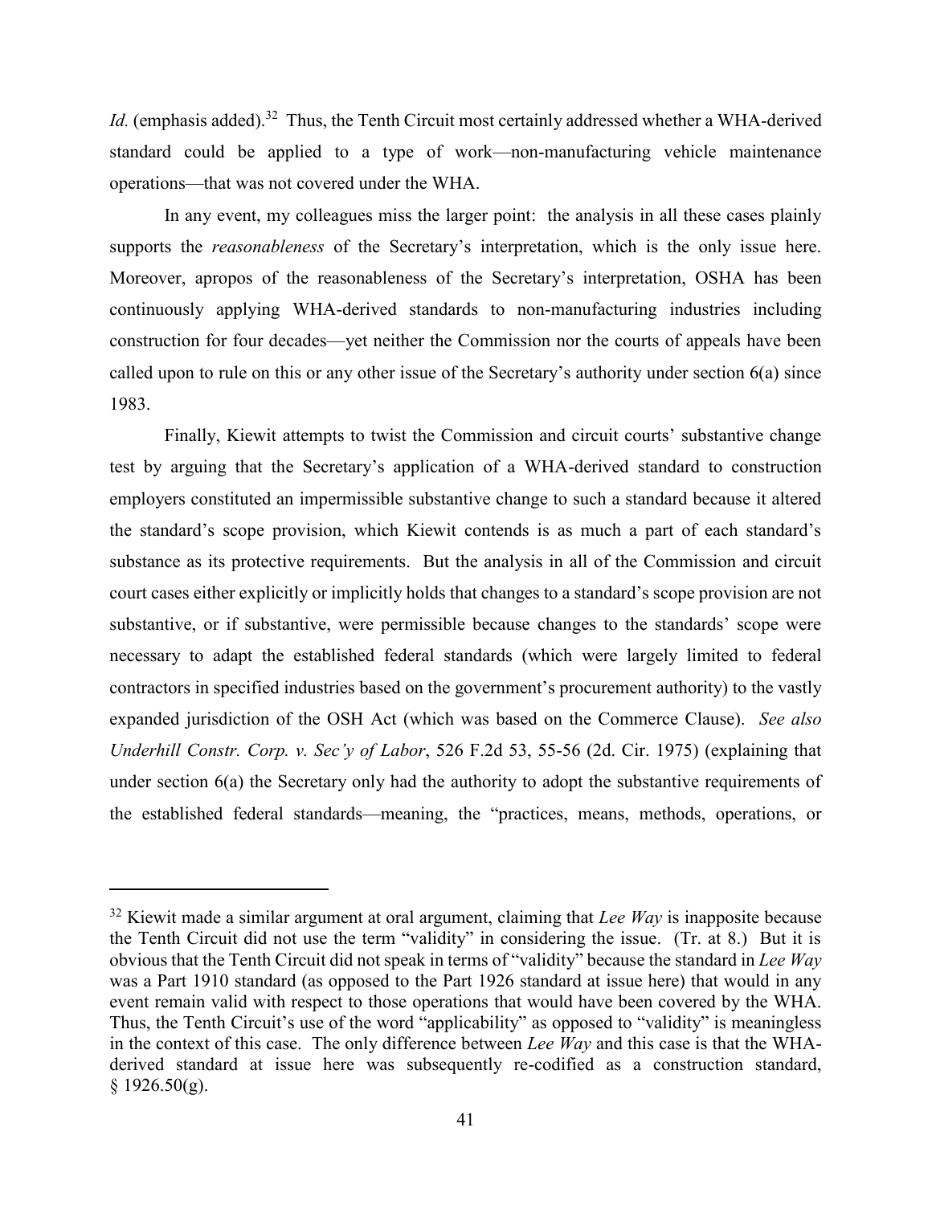*Id.* (emphasis added).[32] Thus, the Tenth Circuit most certainly addressed whether a WHA-derived standard could be applied to a type of work—non-manufacturing vehicle maintenance operations—that was not covered under the WHA.

In any event, my colleagues miss the larger point: the analysis in all these cases plainly supports the *reasonableness* of the Secretary's interpretation, which is the only issue here. Moreover, apropos of the reasonableness of the Secretary's interpretation, OSHA has been continuously applying WHA-derived standards to non-manufacturing industries including construction for four decades—yet neither the Commission nor the courts of appeals have been called upon to rule on this or any other issue of the Secretary's authority under section 6(a) since 1983.

Finally, Kiewit attempts to twist the Commission and circuit courts' substantive change test by arguing that the Secretary's application of a WHA-derived standard to construction employers constituted an impermissible substantive change to such a standard because it altered the standard's scope provision, which Kiewit contends is as much a part of each standard's substance as its protective requirements. But the analysis in all of the Commission and circuit court cases either explicitly or implicitly holds that changes to a standard's scope provision are not substantive, or if substantive, were permissible because changes to the standards' scope were necessary to adapt the established federal standards (which were largely limited to federal contractors in specified industries based on the government's procurement authority) to the vastly expanded jurisdiction of the OSH Act (which was based on the Commerce Clause). *See also Underhill Constr. Corp. v. Sec'y of Labor*, 526 F.2d 53, 55-56 (2d. Cir. 1975) (explaining that under section 6(a) the Secretary only had the authority to adopt the substantive requirements of the established federal standards—meaning, the "practices, means, methods, operations, or

---

[32] Kiewit made a similar argument at oral argument, claiming that *Lee Way* is inapposite because the Tenth Circuit did not use the term "validity" in considering the issue. (Tr. at 8.) But it is obvious that the Tenth Circuit did not speak in terms of "validity" because the standard in *Lee Way* was a Part 1910 standard (as opposed to the Part 1926 standard at issue here) that would in any event remain valid with respect to those operations that would have been covered by the WHA. Thus, the Tenth Circuit's use of the word "applicability" as opposed to "validity" is meaningless in the context of this case. The only difference between *Lee Way* and this case is that the WHA-derived standard at issue here was subsequently re-codified as a construction standard, § 1926.50(g).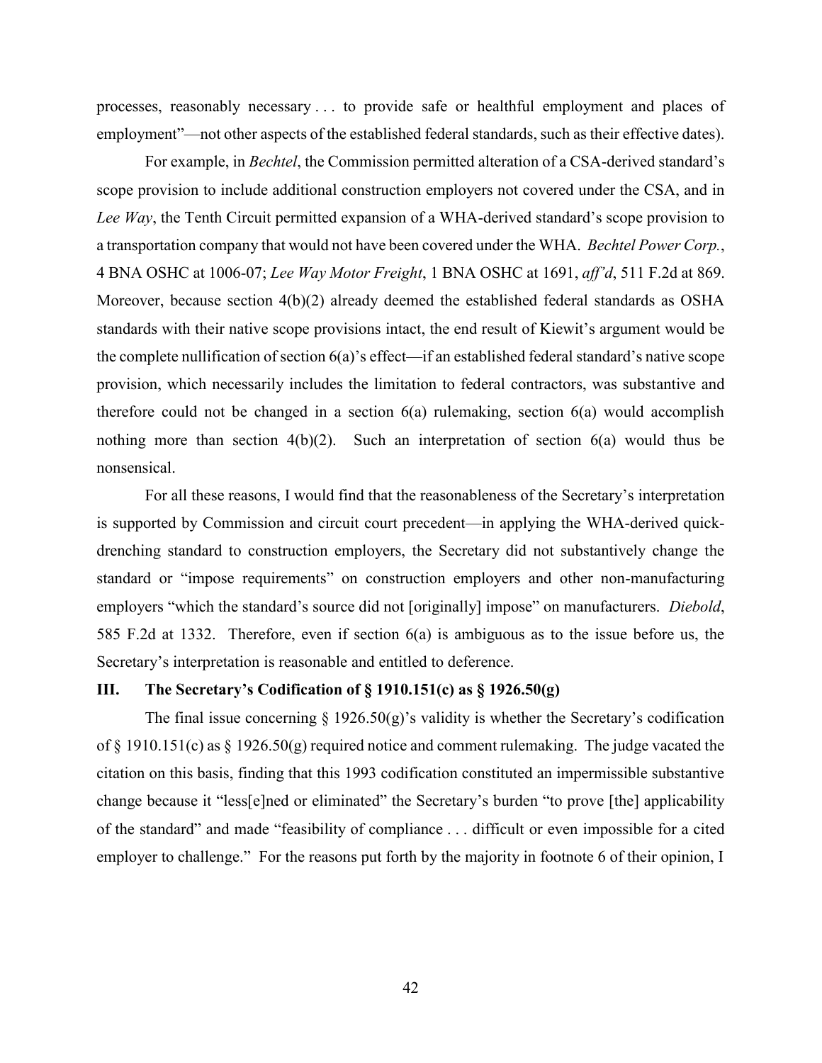processes, reasonably necessary . . . to provide safe or healthful employment and places of employment"—not other aspects of the established federal standards, such as their effective dates).

For example, in *Bechtel*, the Commission permitted alteration of a CSA-derived standard's scope provision to include additional construction employers not covered under the CSA, and in *Lee Way*, the Tenth Circuit permitted expansion of a WHA-derived standard's scope provision to a transportation company that would not have been covered under the WHA. *Bechtel Power Corp.*, 4 BNA OSHC at 1006-07; *Lee Way Motor Freight*, 1 BNA OSHC at 1691, *aff'd*, 511 F.2d at 869. Moreover, because section 4(b)(2) already deemed the established federal standards as OSHA standards with their native scope provisions intact, the end result of Kiewit's argument would be the complete nullification of section 6(a)'s effect—if an established federal standard's native scope provision, which necessarily includes the limitation to federal contractors, was substantive and therefore could not be changed in a section 6(a) rulemaking, section 6(a) would accomplish nothing more than section 4(b)(2). Such an interpretation of section 6(a) would thus be nonsensical.

For all these reasons, I would find that the reasonableness of the Secretary's interpretation is supported by Commission and circuit court precedent—in applying the WHA-derived quick-drenching standard to construction employers, the Secretary did not substantively change the standard or "impose requirements" on construction employers and other non-manufacturing employers "which the standard's source did not [originally] impose" on manufacturers. *Diebold*, 585 F.2d at 1332. Therefore, even if section 6(a) is ambiguous as to the issue before us, the Secretary's interpretation is reasonable and entitled to deference.

### III. The Secretary's Codification of § 1910.151(c) as § 1926.50(g)

The final issue concerning § 1926.50(g)'s validity is whether the Secretary's codification of § 1910.151(c) as § 1926.50(g) required notice and comment rulemaking. The judge vacated the citation on this basis, finding that this 1993 codification constituted an impermissible substantive change because it "less[e]ned or eliminated" the Secretary's burden "to prove [the] applicability of the standard" and made "feasibility of compliance . . . difficult or even impossible for a cited employer to challenge." For the reasons put forth by the majority in footnote 6 of their opinion, I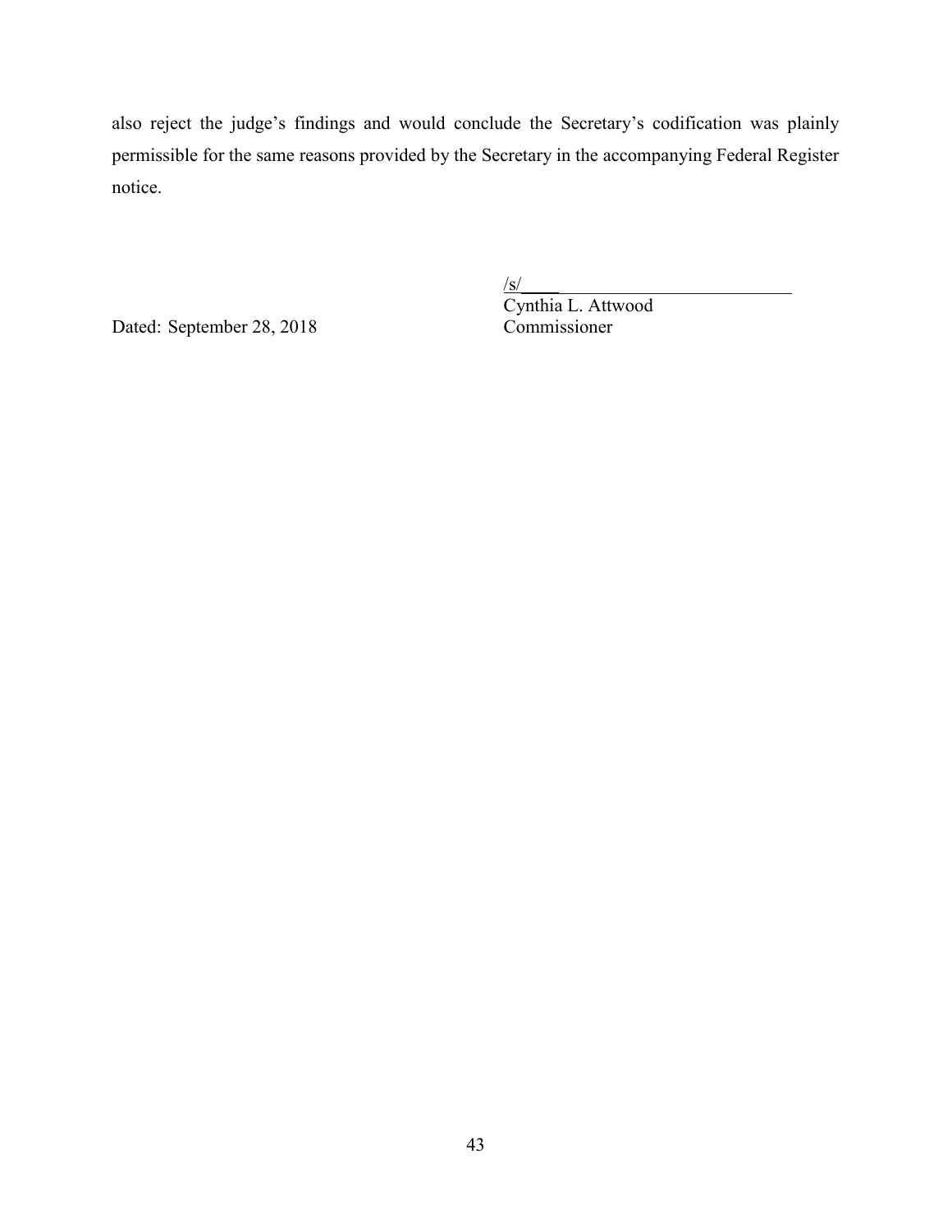also reject the judge's findings and would conclude the Secretary's codification was plainly permissible for the same reasons provided by the Secretary in the accompanying Federal Register notice.

/s/
Cynthia L. Attwood
Commissioner

Dated: September 28, 2018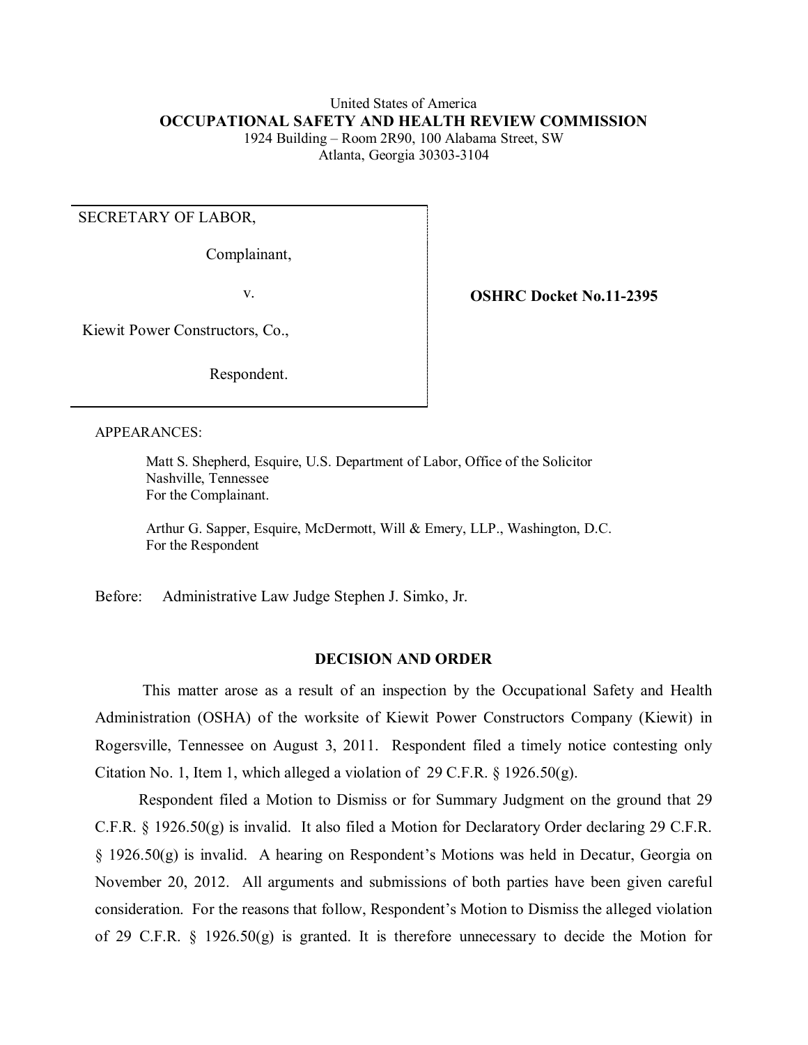United States of America

**OCCUPATIONAL SAFETY AND HEALTH REVIEW COMMISSION**

1924 Building – Room 2R90, 100 Alabama Street, SW

Atlanta, Georgia 30303-3104

| | |
|---|---|
| SECRETARY OF LABOR,<br><br>Complainant,<br><br>v.<br><br>Kiewit Power Constructors, Co.,<br><br>Respondent. | **OSHRC Docket No.11-2395** |

APPEARANCES:

Matt S. Shepherd, Esquire, U.S. Department of Labor, Office of the Solicitor
Nashville, Tennessee
For the Complainant.

Arthur G. Sapper, Esquire, McDermott, Will & Emery, LLP., Washington, D.C.
For the Respondent

Before: Administrative Law Judge Stephen J. Simko, Jr.

**DECISION AND ORDER**

This matter arose as a result of an inspection by the Occupational Safety and Health Administration (OSHA) of the worksite of Kiewit Power Constructors Company (Kiewit) in Rogersville, Tennessee on August 3, 2011. Respondent filed a timely notice contesting only Citation No. 1, Item 1, which alleged a violation of 29 C.F.R. § 1926.50(g).

Respondent filed a Motion to Dismiss or for Summary Judgment on the ground that 29 C.F.R. § 1926.50(g) is invalid. It also filed a Motion for Declaratory Order declaring 29 C.F.R. § 1926.50(g) is invalid. A hearing on Respondent's Motions was held in Decatur, Georgia on November 20, 2012. All arguments and submissions of both parties have been given careful consideration. For the reasons that follow, Respondent's Motion to Dismiss the alleged violation of 29 C.F.R. § 1926.50(g) is granted. It is therefore unnecessary to decide the Motion for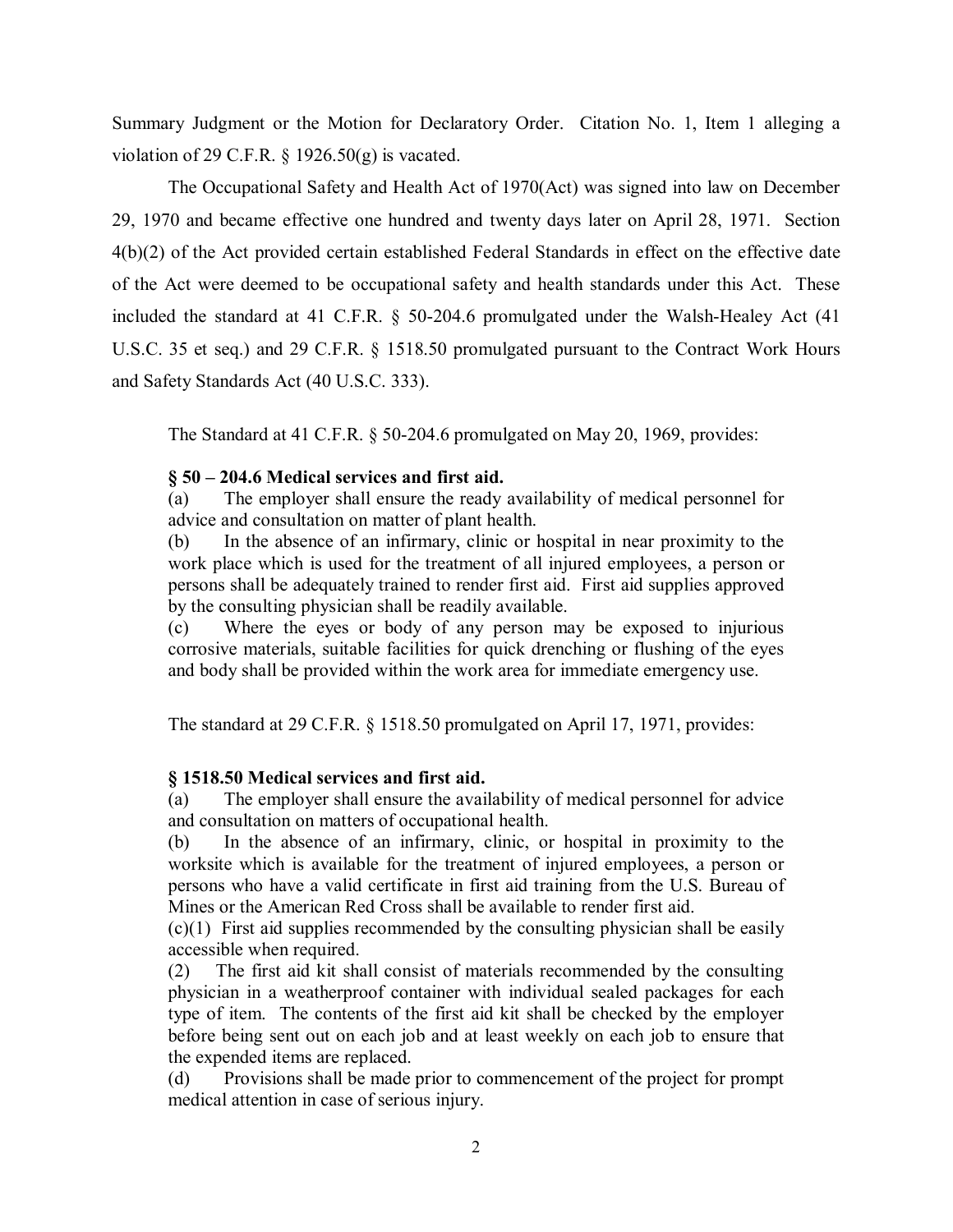Summary Judgment or the Motion for Declaratory Order. Citation No. 1, Item 1 alleging a violation of 29 C.F.R. § 1926.50(g) is vacated.

The Occupational Safety and Health Act of 1970(Act) was signed into law on December 29, 1970 and became effective one hundred and twenty days later on April 28, 1971. Section 4(b)(2) of the Act provided certain established Federal Standards in effect on the effective date of the Act were deemed to be occupational safety and health standards under this Act. These included the standard at 41 C.F.R. § 50-204.6 promulgated under the Walsh-Healey Act (41 U.S.C. 35 et seq.) and 29 C.F.R. § 1518.50 promulgated pursuant to the Contract Work Hours and Safety Standards Act (40 U.S.C. 333).

The Standard at 41 C.F.R. § 50-204.6 promulgated on May 20, 1969, provides:

> **§ 50 – 204.6 Medical services and first aid.**
>
> (a) The employer shall ensure the ready availability of medical personnel for advice and consultation on matter of plant health.
>
> (b) In the absence of an infirmary, clinic or hospital in near proximity to the work place which is used for the treatment of all injured employees, a person or persons shall be adequately trained to render first aid. First aid supplies approved by the consulting physician shall be readily available.
>
> (c) Where the eyes or body of any person may be exposed to injurious corrosive materials, suitable facilities for quick drenching or flushing of the eyes and body shall be provided within the work area for immediate emergency use.

The standard at 29 C.F.R. § 1518.50 promulgated on April 17, 1971, provides:

> **§ 1518.50 Medical services and first aid.**
>
> (a) The employer shall ensure the availability of medical personnel for advice and consultation on matters of occupational health.
>
> (b) In the absence of an infirmary, clinic, or hospital in proximity to the worksite which is available for the treatment of injured employees, a person or persons who have a valid certificate in first aid training from the U.S. Bureau of Mines or the American Red Cross shall be available to render first aid.
>
> (c)(1) First aid supplies recommended by the consulting physician shall be easily accessible when required.
>
> (2) The first aid kit shall consist of materials recommended by the consulting physician in a weatherproof container with individual sealed packages for each type of item. The contents of the first aid kit shall be checked by the employer before being sent out on each job and at least weekly on each job to ensure that the expended items are replaced.
>
> (d) Provisions shall be made prior to commencement of the project for prompt medical attention in case of serious injury.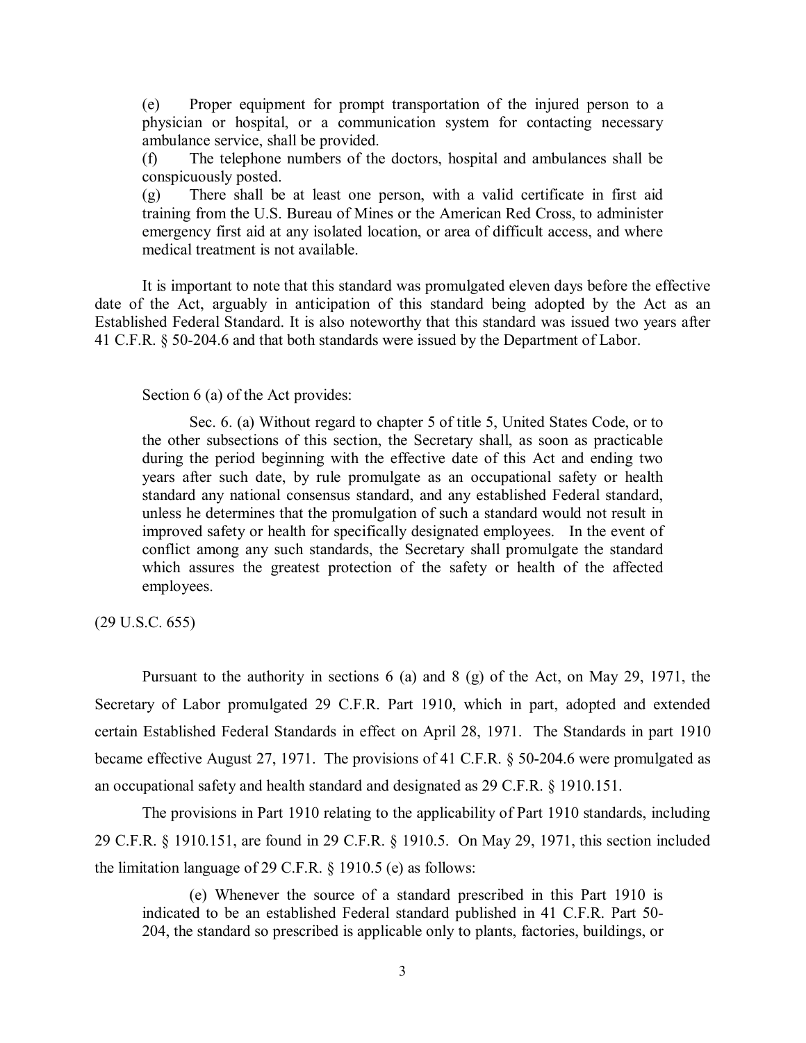> (e) Proper equipment for prompt transportation of the injured person to a physician or hospital, or a communication system for contacting necessary ambulance service, shall be provided.
>
> (f) The telephone numbers of the doctors, hospital and ambulances shall be conspicuously posted.
>
> (g) There shall be at least one person, with a valid certificate in first aid training from the U.S. Bureau of Mines or the American Red Cross, to administer emergency first aid at any isolated location, or area of difficult access, and where medical treatment is not available.

It is important to note that this standard was promulgated eleven days before the effective date of the Act, arguably in anticipation of this standard being adopted by the Act as an Established Federal Standard. It is also noteworthy that this standard was issued two years after 41 C.F.R. § 50-204.6 and that both standards were issued by the Department of Labor.

Section 6 (a) of the Act provides:

> Sec. 6. (a) Without regard to chapter 5 of title 5, United States Code, or to the other subsections of this section, the Secretary shall, as soon as practicable during the period beginning with the effective date of this Act and ending two years after such date, by rule promulgate as an occupational safety or health standard any national consensus standard, and any established Federal standard, unless he determines that the promulgation of such a standard would not result in improved safety or health for specifically designated employees. In the event of conflict among any such standards, the Secretary shall promulgate the standard which assures the greatest protection of the safety or health of the affected employees.

(29 U.S.C. 655)

Pursuant to the authority in sections 6 (a) and 8 (g) of the Act, on May 29, 1971, the Secretary of Labor promulgated 29 C.F.R. Part 1910, which in part, adopted and extended certain Established Federal Standards in effect on April 28, 1971. The Standards in part 1910 became effective August 27, 1971. The provisions of 41 C.F.R. § 50-204.6 were promulgated as an occupational safety and health standard and designated as 29 C.F.R. § 1910.151.

The provisions in Part 1910 relating to the applicability of Part 1910 standards, including 29 C.F.R. § 1910.151, are found in 29 C.F.R. § 1910.5. On May 29, 1971, this section included the limitation language of 29 C.F.R. § 1910.5 (e) as follows:

> (e) Whenever the source of a standard prescribed in this Part 1910 is indicated to be an established Federal standard published in 41 C.F.R. Part 50-204, the standard so prescribed is applicable only to plants, factories, buildings, or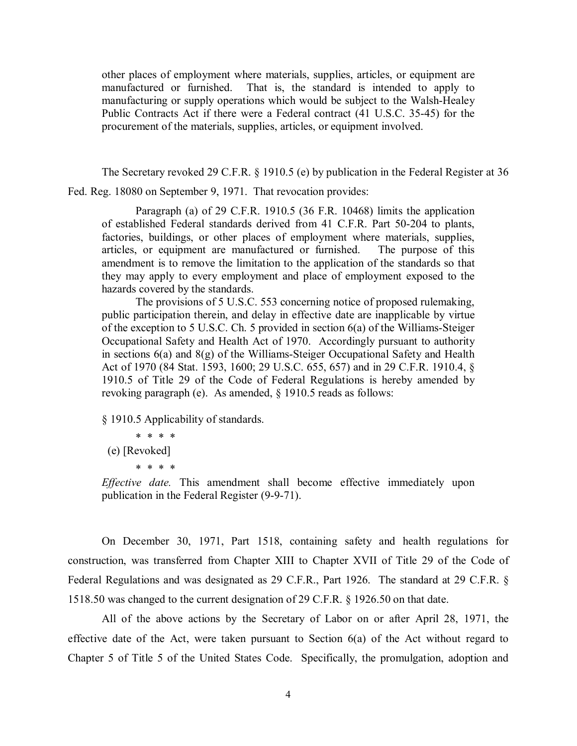> other places of employment where materials, supplies, articles, or equipment are manufactured or furnished. That is, the standard is intended to apply to manufacturing or supply operations which would be subject to the Walsh-Healey Public Contracts Act if there were a Federal contract (41 U.S.C. 35-45) for the procurement of the materials, supplies, articles, or equipment involved.

The Secretary revoked 29 C.F.R. § 1910.5 (e) by publication in the Federal Register at 36 Fed. Reg. 18080 on September 9, 1971. That revocation provides:

> Paragraph (a) of 29 C.F.R. 1910.5 (36 F.R. 10468) limits the application of established Federal standards derived from 41 C.F.R. Part 50-204 to plants, factories, buildings, or other places of employment where materials, supplies, articles, or equipment are manufactured or furnished. The purpose of this amendment is to remove the limitation to the application of the standards so that they may apply to every employment and place of employment exposed to the hazards covered by the standards.
>
> The provisions of 5 U.S.C. 553 concerning notice of proposed rulemaking, public participation therein, and delay in effective date are inapplicable by virtue of the exception to 5 U.S.C. Ch. 5 provided in section 6(a) of the Williams-Steiger Occupational Safety and Health Act of 1970. Accordingly pursuant to authority in sections 6(a) and 8(g) of the Williams-Steiger Occupational Safety and Health Act of 1970 (84 Stat. 1593, 1600; 29 U.S.C. 655, 657) and in 29 C.F.R. 1910.4, § 1910.5 of Title 29 of the Code of Federal Regulations is hereby amended by revoking paragraph (e). As amended, § 1910.5 reads as follows:
>
> § 1910.5 Applicability of standards.
>
> \* \* \* \*
>
> (e) [Revoked]
>
> \* \* \* \*
>
> *Effective date.* This amendment shall become effective immediately upon publication in the Federal Register (9-9-71).

On December 30, 1971, Part 1518, containing safety and health regulations for construction, was transferred from Chapter XIII to Chapter XVII of Title 29 of the Code of Federal Regulations and was designated as 29 C.F.R., Part 1926. The standard at 29 C.F.R. § 1518.50 was changed to the current designation of 29 C.F.R. § 1926.50 on that date.

All of the above actions by the Secretary of Labor on or after April 28, 1971, the effective date of the Act, were taken pursuant to Section 6(a) of the Act without regard to Chapter 5 of Title 5 of the United States Code. Specifically, the promulgation, adoption and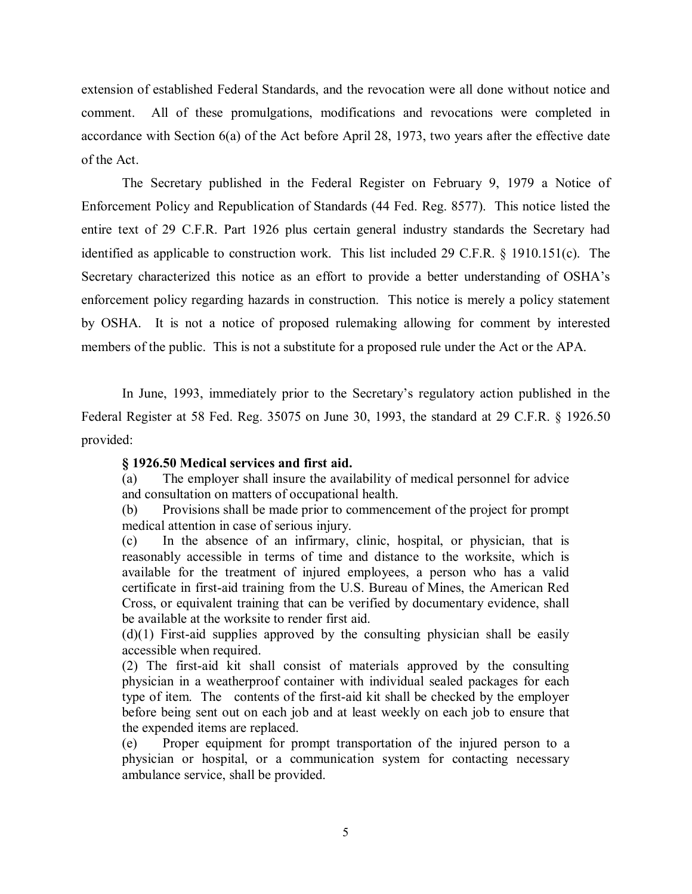extension of established Federal Standards, and the revocation were all done without notice and comment. All of these promulgations, modifications and revocations were completed in accordance with Section 6(a) of the Act before April 28, 1973, two years after the effective date of the Act.

The Secretary published in the Federal Register on February 9, 1979 a Notice of Enforcement Policy and Republication of Standards (44 Fed. Reg. 8577). This notice listed the entire text of 29 C.F.R. Part 1926 plus certain general industry standards the Secretary had identified as applicable to construction work. This list included 29 C.F.R. § 1910.151(c). The Secretary characterized this notice as an effort to provide a better understanding of OSHA's enforcement policy regarding hazards in construction. This notice is merely a policy statement by OSHA. It is not a notice of proposed rulemaking allowing for comment by interested members of the public. This is not a substitute for a proposed rule under the Act or the APA.

In June, 1993, immediately prior to the Secretary's regulatory action published in the Federal Register at 58 Fed. Reg. 35075 on June 30, 1993, the standard at 29 C.F.R. § 1926.50 provided:

> **§ 1926.50 Medical services and first aid.**
>
> (a) The employer shall insure the availability of medical personnel for advice and consultation on matters of occupational health.
>
> (b) Provisions shall be made prior to commencement of the project for prompt medical attention in case of serious injury.
>
> (c) In the absence of an infirmary, clinic, hospital, or physician, that is reasonably accessible in terms of time and distance to the worksite, which is available for the treatment of injured employees, a person who has a valid certificate in first-aid training from the U.S. Bureau of Mines, the American Red Cross, or equivalent training that can be verified by documentary evidence, shall be available at the worksite to render first aid.
>
> (d)(1) First-aid supplies approved by the consulting physician shall be easily accessible when required.
>
> (2) The first-aid kit shall consist of materials approved by the consulting physician in a weatherproof container with individual sealed packages for each type of item. The contents of the first-aid kit shall be checked by the employer before being sent out on each job and at least weekly on each job to ensure that the expended items are replaced.
>
> (e) Proper equipment for prompt transportation of the injured person to a physician or hospital, or a communication system for contacting necessary ambulance service, shall be provided.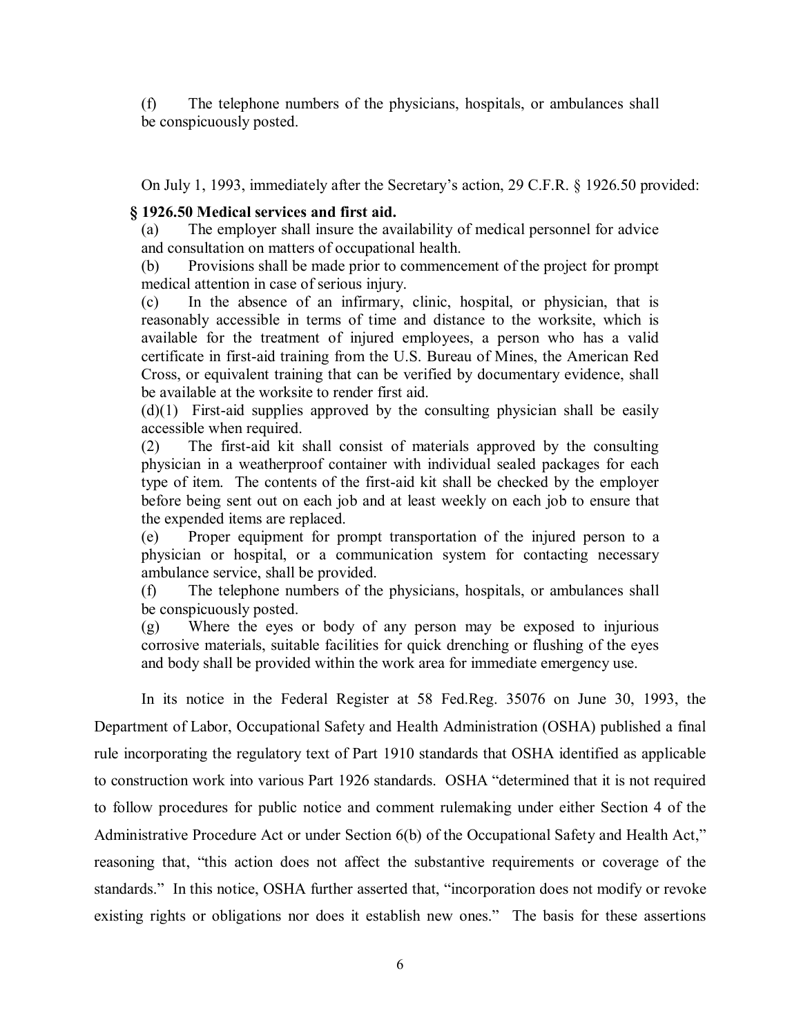(f) The telephone numbers of the physicians, hospitals, or ambulances shall be conspicuously posted.

On July 1, 1993, immediately after the Secretary's action, 29 C.F.R. § 1926.50 provided:

**§ 1926.50 Medical services and first aid.**

(a) The employer shall insure the availability of medical personnel for advice and consultation on matters of occupational health.

(b) Provisions shall be made prior to commencement of the project for prompt medical attention in case of serious injury.

(c) In the absence of an infirmary, clinic, hospital, or physician, that is reasonably accessible in terms of time and distance to the worksite, which is available for the treatment of injured employees, a person who has a valid certificate in first-aid training from the U.S. Bureau of Mines, the American Red Cross, or equivalent training that can be verified by documentary evidence, shall be available at the worksite to render first aid.

(d)(1) First-aid supplies approved by the consulting physician shall be easily accessible when required.

(2) The first-aid kit shall consist of materials approved by the consulting physician in a weatherproof container with individual sealed packages for each type of item. The contents of the first-aid kit shall be checked by the employer before being sent out on each job and at least weekly on each job to ensure that the expended items are replaced.

(e) Proper equipment for prompt transportation of the injured person to a physician or hospital, or a communication system for contacting necessary ambulance service, shall be provided.

(f) The telephone numbers of the physicians, hospitals, or ambulances shall be conspicuously posted.

(g) Where the eyes or body of any person may be exposed to injurious corrosive materials, suitable facilities for quick drenching or flushing of the eyes and body shall be provided within the work area for immediate emergency use.

In its notice in the Federal Register at 58 Fed.Reg. 35076 on June 30, 1993, the Department of Labor, Occupational Safety and Health Administration (OSHA) published a final rule incorporating the regulatory text of Part 1910 standards that OSHA identified as applicable to construction work into various Part 1926 standards. OSHA "determined that it is not required to follow procedures for public notice and comment rulemaking under either Section 4 of the Administrative Procedure Act or under Section 6(b) of the Occupational Safety and Health Act," reasoning that, "this action does not affect the substantive requirements or coverage of the standards." In this notice, OSHA further asserted that, "incorporation does not modify or revoke existing rights or obligations nor does it establish new ones." The basis for these assertions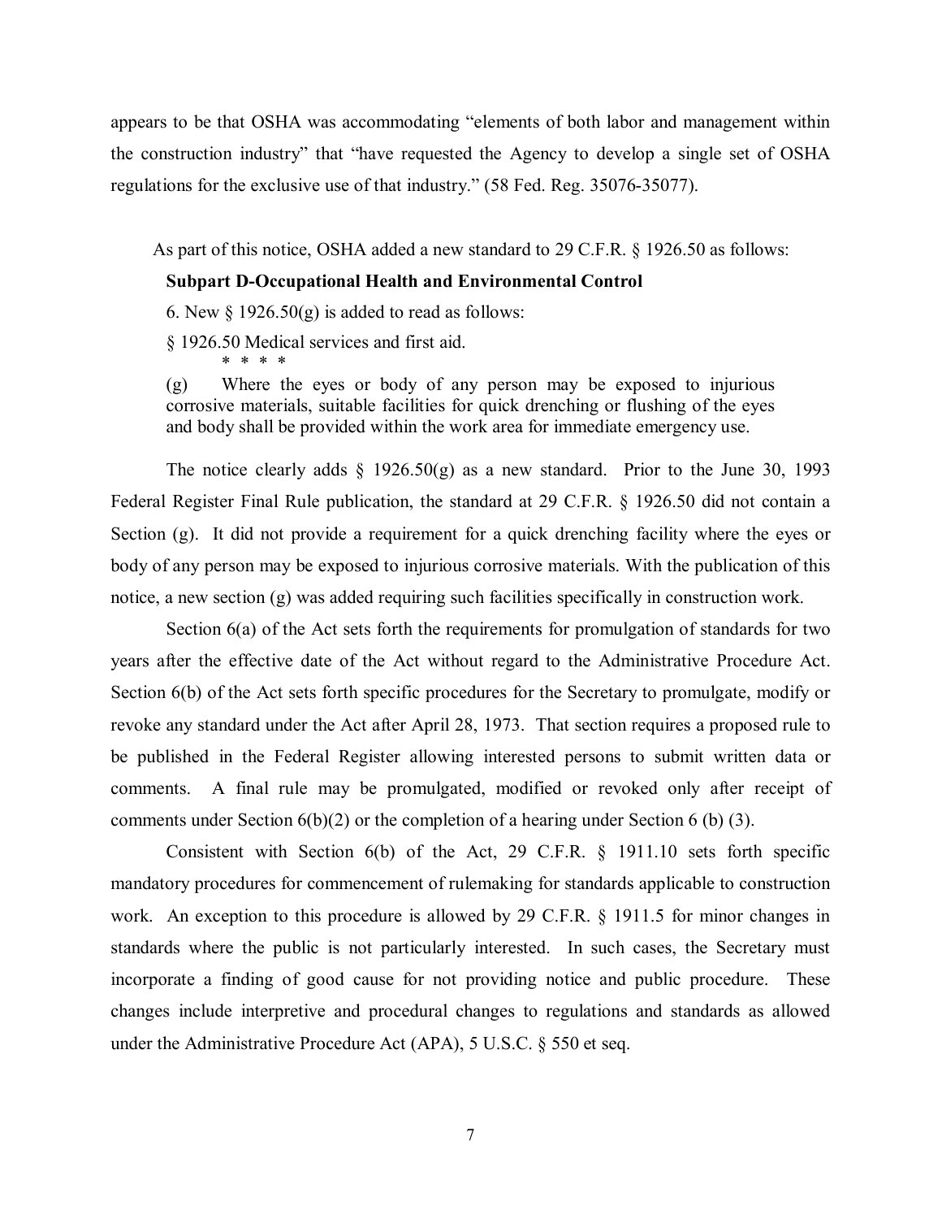appears to be that OSHA was accommodating "elements of both labor and management within the construction industry" that "have requested the Agency to develop a single set of OSHA regulations for the exclusive use of that industry." (58 Fed. Reg. 35076-35077).

As part of this notice, OSHA added a new standard to 29 C.F.R. § 1926.50 as follows:

> **Subpart D-Occupational Health and Environmental Control**
>
> 6. New § 1926.50(g) is added to read as follows:
>
> § 1926.50 Medical services and first aid.
>
> \* \* \* \*
>
> (g) Where the eyes or body of any person may be exposed to injurious corrosive materials, suitable facilities for quick drenching or flushing of the eyes and body shall be provided within the work area for immediate emergency use.

The notice clearly adds § 1926.50(g) as a new standard. Prior to the June 30, 1993 Federal Register Final Rule publication, the standard at 29 C.F.R. § 1926.50 did not contain a Section (g). It did not provide a requirement for a quick drenching facility where the eyes or body of any person may be exposed to injurious corrosive materials. With the publication of this notice, a new section (g) was added requiring such facilities specifically in construction work.

Section 6(a) of the Act sets forth the requirements for promulgation of standards for two years after the effective date of the Act without regard to the Administrative Procedure Act. Section 6(b) of the Act sets forth specific procedures for the Secretary to promulgate, modify or revoke any standard under the Act after April 28, 1973. That section requires a proposed rule to be published in the Federal Register allowing interested persons to submit written data or comments. A final rule may be promulgated, modified or revoked only after receipt of comments under Section 6(b)(2) or the completion of a hearing under Section 6 (b) (3).

Consistent with Section 6(b) of the Act, 29 C.F.R. § 1911.10 sets forth specific mandatory procedures for commencement of rulemaking for standards applicable to construction work. An exception to this procedure is allowed by 29 C.F.R. § 1911.5 for minor changes in standards where the public is not particularly interested. In such cases, the Secretary must incorporate a finding of good cause for not providing notice and public procedure. These changes include interpretive and procedural changes to regulations and standards as allowed under the Administrative Procedure Act (APA), 5 U.S.C. § 550 et seq.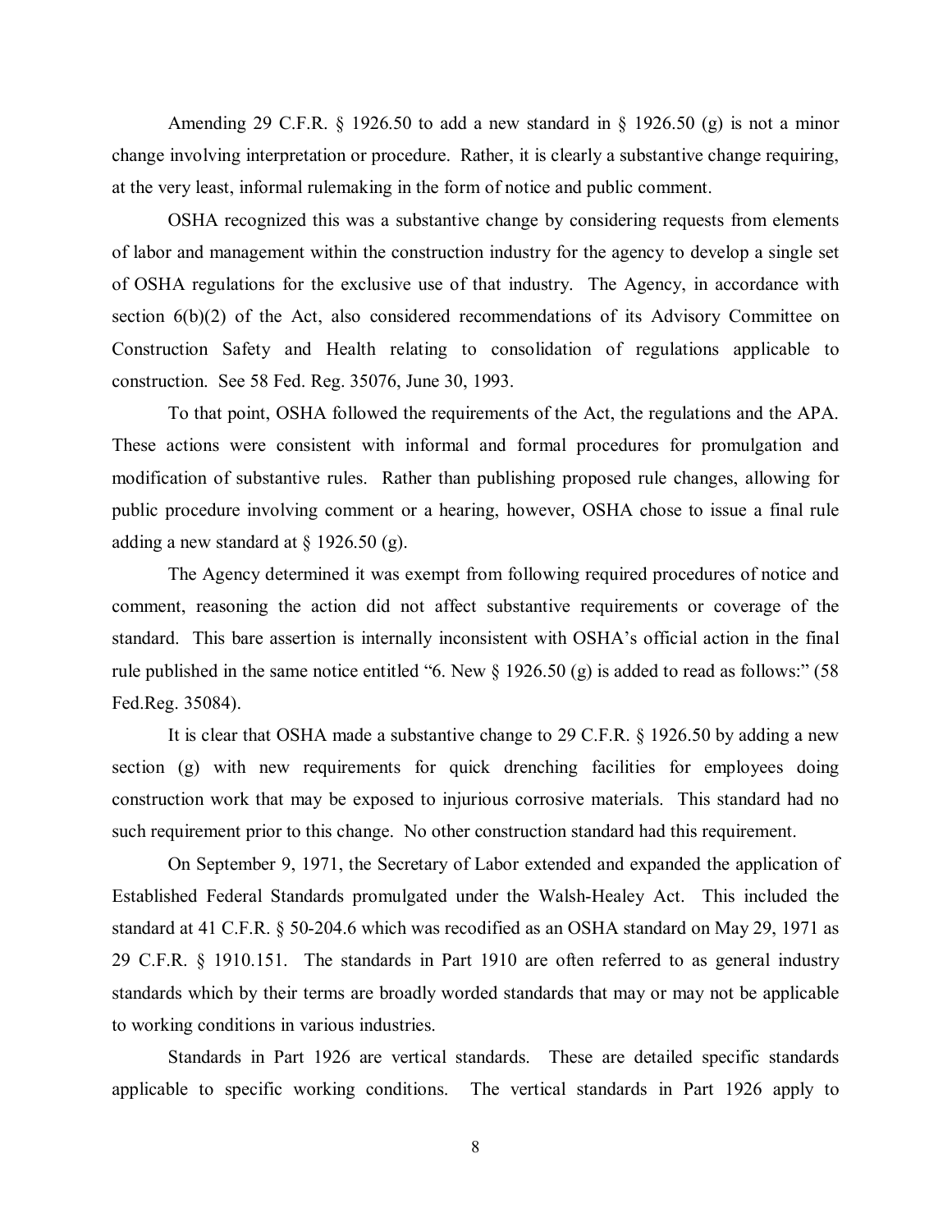Amending 29 C.F.R. § 1926.50 to add a new standard in § 1926.50 (g) is not a minor change involving interpretation or procedure. Rather, it is clearly a substantive change requiring, at the very least, informal rulemaking in the form of notice and public comment.

OSHA recognized this was a substantive change by considering requests from elements of labor and management within the construction industry for the agency to develop a single set of OSHA regulations for the exclusive use of that industry. The Agency, in accordance with section 6(b)(2) of the Act, also considered recommendations of its Advisory Committee on Construction Safety and Health relating to consolidation of regulations applicable to construction. See 58 Fed. Reg. 35076, June 30, 1993.

To that point, OSHA followed the requirements of the Act, the regulations and the APA. These actions were consistent with informal and formal procedures for promulgation and modification of substantive rules. Rather than publishing proposed rule changes, allowing for public procedure involving comment or a hearing, however, OSHA chose to issue a final rule adding a new standard at § 1926.50 (g).

The Agency determined it was exempt from following required procedures of notice and comment, reasoning the action did not affect substantive requirements or coverage of the standard. This bare assertion is internally inconsistent with OSHA's official action in the final rule published in the same notice entitled "6. New § 1926.50 (g) is added to read as follows:" (58 Fed.Reg. 35084).

It is clear that OSHA made a substantive change to 29 C.F.R. § 1926.50 by adding a new section (g) with new requirements for quick drenching facilities for employees doing construction work that may be exposed to injurious corrosive materials. This standard had no such requirement prior to this change. No other construction standard had this requirement.

On September 9, 1971, the Secretary of Labor extended and expanded the application of Established Federal Standards promulgated under the Walsh-Healey Act. This included the standard at 41 C.F.R. § 50-204.6 which was recodified as an OSHA standard on May 29, 1971 as 29 C.F.R. § 1910.151. The standards in Part 1910 are often referred to as general industry standards which by their terms are broadly worded standards that may or may not be applicable to working conditions in various industries.

Standards in Part 1926 are vertical standards. These are detailed specific standards applicable to specific working conditions. The vertical standards in Part 1926 apply to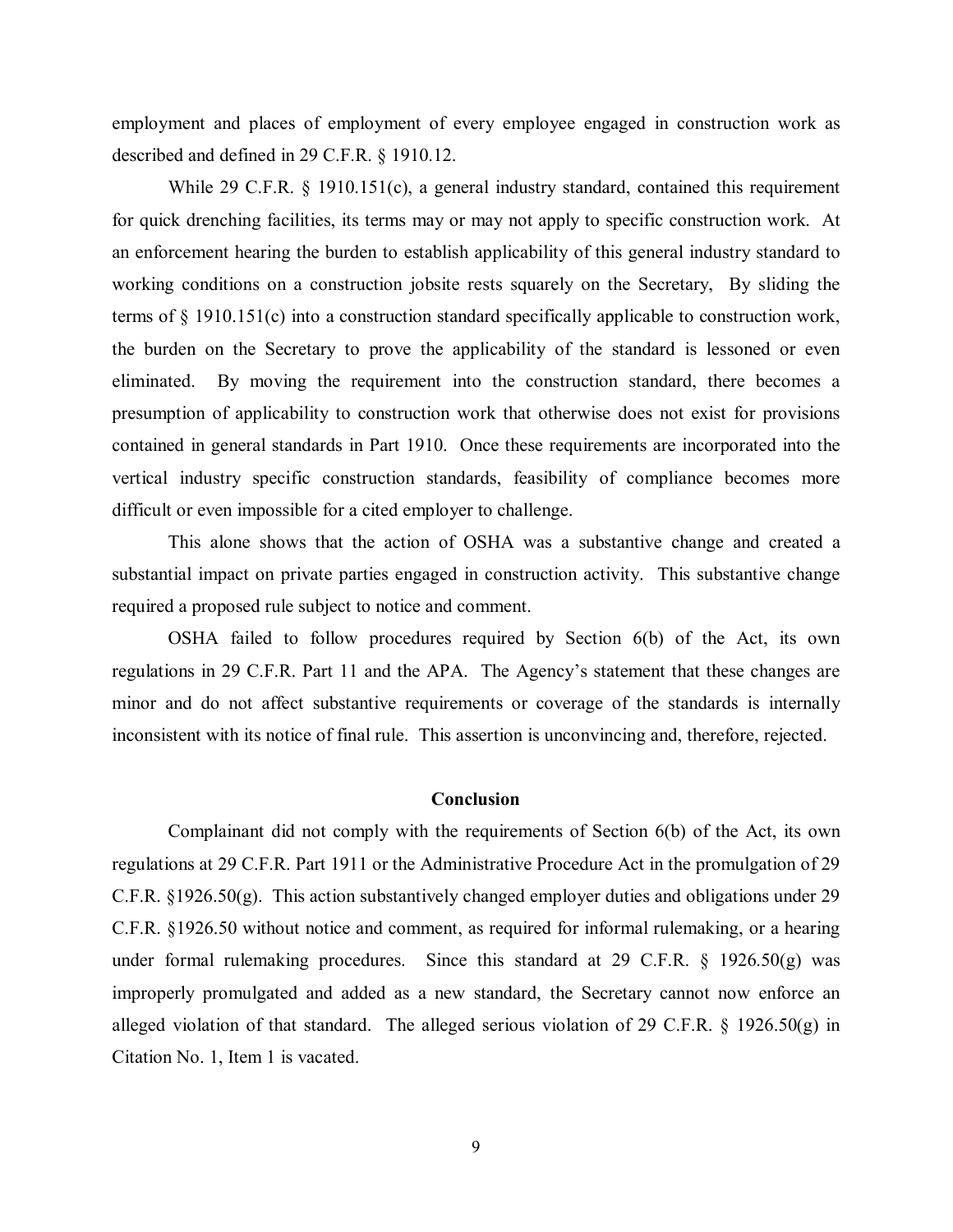employment and places of employment of every employee engaged in construction work as described and defined in 29 C.F.R. § 1910.12.

While 29 C.F.R. § 1910.151(c), a general industry standard, contained this requirement for quick drenching facilities, its terms may or may not apply to specific construction work. At an enforcement hearing the burden to establish applicability of this general industry standard to working conditions on a construction jobsite rests squarely on the Secretary, By sliding the terms of § 1910.151(c) into a construction standard specifically applicable to construction work, the burden on the Secretary to prove the applicability of the standard is lessoned or even eliminated. By moving the requirement into the construction standard, there becomes a presumption of applicability to construction work that otherwise does not exist for provisions contained in general standards in Part 1910. Once these requirements are incorporated into the vertical industry specific construction standards, feasibility of compliance becomes more difficult or even impossible for a cited employer to challenge.

This alone shows that the action of OSHA was a substantive change and created a substantial impact on private parties engaged in construction activity. This substantive change required a proposed rule subject to notice and comment.

OSHA failed to follow procedures required by Section 6(b) of the Act, its own regulations in 29 C.F.R. Part 11 and the APA. The Agency's statement that these changes are minor and do not affect substantive requirements or coverage of the standards is internally inconsistent with its notice of final rule. This assertion is unconvincing and, therefore, rejected.

**Conclusion**

Complainant did not comply with the requirements of Section 6(b) of the Act, its own regulations at 29 C.F.R. Part 1911 or the Administrative Procedure Act in the promulgation of 29 C.F.R. §1926.50(g). This action substantively changed employer duties and obligations under 29 C.F.R. §1926.50 without notice and comment, as required for informal rulemaking, or a hearing under formal rulemaking procedures. Since this standard at 29 C.F.R. § 1926.50(g) was improperly promulgated and added as a new standard, the Secretary cannot now enforce an alleged violation of that standard. The alleged serious violation of 29 C.F.R. § 1926.50(g) in Citation No. 1, Item 1 is vacated.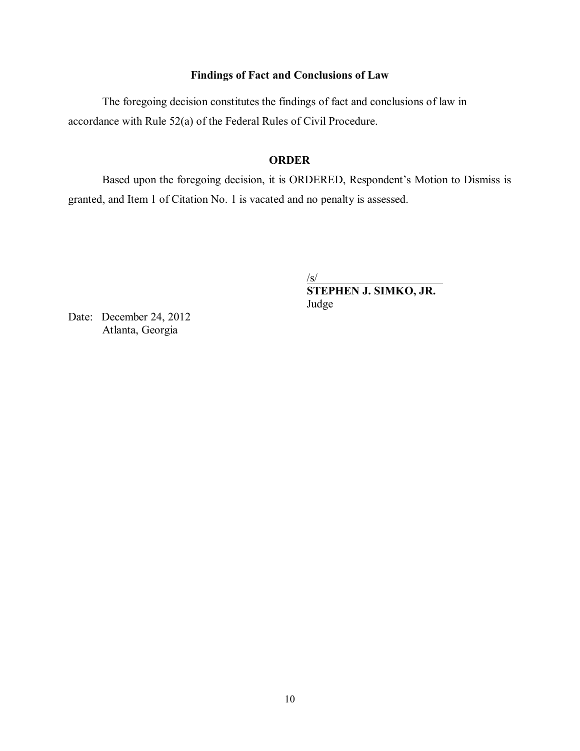## Findings of Fact and Conclusions of Law

The foregoing decision constitutes the findings of fact and conclusions of law in accordance with Rule 52(a) of the Federal Rules of Civil Procedure.

## ORDER

Based upon the foregoing decision, it is ORDERED, Respondent's Motion to Dismiss is granted, and Item 1 of Citation No. 1 is vacated and no penalty is assessed.

/s/

**STEPHEN J. SIMKO, JR.**
Judge

Date: December 24, 2012
Atlanta, Georgia